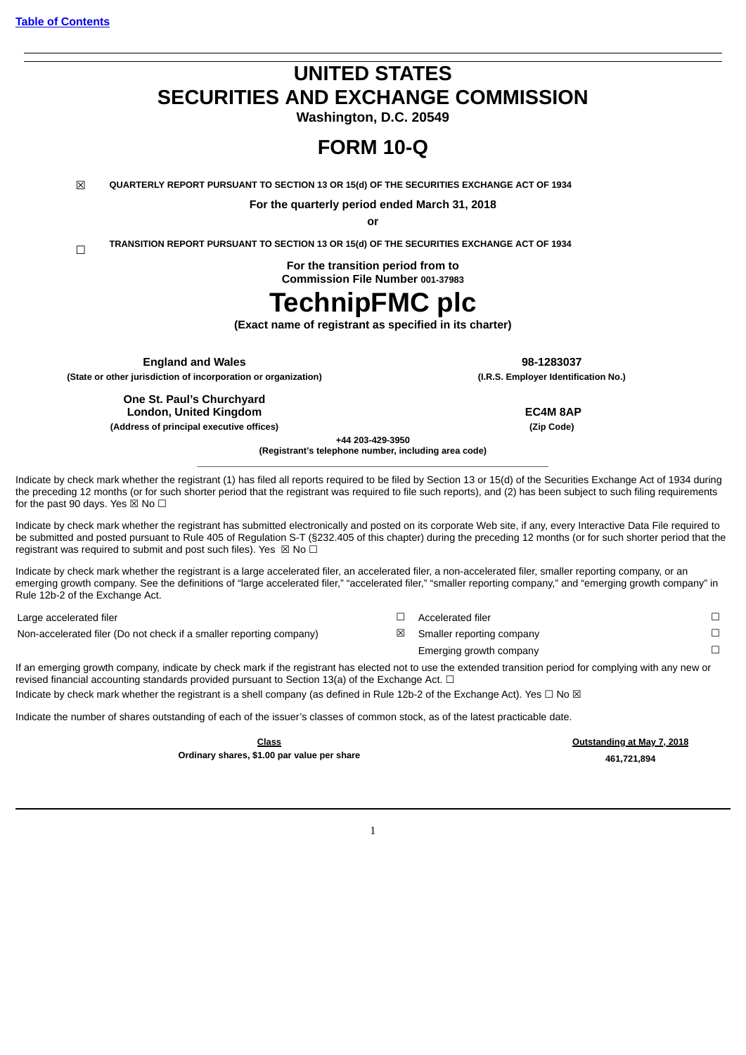[Table of Contents](#)

# UNITED STATES
# SECURITIES AND EXCHANGE COMMISSION

**Washington, D.C. 20549**

# FORM 10-Q

☒ **QUARTERLY REPORT PURSUANT TO SECTION 13 OR 15(d) OF THE SECURITIES EXCHANGE ACT OF 1934**

**For the quarterly period ended March 31, 2018**

**or**

☐ **TRANSITION REPORT PURSUANT TO SECTION 13 OR 15(d) OF THE SECURITIES EXCHANGE ACT OF 1934**

**For the transition period from to**
**Commission File Number 001-37983**

# TechnipFMC plc

**(Exact name of registrant as specified in its charter)**

| | |
|---|---|
| **England and Wales** | **98-1283037** |
| **(State or other jurisdiction of incorporation or organization)** | **(I.R.S. Employer Identification No.)** |
| **One St. Paul's Churchyard London, United Kingdom** | **EC4M 8AP** |
| **(Address of principal executive offices)** | **(Zip Code)** |

**+44 203-429-3950**
**(Registrant's telephone number, including area code)**

Indicate by check mark whether the registrant (1) has filed all reports required to be filed by Section 13 or 15(d) of the Securities Exchange Act of 1934 during the preceding 12 months (or for such shorter period that the registrant was required to file such reports), and (2) has been subject to such filing requirements for the past 90 days. Yes ☒ No ☐

Indicate by check mark whether the registrant has submitted electronically and posted on its corporate Web site, if any, every Interactive Data File required to be submitted and posted pursuant to Rule 405 of Regulation S-T (§232.405 of this chapter) during the preceding 12 months (or for such shorter period that the registrant was required to submit and post such files). Yes ☒ No ☐

Indicate by check mark whether the registrant is a large accelerated filer, an accelerated filer, a non-accelerated filer, smaller reporting company, or an emerging growth company. See the definitions of "large accelerated filer," "accelerated filer," "smaller reporting company," and "emerging growth company" in Rule 12b-2 of the Exchange Act.

| | | | |
|---|---|---|---|
| Large accelerated filer | ☐ | Accelerated filer | ☐ |
| Non-accelerated filer (Do not check if a smaller reporting company) | ☒ | Smaller reporting company | ☐ |
| | | Emerging growth company | ☐ |

If an emerging growth company, indicate by check mark if the registrant has elected not to use the extended transition period for complying with any new or revised financial accounting standards provided pursuant to Section 13(a) of the Exchange Act. ☐

Indicate by check mark whether the registrant is a shell company (as defined in Rule 12b-2 of the Exchange Act). Yes ☐ No ☒

Indicate the number of shares outstanding of each of the issuer's classes of common stock, as of the latest practicable date.

| Class | Outstanding at May 7, 2018 |
|---|---|
| **Ordinary shares, $1.00 par value per share** | **461,721,894** |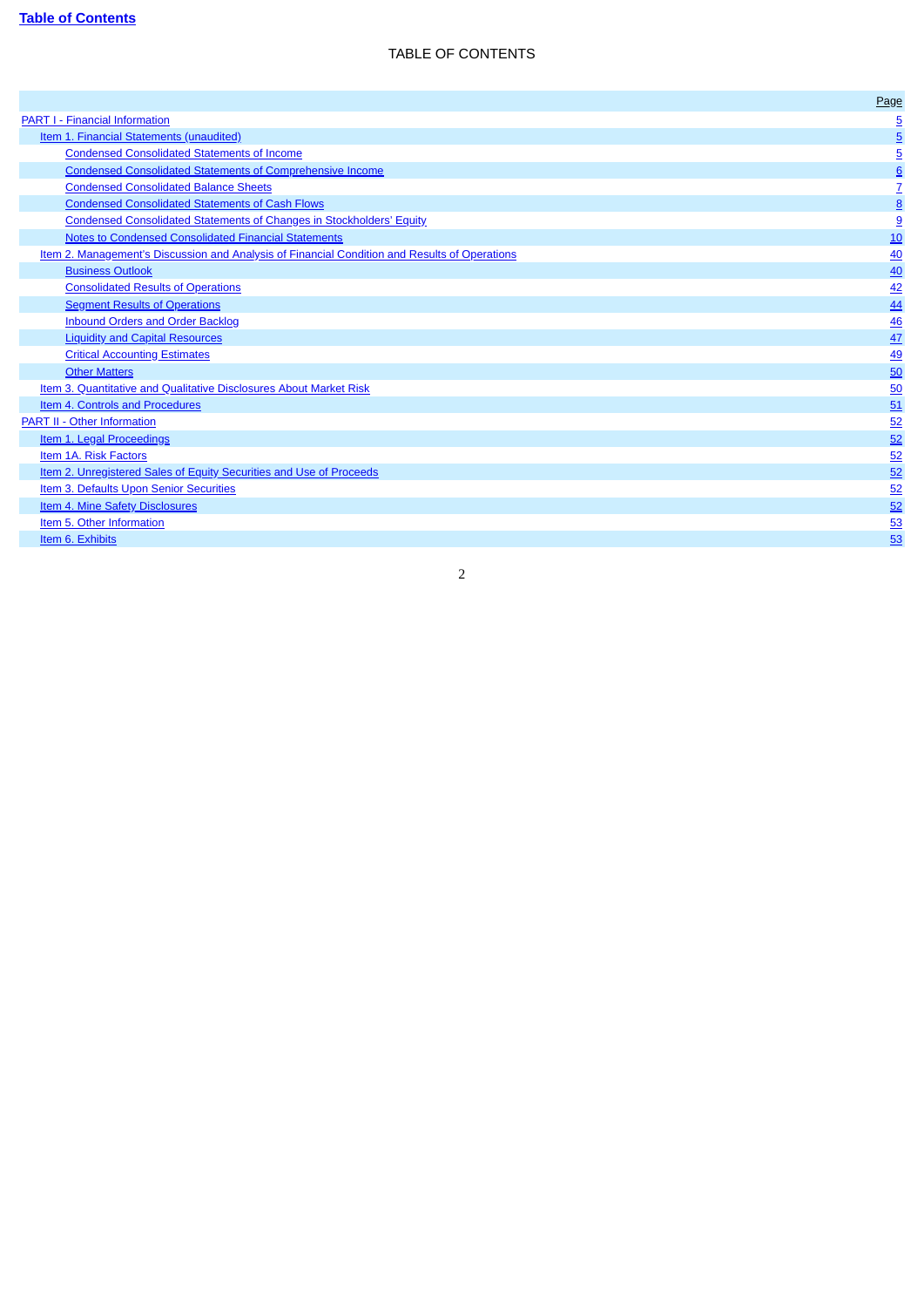**Table of Contents**

# TABLE OF CONTENTS

| | Page |
|---|---|
| PART I - Financial Information | 5 |
| Item 1. Financial Statements (unaudited) | 5 |
| Condensed Consolidated Statements of Income | 5 |
| Condensed Consolidated Statements of Comprehensive Income | 6 |
| Condensed Consolidated Balance Sheets | 7 |
| Condensed Consolidated Statements of Cash Flows | 8 |
| Condensed Consolidated Statements of Changes in Stockholders' Equity | 9 |
| Notes to Condensed Consolidated Financial Statements | 10 |
| Item 2. Management's Discussion and Analysis of Financial Condition and Results of Operations | 40 |
| Business Outlook | 40 |
| Consolidated Results of Operations | 42 |
| Segment Results of Operations | 44 |
| Inbound Orders and Order Backlog | 46 |
| Liquidity and Capital Resources | 47 |
| Critical Accounting Estimates | 49 |
| Other Matters | 50 |
| Item 3. Quantitative and Qualitative Disclosures About Market Risk | 50 |
| Item 4. Controls and Procedures | 51 |
| PART II - Other Information | 52 |
| Item 1. Legal Proceedings | 52 |
| Item 1A. Risk Factors | 52 |
| Item 2. Unregistered Sales of Equity Securities and Use of Proceeds | 52 |
| Item 3. Defaults Upon Senior Securities | 52 |
| Item 4. Mine Safety Disclosures | 52 |
| Item 5. Other Information | 53 |
| Item 6. Exhibits | 53 |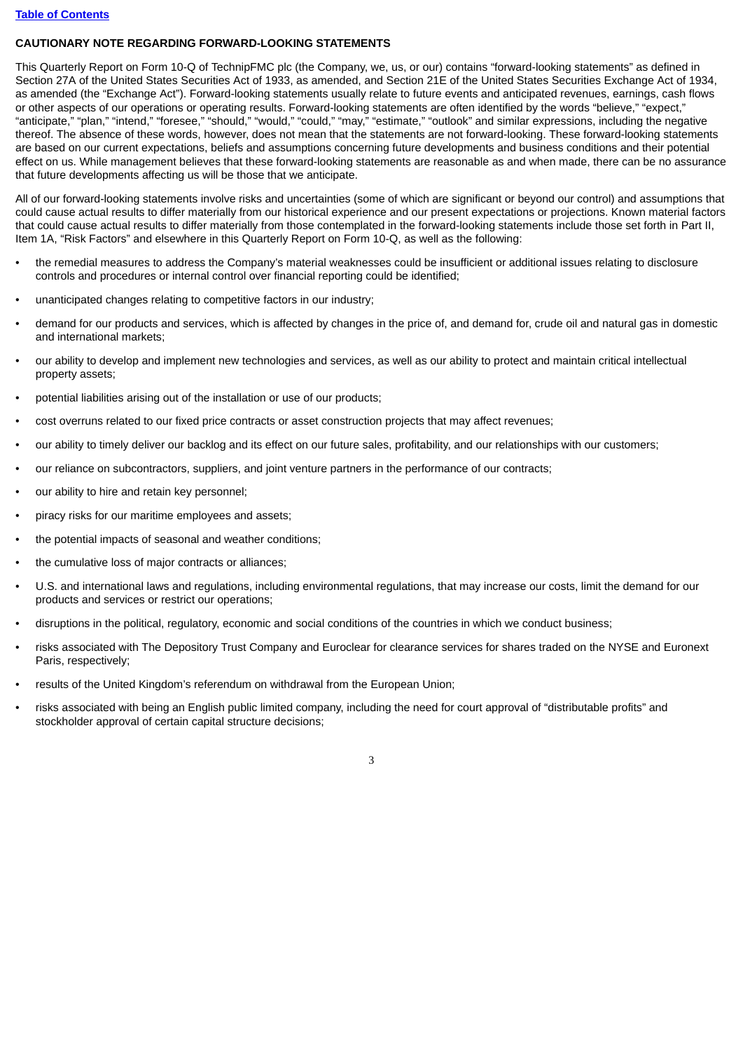**CAUTIONARY NOTE REGARDING FORWARD-LOOKING STATEMENTS**

This Quarterly Report on Form 10-Q of TechnipFMC plc (the Company, we, us, or our) contains "forward-looking statements" as defined in Section 27A of the United States Securities Act of 1933, as amended, and Section 21E of the United States Securities Exchange Act of 1934, as amended (the "Exchange Act"). Forward-looking statements usually relate to future events and anticipated revenues, earnings, cash flows or other aspects of our operations or operating results. Forward-looking statements are often identified by the words "believe," "expect," "anticipate," "plan," "intend," "foresee," "should," "would," "could," "may," "estimate," "outlook" and similar expressions, including the negative thereof. The absence of these words, however, does not mean that the statements are not forward-looking. These forward-looking statements are based on our current expectations, beliefs and assumptions concerning future developments and business conditions and their potential effect on us. While management believes that these forward-looking statements are reasonable as and when made, there can be no assurance that future developments affecting us will be those that we anticipate.

All of our forward-looking statements involve risks and uncertainties (some of which are significant or beyond our control) and assumptions that could cause actual results to differ materially from our historical experience and our present expectations or projections. Known material factors that could cause actual results to differ materially from those contemplated in the forward-looking statements include those set forth in Part II, Item 1A, "Risk Factors" and elsewhere in this Quarterly Report on Form 10-Q, as well as the following:

- the remedial measures to address the Company's material weaknesses could be insufficient or additional issues relating to disclosure controls and procedures or internal control over financial reporting could be identified;
- unanticipated changes relating to competitive factors in our industry;
- demand for our products and services, which is affected by changes in the price of, and demand for, crude oil and natural gas in domestic and international markets;
- our ability to develop and implement new technologies and services, as well as our ability to protect and maintain critical intellectual property assets;
- potential liabilities arising out of the installation or use of our products;
- cost overruns related to our fixed price contracts or asset construction projects that may affect revenues;
- our ability to timely deliver our backlog and its effect on our future sales, profitability, and our relationships with our customers;
- our reliance on subcontractors, suppliers, and joint venture partners in the performance of our contracts;
- our ability to hire and retain key personnel;
- piracy risks for our maritime employees and assets;
- the potential impacts of seasonal and weather conditions;
- the cumulative loss of major contracts or alliances;
- U.S. and international laws and regulations, including environmental regulations, that may increase our costs, limit the demand for our products and services or restrict our operations;
- disruptions in the political, regulatory, economic and social conditions of the countries in which we conduct business;
- risks associated with The Depository Trust Company and Euroclear for clearance services for shares traded on the NYSE and Euronext Paris, respectively;
- results of the United Kingdom's referendum on withdrawal from the European Union;
- risks associated with being an English public limited company, including the need for court approval of "distributable profits" and stockholder approval of certain capital structure decisions;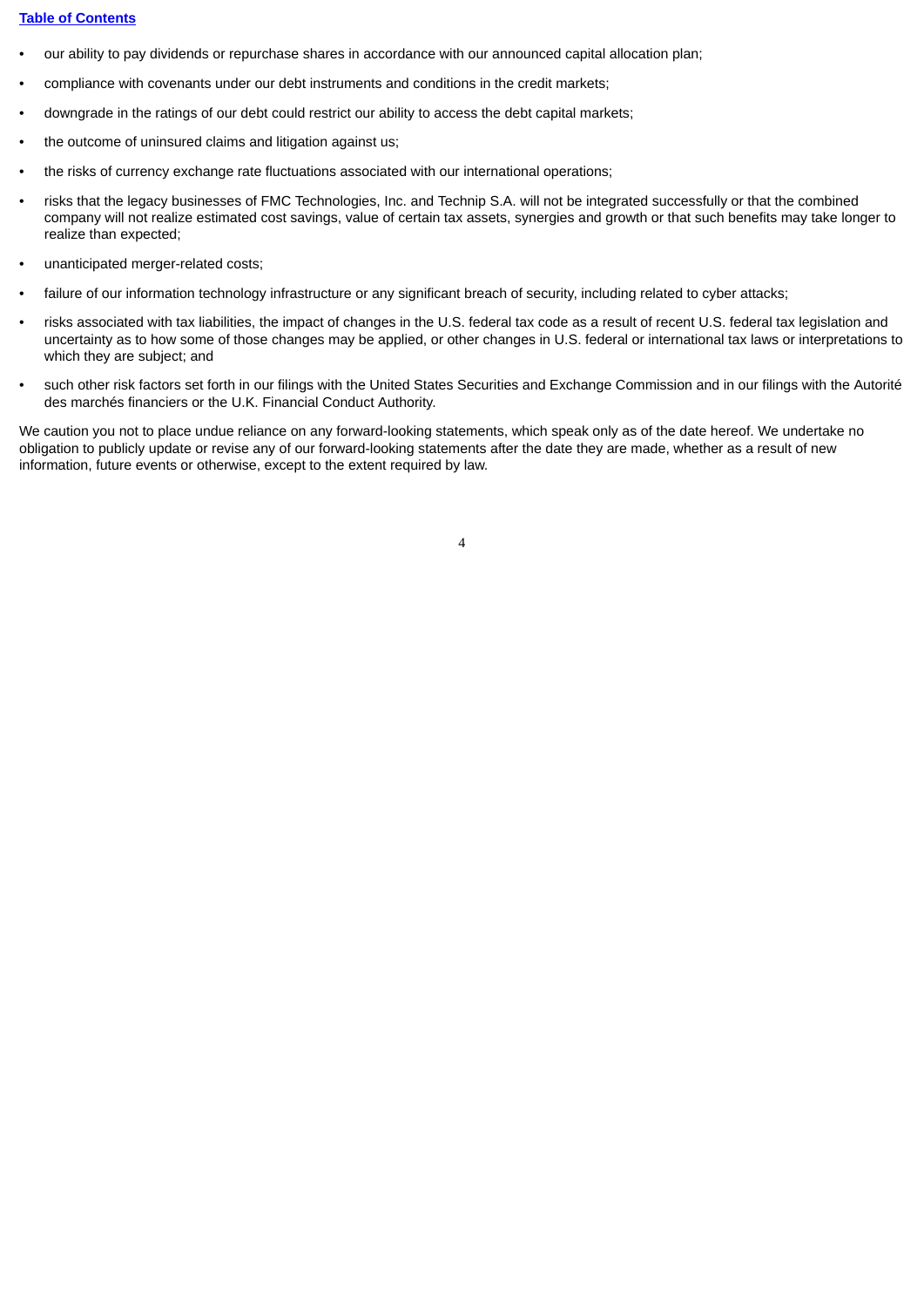- our ability to pay dividends or repurchase shares in accordance with our announced capital allocation plan;
- compliance with covenants under our debt instruments and conditions in the credit markets;
- downgrade in the ratings of our debt could restrict our ability to access the debt capital markets;
- the outcome of uninsured claims and litigation against us;
- the risks of currency exchange rate fluctuations associated with our international operations;
- risks that the legacy businesses of FMC Technologies, Inc. and Technip S.A. will not be integrated successfully or that the combined company will not realize estimated cost savings, value of certain tax assets, synergies and growth or that such benefits may take longer to realize than expected;
- unanticipated merger-related costs;
- failure of our information technology infrastructure or any significant breach of security, including related to cyber attacks;
- risks associated with tax liabilities, the impact of changes in the U.S. federal tax code as a result of recent U.S. federal tax legislation and uncertainty as to how some of those changes may be applied, or other changes in U.S. federal or international tax laws or interpretations to which they are subject; and
- such other risk factors set forth in our filings with the United States Securities and Exchange Commission and in our filings with the Autorité des marchés financiers or the U.K. Financial Conduct Authority.

We caution you not to place undue reliance on any forward-looking statements, which speak only as of the date hereof. We undertake no obligation to publicly update or revise any of our forward-looking statements after the date they are made, whether as a result of new information, future events or otherwise, except to the extent required by law.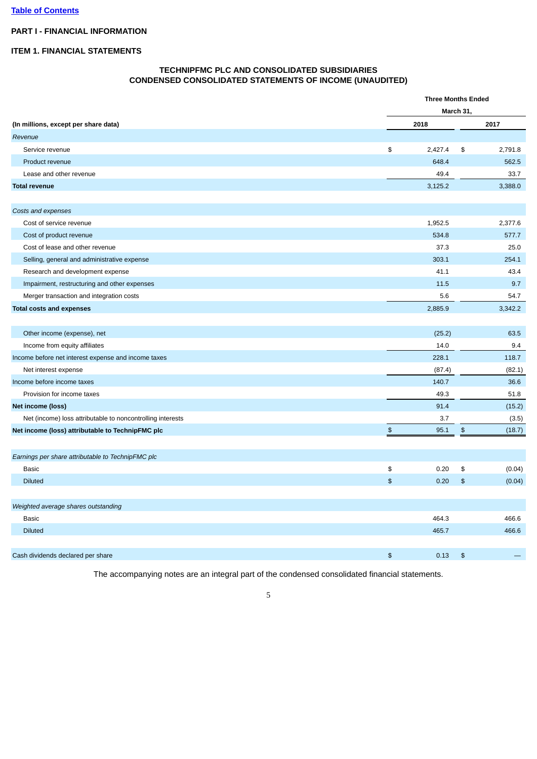[Table of Contents](#)

## PART I - FINANCIAL INFORMATION

### ITEM 1. FINANCIAL STATEMENTS

**TECHNIPFMC PLC AND CONSOLIDATED SUBSIDIARIES**
**CONDENSED CONSOLIDATED STATEMENTS OF INCOME (UNAUDITED)**

| | Three Months Ended March 31, | |
|---|---|---|
| **(In millions, except per share data)** | **2018** | **2017** |
| *Revenue* | | |
| Service revenue | $ 2,427.4 | $ 2,791.8 |
| Product revenue | 648.4 | 562.5 |
| Lease and other revenue | 49.4 | 33.7 |
| **Total revenue** | 3,125.2 | 3,388.0 |
| | | |
| *Costs and expenses* | | |
| Cost of service revenue | 1,952.5 | 2,377.6 |
| Cost of product revenue | 534.8 | 577.7 |
| Cost of lease and other revenue | 37.3 | 25.0 |
| Selling, general and administrative expense | 303.1 | 254.1 |
| Research and development expense | 41.1 | 43.4 |
| Impairment, restructuring and other expenses | 11.5 | 9.7 |
| Merger transaction and integration costs | 5.6 | 54.7 |
| **Total costs and expenses** | 2,885.9 | 3,342.2 |
| | | |
| Other income (expense), net | (25.2) | 63.5 |
| Income from equity affiliates | 14.0 | 9.4 |
| Income before net interest expense and income taxes | 228.1 | 118.7 |
| Net interest expense | (87.4) | (82.1) |
| Income before income taxes | 140.7 | 36.6 |
| Provision for income taxes | 49.3 | 51.8 |
| **Net income (loss)** | 91.4 | (15.2) |
| Net (income) loss attributable to noncontrolling interests | 3.7 | (3.5) |
| **Net income (loss) attributable to TechnipFMC plc** | $ 95.1 | $ (18.7) |
| | | |
| *Earnings per share attributable to TechnipFMC plc* | | |
| Basic | $ 0.20 | $ (0.04) |
| Diluted | $ 0.20 | $ (0.04) |
| | | |
| *Weighted average shares outstanding* | | |
| Basic | 464.3 | 466.6 |
| Diluted | 465.7 | 466.6 |
| | | |
| Cash dividends declared per share | $ 0.13 | $ — |

The accompanying notes are an integral part of the condensed consolidated financial statements.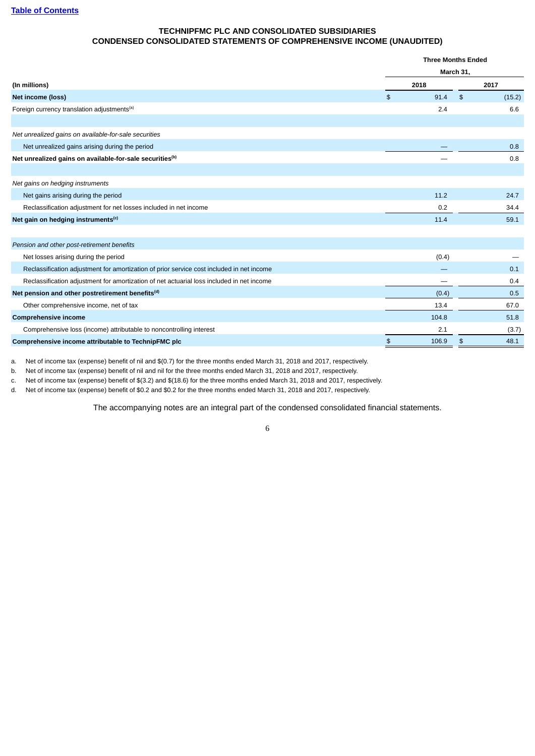[Table of Contents](#)

# TECHNIPFMC PLC AND CONSOLIDATED SUBSIDIARIES
## CONDENSED CONSOLIDATED STATEMENTS OF COMPREHENSIVE INCOME (UNAUDITED)

| (In millions) | Three Months Ended March 31, 2018 | Three Months Ended March 31, 2017 |
|---|---|---|
| **Net income (loss)** | $ 91.4 | $ (15.2) |
| Foreign currency translation adjustments[(a)] | 2.4 | 6.6 |
| | | |
| *Net unrealized gains on available-for-sale securities* | | |
| Net unrealized gains arising during the period | — | 0.8 |
| **Net unrealized gains on available-for-sale securities[(b)]** | — | 0.8 |
| | | |
| *Net gains on hedging instruments* | | |
| Net gains arising during the period | 11.2 | 24.7 |
| Reclassification adjustment for net losses included in net income | 0.2 | 34.4 |
| **Net gain on hedging instruments[(c)]** | 11.4 | 59.1 |
| | | |
| *Pension and other post-retirement benefits* | | |
| Net losses arising during the period | (0.4) | — |
| Reclassification adjustment for amortization of prior service cost included in net income | — | 0.1 |
| Reclassification adjustment for amortization of net actuarial loss included in net income | — | 0.4 |
| **Net pension and other postretirement benefits[(d)]** | (0.4) | 0.5 |
| Other comprehensive income, net of tax | 13.4 | 67.0 |
| **Comprehensive income** | 104.8 | 51.8 |
| Comprehensive loss (income) attributable to noncontrolling interest | 2.1 | (3.7) |
| **Comprehensive income attributable to TechnipFMC plc** | $ 106.9 | $ 48.1 |

a. Net of income tax (expense) benefit of nil and $(0.7) for the three months ended March 31, 2018 and 2017, respectively.

b. Net of income tax (expense) benefit of nil and nil for the three months ended March 31, 2018 and 2017, respectively.

c. Net of income tax (expense) benefit of $(3.2) and $(18.6) for the three months ended March 31, 2018 and 2017, respectively.

d. Net of income tax (expense) benefit of $0.2 and $0.2 for the three months ended March 31, 2018 and 2017, respectively.

The accompanying notes are an integral part of the condensed consolidated financial statements.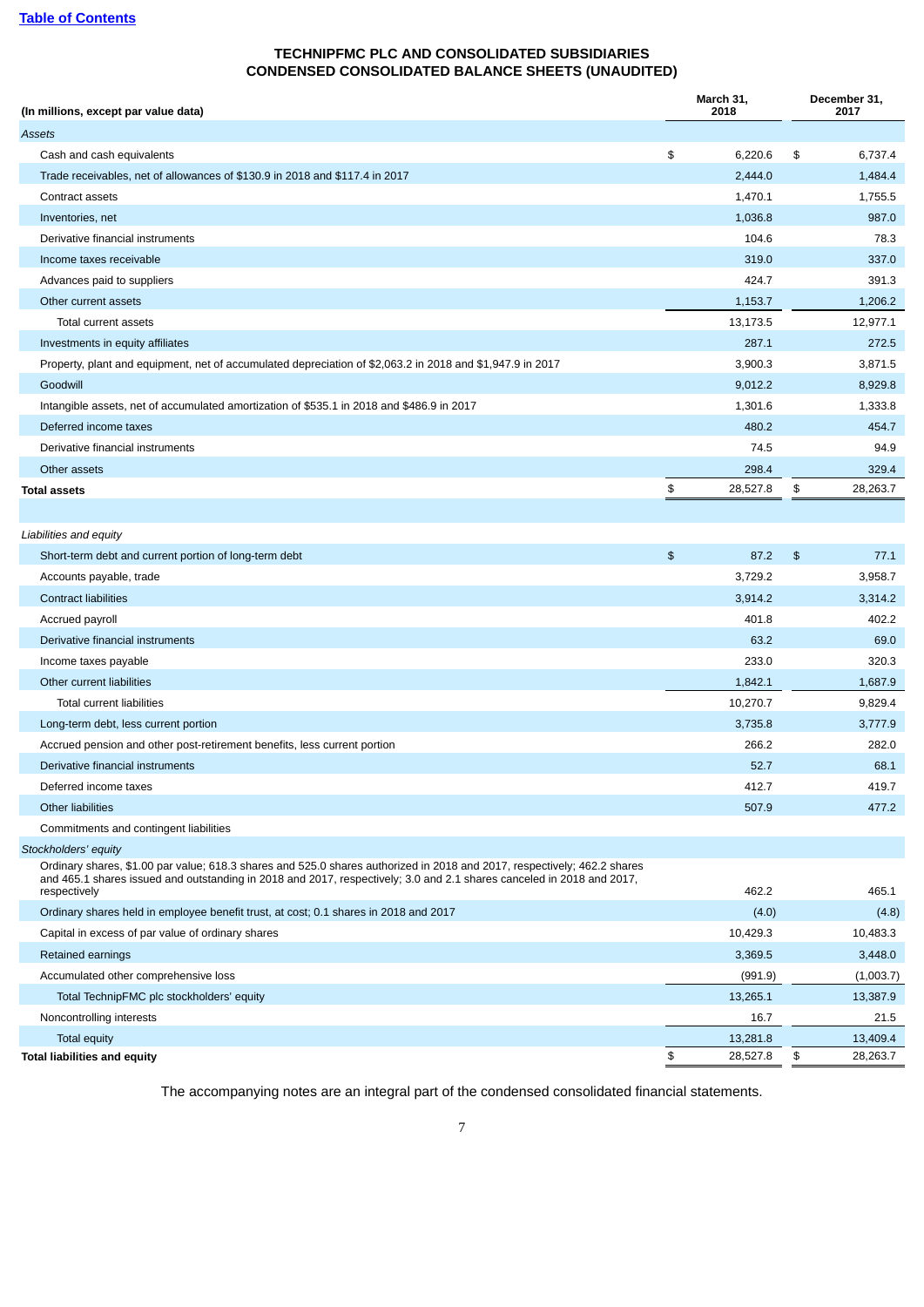Table of Contents

# TECHNIPFMC PLC AND CONSOLIDATED SUBSIDIARIES
## CONDENSED CONSOLIDATED BALANCE SHEETS (UNAUDITED)

| (In millions, except par value data) | March 31, 2018 | December 31, 2017 |
|---|---|---|
| *Assets* | | |
| Cash and cash equivalents | $ 6,220.6 | $ 6,737.4 |
| Trade receivables, net of allowances of $130.9 in 2018 and $117.4 in 2017 | 2,444.0 | 1,484.4 |
| Contract assets | 1,470.1 | 1,755.5 |
| Inventories, net | 1,036.8 | 987.0 |
| Derivative financial instruments | 104.6 | 78.3 |
| Income taxes receivable | 319.0 | 337.0 |
| Advances paid to suppliers | 424.7 | 391.3 |
| Other current assets | 1,153.7 | 1,206.2 |
| Total current assets | 13,173.5 | 12,977.1 |
| Investments in equity affiliates | 287.1 | 272.5 |
| Property, plant and equipment, net of accumulated depreciation of $2,063.2 in 2018 and $1,947.9 in 2017 | 3,900.3 | 3,871.5 |
| Goodwill | 9,012.2 | 8,929.8 |
| Intangible assets, net of accumulated amortization of $535.1 in 2018 and $486.9 in 2017 | 1,301.6 | 1,333.8 |
| Deferred income taxes | 480.2 | 454.7 |
| Derivative financial instruments | 74.5 | 94.9 |
| Other assets | 298.4 | 329.4 |
| **Total assets** | $ 28,527.8 | $ 28,263.7 |
| | | |
| *Liabilities and equity* | | |
| Short-term debt and current portion of long-term debt | $ 87.2 | $ 77.1 |
| Accounts payable, trade | 3,729.2 | 3,958.7 |
| Contract liabilities | 3,914.2 | 3,314.2 |
| Accrued payroll | 401.8 | 402.2 |
| Derivative financial instruments | 63.2 | 69.0 |
| Income taxes payable | 233.0 | 320.3 |
| Other current liabilities | 1,842.1 | 1,687.9 |
| Total current liabilities | 10,270.7 | 9,829.4 |
| Long-term debt, less current portion | 3,735.8 | 3,777.9 |
| Accrued pension and other post-retirement benefits, less current portion | 266.2 | 282.0 |
| Derivative financial instruments | 52.7 | 68.1 |
| Deferred income taxes | 412.7 | 419.7 |
| Other liabilities | 507.9 | 477.2 |
| Commitments and contingent liabilities | | |
| *Stockholders' equity* | | |
| Ordinary shares, $1.00 par value; 618.3 shares and 525.0 shares authorized in 2018 and 2017, respectively; 462.2 shares and 465.1 shares issued and outstanding in 2018 and 2017, respectively; 3.0 and 2.1 shares canceled in 2018 and 2017, respectively | 462.2 | 465.1 |
| Ordinary shares held in employee benefit trust, at cost; 0.1 shares in 2018 and 2017 | (4.0) | (4.8) |
| Capital in excess of par value of ordinary shares | 10,429.3 | 10,483.3 |
| Retained earnings | 3,369.5 | 3,448.0 |
| Accumulated other comprehensive loss | (991.9) | (1,003.7) |
| Total TechnipFMC plc stockholders' equity | 13,265.1 | 13,387.9 |
| Noncontrolling interests | 16.7 | 21.5 |
| Total equity | 13,281.8 | 13,409.4 |
| **Total liabilities and equity** | $ 28,527.8 | $ 28,263.7 |

The accompanying notes are an integral part of the condensed consolidated financial statements.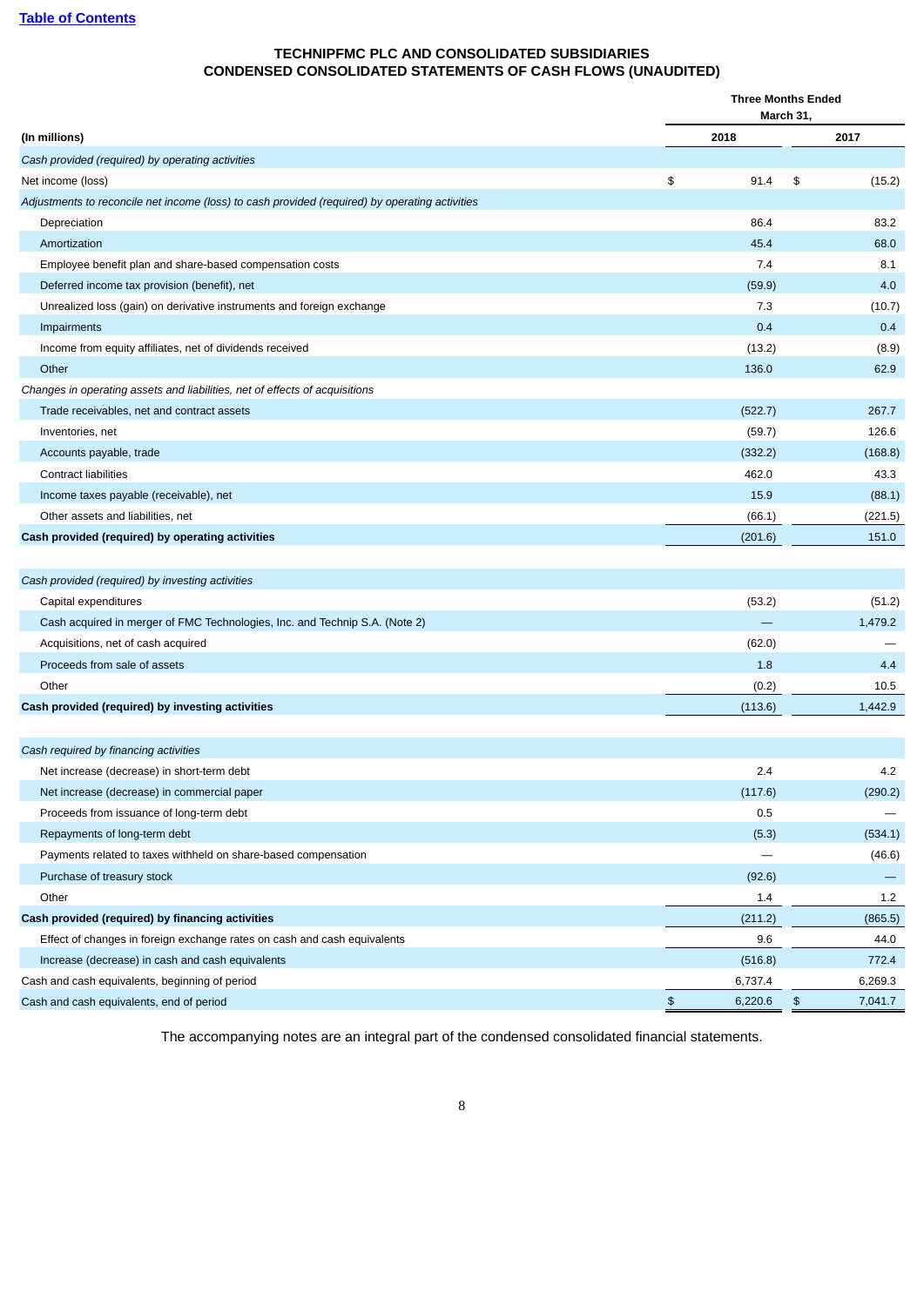[Table of Contents](#)

**TECHNIPFMC PLC AND CONSOLIDATED SUBSIDIARIES**
**CONDENSED CONSOLIDATED STATEMENTS OF CASH FLOWS (UNAUDITED)**

| (In millions) | Three Months Ended March 31, 2018 | 2017 |
|---|---|---|
| *Cash provided (required) by operating activities* | | |
| Net income (loss) | $ 91.4 | $ (15.2) |
| *Adjustments to reconcile net income (loss) to cash provided (required) by operating activities* | | |
| Depreciation | 86.4 | 83.2 |
| Amortization | 45.4 | 68.0 |
| Employee benefit plan and share-based compensation costs | 7.4 | 8.1 |
| Deferred income tax provision (benefit), net | (59.9) | 4.0 |
| Unrealized loss (gain) on derivative instruments and foreign exchange | 7.3 | (10.7) |
| Impairments | 0.4 | 0.4 |
| Income from equity affiliates, net of dividends received | (13.2) | (8.9) |
| Other | 136.0 | 62.9 |
| *Changes in operating assets and liabilities, net of effects of acquisitions* | | |
| Trade receivables, net and contract assets | (522.7) | 267.7 |
| Inventories, net | (59.7) | 126.6 |
| Accounts payable, trade | (332.2) | (168.8) |
| Contract liabilities | 462.0 | 43.3 |
| Income taxes payable (receivable), net | 15.9 | (88.1) |
| Other assets and liabilities, net | (66.1) | (221.5) |
| **Cash provided (required) by operating activities** | (201.6) | 151.0 |
| | | |
| *Cash provided (required) by investing activities* | | |
| Capital expenditures | (53.2) | (51.2) |
| Cash acquired in merger of FMC Technologies, Inc. and Technip S.A. (Note 2) | — | 1,479.2 |
| Acquisitions, net of cash acquired | (62.0) | — |
| Proceeds from sale of assets | 1.8 | 4.4 |
| Other | (0.2) | 10.5 |
| **Cash provided (required) by investing activities** | (113.6) | 1,442.9 |
| | | |
| *Cash required by financing activities* | | |
| Net increase (decrease) in short-term debt | 2.4 | 4.2 |
| Net increase (decrease) in commercial paper | (117.6) | (290.2) |
| Proceeds from issuance of long-term debt | 0.5 | — |
| Repayments of long-term debt | (5.3) | (534.1) |
| Payments related to taxes withheld on share-based compensation | — | (46.6) |
| Purchase of treasury stock | (92.6) | — |
| Other | 1.4 | 1.2 |
| **Cash provided (required) by financing activities** | (211.2) | (865.5) |
| Effect of changes in foreign exchange rates on cash and cash equivalents | 9.6 | 44.0 |
| Increase (decrease) in cash and cash equivalents | (516.8) | 772.4 |
| Cash and cash equivalents, beginning of period | 6,737.4 | 6,269.3 |
| Cash and cash equivalents, end of period | $ 6,220.6 | $ 7,041.7 |

The accompanying notes are an integral part of the condensed consolidated financial statements.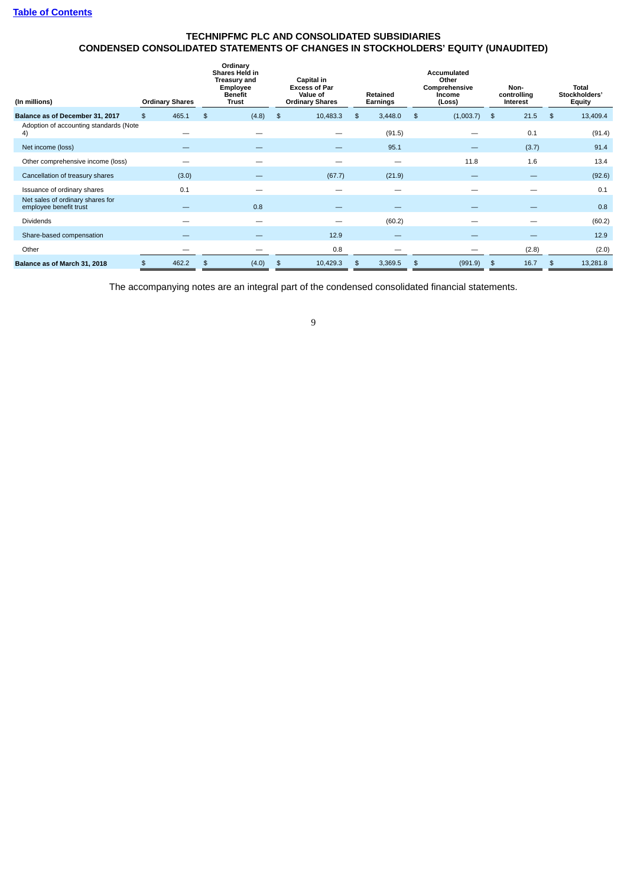[Table of Contents]

# TECHNIPFMC PLC AND CONSOLIDATED SUBSIDIARIES
## CONDENSED CONSOLIDATED STATEMENTS OF CHANGES IN STOCKHOLDERS' EQUITY (UNAUDITED)

| (In millions) | Ordinary Shares | Ordinary Shares Held in Treasury and Employee Benefit Trust | Capital in Excess of Par Value of Ordinary Shares | Retained Earnings | Accumulated Other Comprehensive Income (Loss) | Non-controlling Interest | Total Stockholders' Equity |
|---|---|---|---|---|---|---|---|
| **Balance as of December 31, 2017** | $ 465.1 | $ (4.8) | $ 10,483.3 | $ 3,448.0 | $ (1,003.7) | $ 21.5 | $ 13,409.4 |
| Adoption of accounting standards (Note 4) | — | — | — | (91.5) | — | 0.1 | (91.4) |
| Net income (loss) | — | — | — | 95.1 | — | (3.7) | 91.4 |
| Other comprehensive income (loss) | — | — | — | — | 11.8 | 1.6 | 13.4 |
| Cancellation of treasury shares | (3.0) | — | (67.7) | (21.9) | — | — | (92.6) |
| Issuance of ordinary shares | 0.1 | — | — | — | — | — | 0.1 |
| Net sales of ordinary shares for employee benefit trust | — | 0.8 | — | — | — | — | 0.8 |
| Dividends | — | — | — | (60.2) | — | — | (60.2) |
| Share-based compensation | — | — | 12.9 | — | — | — | 12.9 |
| Other | — | — | 0.8 | — | — | (2.8) | (2.0) |
| **Balance as of March 31, 2018** | $ 462.2 | $ (4.0) | $ 10,429.3 | $ 3,369.5 | $ (991.9) | $ 16.7 | $ 13,281.8 |

The accompanying notes are an integral part of the condensed consolidated financial statements.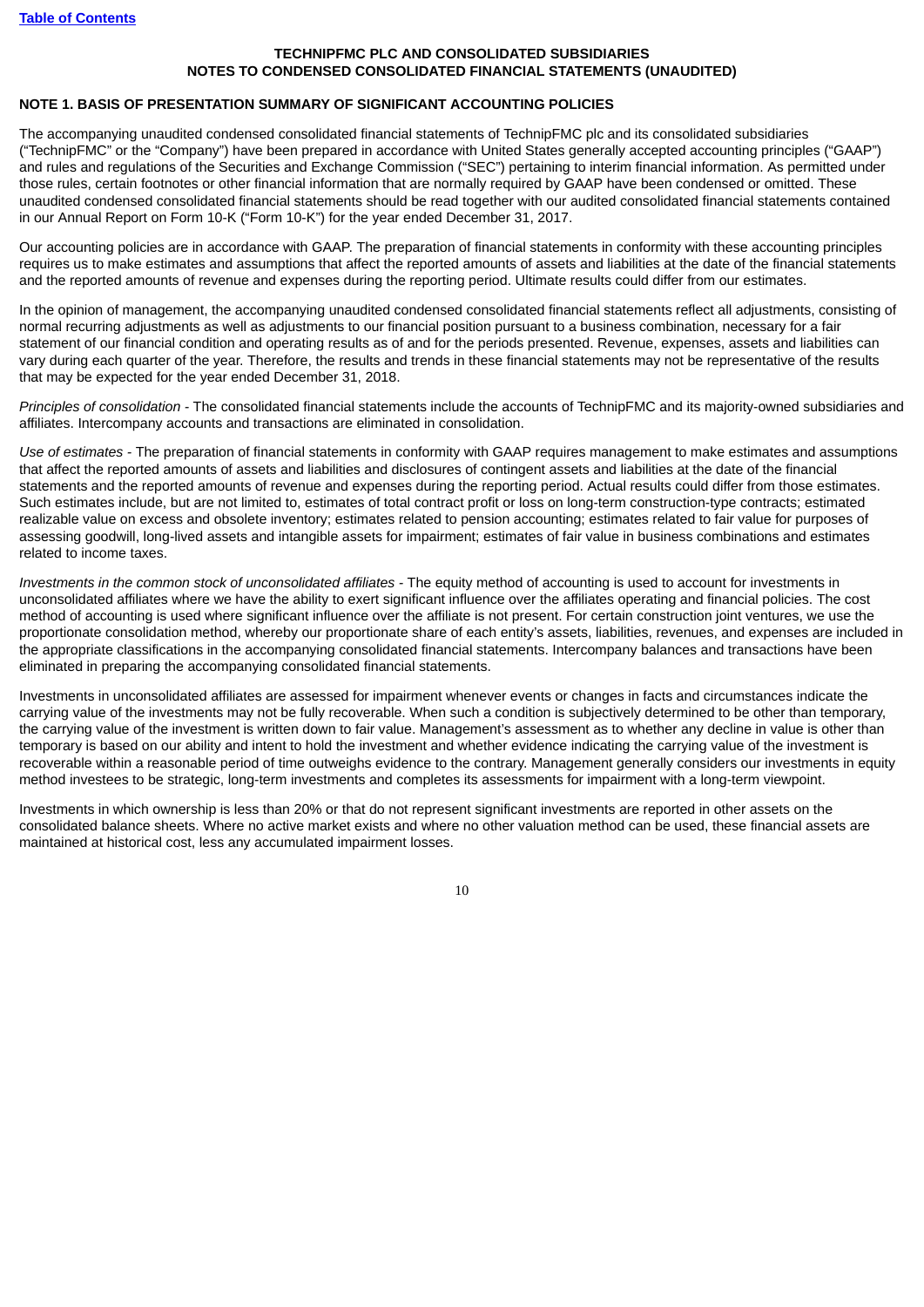**TECHNIPFMC PLC AND CONSOLIDATED SUBSIDIARIES**
**NOTES TO CONDENSED CONSOLIDATED FINANCIAL STATEMENTS (UNAUDITED)**

## NOTE 1. BASIS OF PRESENTATION SUMMARY OF SIGNIFICANT ACCOUNTING POLICIES

The accompanying unaudited condensed consolidated financial statements of TechnipFMC plc and its consolidated subsidiaries ("TechnipFMC" or the "Company") have been prepared in accordance with United States generally accepted accounting principles ("GAAP") and rules and regulations of the Securities and Exchange Commission ("SEC") pertaining to interim financial information. As permitted under those rules, certain footnotes or other financial information that are normally required by GAAP have been condensed or omitted. These unaudited condensed consolidated financial statements should be read together with our audited consolidated financial statements contained in our Annual Report on Form 10-K ("Form 10-K") for the year ended December 31, 2017.

Our accounting policies are in accordance with GAAP. The preparation of financial statements in conformity with these accounting principles requires us to make estimates and assumptions that affect the reported amounts of assets and liabilities at the date of the financial statements and the reported amounts of revenue and expenses during the reporting period. Ultimate results could differ from our estimates.

In the opinion of management, the accompanying unaudited condensed consolidated financial statements reflect all adjustments, consisting of normal recurring adjustments as well as adjustments to our financial position pursuant to a business combination, necessary for a fair statement of our financial condition and operating results as of and for the periods presented. Revenue, expenses, assets and liabilities can vary during each quarter of the year. Therefore, the results and trends in these financial statements may not be representative of the results that may be expected for the year ended December 31, 2018.

*Principles of consolidation* - The consolidated financial statements include the accounts of TechnipFMC and its majority-owned subsidiaries and affiliates. Intercompany accounts and transactions are eliminated in consolidation.

*Use of estimates* - The preparation of financial statements in conformity with GAAP requires management to make estimates and assumptions that affect the reported amounts of assets and liabilities and disclosures of contingent assets and liabilities at the date of the financial statements and the reported amounts of revenue and expenses during the reporting period. Actual results could differ from those estimates. Such estimates include, but are not limited to, estimates of total contract profit or loss on long-term construction-type contracts; estimated realizable value on excess and obsolete inventory; estimates related to pension accounting; estimates related to fair value for purposes of assessing goodwill, long-lived assets and intangible assets for impairment; estimates of fair value in business combinations and estimates related to income taxes.

*Investments in the common stock of unconsolidated affiliates* - The equity method of accounting is used to account for investments in unconsolidated affiliates where we have the ability to exert significant influence over the affiliates operating and financial policies. The cost method of accounting is used where significant influence over the affiliate is not present. For certain construction joint ventures, we use the proportionate consolidation method, whereby our proportionate share of each entity's assets, liabilities, revenues, and expenses are included in the appropriate classifications in the accompanying consolidated financial statements. Intercompany balances and transactions have been eliminated in preparing the accompanying consolidated financial statements.

Investments in unconsolidated affiliates are assessed for impairment whenever events or changes in facts and circumstances indicate the carrying value of the investments may not be fully recoverable. When such a condition is subjectively determined to be other than temporary, the carrying value of the investment is written down to fair value. Management's assessment as to whether any decline in value is other than temporary is based on our ability and intent to hold the investment and whether evidence indicating the carrying value of the investment is recoverable within a reasonable period of time outweighs evidence to the contrary. Management generally considers our investments in equity method investees to be strategic, long-term investments and completes its assessments for impairment with a long-term viewpoint.

Investments in which ownership is less than 20% or that do not represent significant investments are reported in other assets on the consolidated balance sheets. Where no active market exists and where no other valuation method can be used, these financial assets are maintained at historical cost, less any accumulated impairment losses.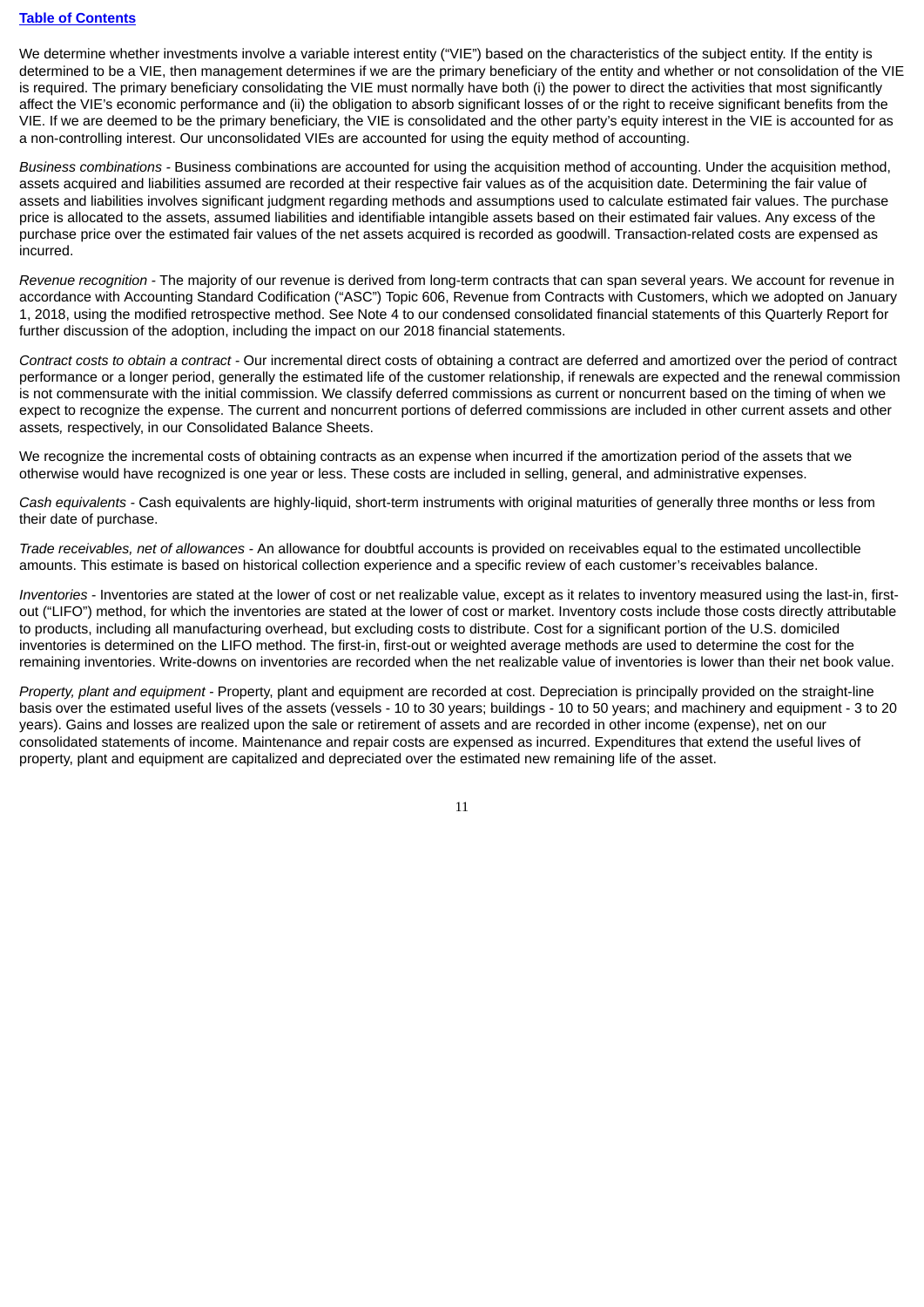[Table of Contents](#)

We determine whether investments involve a variable interest entity ("VIE") based on the characteristics of the subject entity. If the entity is determined to be a VIE, then management determines if we are the primary beneficiary of the entity and whether or not consolidation of the VIE is required. The primary beneficiary consolidating the VIE must normally have both (i) the power to direct the activities that most significantly affect the VIE's economic performance and (ii) the obligation to absorb significant losses of or the right to receive significant benefits from the VIE. If we are deemed to be the primary beneficiary, the VIE is consolidated and the other party's equity interest in the VIE is accounted for as a non-controlling interest. Our unconsolidated VIEs are accounted for using the equity method of accounting.

*Business combinations* - Business combinations are accounted for using the acquisition method of accounting. Under the acquisition method, assets acquired and liabilities assumed are recorded at their respective fair values as of the acquisition date. Determining the fair value of assets and liabilities involves significant judgment regarding methods and assumptions used to calculate estimated fair values. The purchase price is allocated to the assets, assumed liabilities and identifiable intangible assets based on their estimated fair values. Any excess of the purchase price over the estimated fair values of the net assets acquired is recorded as goodwill. Transaction-related costs are expensed as incurred.

*Revenue recognition* - The majority of our revenue is derived from long-term contracts that can span several years. We account for revenue in accordance with Accounting Standard Codification ("ASC") Topic 606, Revenue from Contracts with Customers, which we adopted on January 1, 2018, using the modified retrospective method. See Note 4 to our condensed consolidated financial statements of this Quarterly Report for further discussion of the adoption, including the impact on our 2018 financial statements.

*Contract costs to obtain a contract* - Our incremental direct costs of obtaining a contract are deferred and amortized over the period of contract performance or a longer period, generally the estimated life of the customer relationship, if renewals are expected and the renewal commission is not commensurate with the initial commission. We classify deferred commissions as current or noncurrent based on the timing of when we expect to recognize the expense. The current and noncurrent portions of deferred commissions are included in other current assets and other assets, respectively, in our Consolidated Balance Sheets.

We recognize the incremental costs of obtaining contracts as an expense when incurred if the amortization period of the assets that we otherwise would have recognized is one year or less. These costs are included in selling, general, and administrative expenses.

*Cash equivalents* - Cash equivalents are highly-liquid, short-term instruments with original maturities of generally three months or less from their date of purchase.

*Trade receivables, net of allowances* - An allowance for doubtful accounts is provided on receivables equal to the estimated uncollectible amounts. This estimate is based on historical collection experience and a specific review of each customer's receivables balance.

*Inventories* - Inventories are stated at the lower of cost or net realizable value, except as it relates to inventory measured using the last-in, first-out ("LIFO") method, for which the inventories are stated at the lower of cost or market. Inventory costs include those costs directly attributable to products, including all manufacturing overhead, but excluding costs to distribute. Cost for a significant portion of the U.S. domiciled inventories is determined on the LIFO method. The first-in, first-out or weighted average methods are used to determine the cost for the remaining inventories. Write-downs on inventories are recorded when the net realizable value of inventories is lower than their net book value.

*Property, plant and equipment* - Property, plant and equipment are recorded at cost. Depreciation is principally provided on the straight-line basis over the estimated useful lives of the assets (vessels - 10 to 30 years; buildings - 10 to 50 years; and machinery and equipment - 3 to 20 years). Gains and losses are realized upon the sale or retirement of assets and are recorded in other income (expense), net on our consolidated statements of income. Maintenance and repair costs are expensed as incurred. Expenditures that extend the useful lives of property, plant and equipment are capitalized and depreciated over the estimated new remaining life of the asset.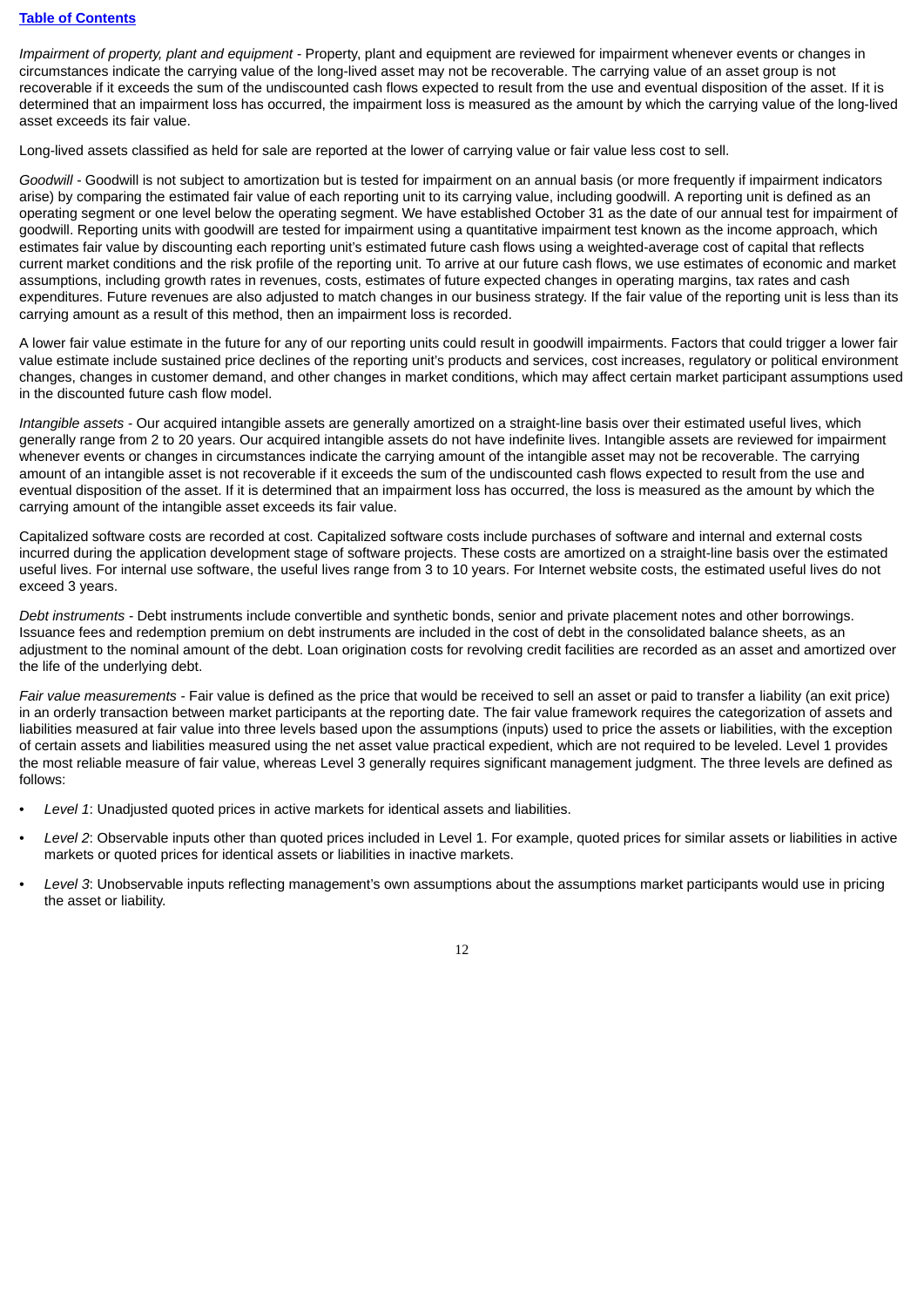*Impairment of property, plant and equipment* - Property, plant and equipment are reviewed for impairment whenever events or changes in circumstances indicate the carrying value of the long-lived asset may not be recoverable. The carrying value of an asset group is not recoverable if it exceeds the sum of the undiscounted cash flows expected to result from the use and eventual disposition of the asset. If it is determined that an impairment loss has occurred, the impairment loss is measured as the amount by which the carrying value of the long-lived asset exceeds its fair value.

Long-lived assets classified as held for sale are reported at the lower of carrying value or fair value less cost to sell.

*Goodwill* - Goodwill is not subject to amortization but is tested for impairment on an annual basis (or more frequently if impairment indicators arise) by comparing the estimated fair value of each reporting unit to its carrying value, including goodwill. A reporting unit is defined as an operating segment or one level below the operating segment. We have established October 31 as the date of our annual test for impairment of goodwill. Reporting units with goodwill are tested for impairment using a quantitative impairment test known as the income approach, which estimates fair value by discounting each reporting unit's estimated future cash flows using a weighted-average cost of capital that reflects current market conditions and the risk profile of the reporting unit. To arrive at our future cash flows, we use estimates of economic and market assumptions, including growth rates in revenues, costs, estimates of future expected changes in operating margins, tax rates and cash expenditures. Future revenues are also adjusted to match changes in our business strategy. If the fair value of the reporting unit is less than its carrying amount as a result of this method, then an impairment loss is recorded.

A lower fair value estimate in the future for any of our reporting units could result in goodwill impairments. Factors that could trigger a lower fair value estimate include sustained price declines of the reporting unit's products and services, cost increases, regulatory or political environment changes, changes in customer demand, and other changes in market conditions, which may affect certain market participant assumptions used in the discounted future cash flow model.

*Intangible assets* - Our acquired intangible assets are generally amortized on a straight-line basis over their estimated useful lives, which generally range from 2 to 20 years. Our acquired intangible assets do not have indefinite lives. Intangible assets are reviewed for impairment whenever events or changes in circumstances indicate the carrying amount of the intangible asset may not be recoverable. The carrying amount of an intangible asset is not recoverable if it exceeds the sum of the undiscounted cash flows expected to result from the use and eventual disposition of the asset. If it is determined that an impairment loss has occurred, the loss is measured as the amount by which the carrying amount of the intangible asset exceeds its fair value.

Capitalized software costs are recorded at cost. Capitalized software costs include purchases of software and internal and external costs incurred during the application development stage of software projects. These costs are amortized on a straight-line basis over the estimated useful lives. For internal use software, the useful lives range from 3 to 10 years. For Internet website costs, the estimated useful lives do not exceed 3 years.

*Debt instruments* - Debt instruments include convertible and synthetic bonds, senior and private placement notes and other borrowings. Issuance fees and redemption premium on debt instruments are included in the cost of debt in the consolidated balance sheets, as an adjustment to the nominal amount of the debt. Loan origination costs for revolving credit facilities are recorded as an asset and amortized over the life of the underlying debt.

*Fair value measurements* - Fair value is defined as the price that would be received to sell an asset or paid to transfer a liability (an exit price) in an orderly transaction between market participants at the reporting date. The fair value framework requires the categorization of assets and liabilities measured at fair value into three levels based upon the assumptions (inputs) used to price the assets or liabilities, with the exception of certain assets and liabilities measured using the net asset value practical expedient, which are not required to be leveled. Level 1 provides the most reliable measure of fair value, whereas Level 3 generally requires significant management judgment. The three levels are defined as follows:

- *Level 1*: Unadjusted quoted prices in active markets for identical assets and liabilities.
- *Level 2*: Observable inputs other than quoted prices included in Level 1. For example, quoted prices for similar assets or liabilities in active markets or quoted prices for identical assets or liabilities in inactive markets.
- *Level 3*: Unobservable inputs reflecting management's own assumptions about the assumptions market participants would use in pricing the asset or liability.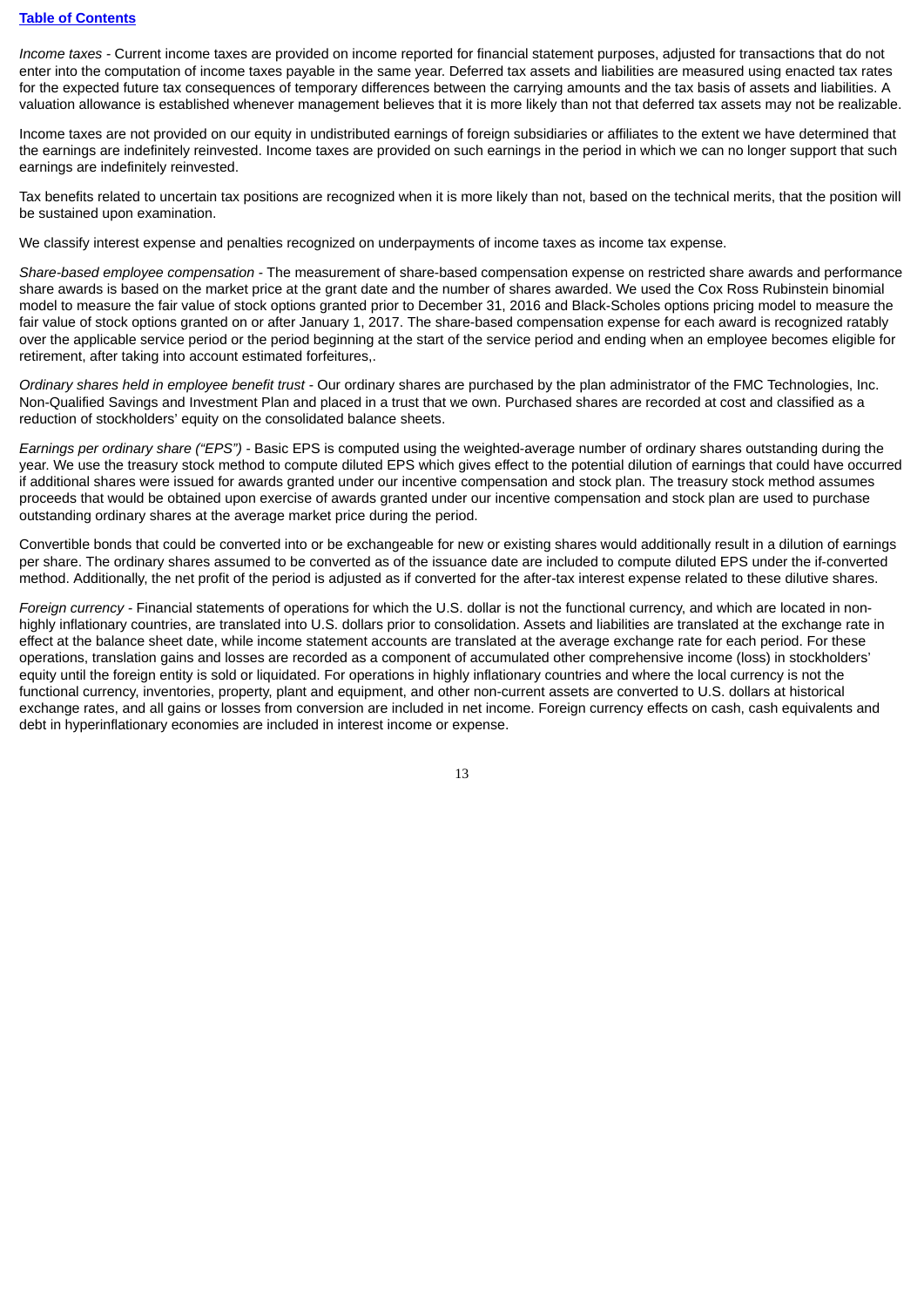*Income taxes* - Current income taxes are provided on income reported for financial statement purposes, adjusted for transactions that do not enter into the computation of income taxes payable in the same year. Deferred tax assets and liabilities are measured using enacted tax rates for the expected future tax consequences of temporary differences between the carrying amounts and the tax basis of assets and liabilities. A valuation allowance is established whenever management believes that it is more likely than not that deferred tax assets may not be realizable.

Income taxes are not provided on our equity in undistributed earnings of foreign subsidiaries or affiliates to the extent we have determined that the earnings are indefinitely reinvested. Income taxes are provided on such earnings in the period in which we can no longer support that such earnings are indefinitely reinvested.

Tax benefits related to uncertain tax positions are recognized when it is more likely than not, based on the technical merits, that the position will be sustained upon examination.

We classify interest expense and penalties recognized on underpayments of income taxes as income tax expense.

*Share-based employee compensation* - The measurement of share-based compensation expense on restricted share awards and performance share awards is based on the market price at the grant date and the number of shares awarded. We used the Cox Ross Rubinstein binomial model to measure the fair value of stock options granted prior to December 31, 2016 and Black-Scholes options pricing model to measure the fair value of stock options granted on or after January 1, 2017. The share-based compensation expense for each award is recognized ratably over the applicable service period or the period beginning at the start of the service period and ending when an employee becomes eligible for retirement, after taking into account estimated forfeitures,.

*Ordinary shares held in employee benefit trust* - Our ordinary shares are purchased by the plan administrator of the FMC Technologies, Inc. Non-Qualified Savings and Investment Plan and placed in a trust that we own. Purchased shares are recorded at cost and classified as a reduction of stockholders' equity on the consolidated balance sheets.

*Earnings per ordinary share ("EPS")* - Basic EPS is computed using the weighted-average number of ordinary shares outstanding during the year. We use the treasury stock method to compute diluted EPS which gives effect to the potential dilution of earnings that could have occurred if additional shares were issued for awards granted under our incentive compensation and stock plan. The treasury stock method assumes proceeds that would be obtained upon exercise of awards granted under our incentive compensation and stock plan are used to purchase outstanding ordinary shares at the average market price during the period.

Convertible bonds that could be converted into or be exchangeable for new or existing shares would additionally result in a dilution of earnings per share. The ordinary shares assumed to be converted as of the issuance date are included to compute diluted EPS under the if-converted method. Additionally, the net profit of the period is adjusted as if converted for the after-tax interest expense related to these dilutive shares.

*Foreign currency* - Financial statements of operations for which the U.S. dollar is not the functional currency, and which are located in non-highly inflationary countries, are translated into U.S. dollars prior to consolidation. Assets and liabilities are translated at the exchange rate in effect at the balance sheet date, while income statement accounts are translated at the average exchange rate for each period. For these operations, translation gains and losses are recorded as a component of accumulated other comprehensive income (loss) in stockholders' equity until the foreign entity is sold or liquidated. For operations in highly inflationary countries and where the local currency is not the functional currency, inventories, property, plant and equipment, and other non-current assets are converted to U.S. dollars at historical exchange rates, and all gains or losses from conversion are included in net income. Foreign currency effects on cash, cash equivalents and debt in hyperinflationary economies are included in interest income or expense.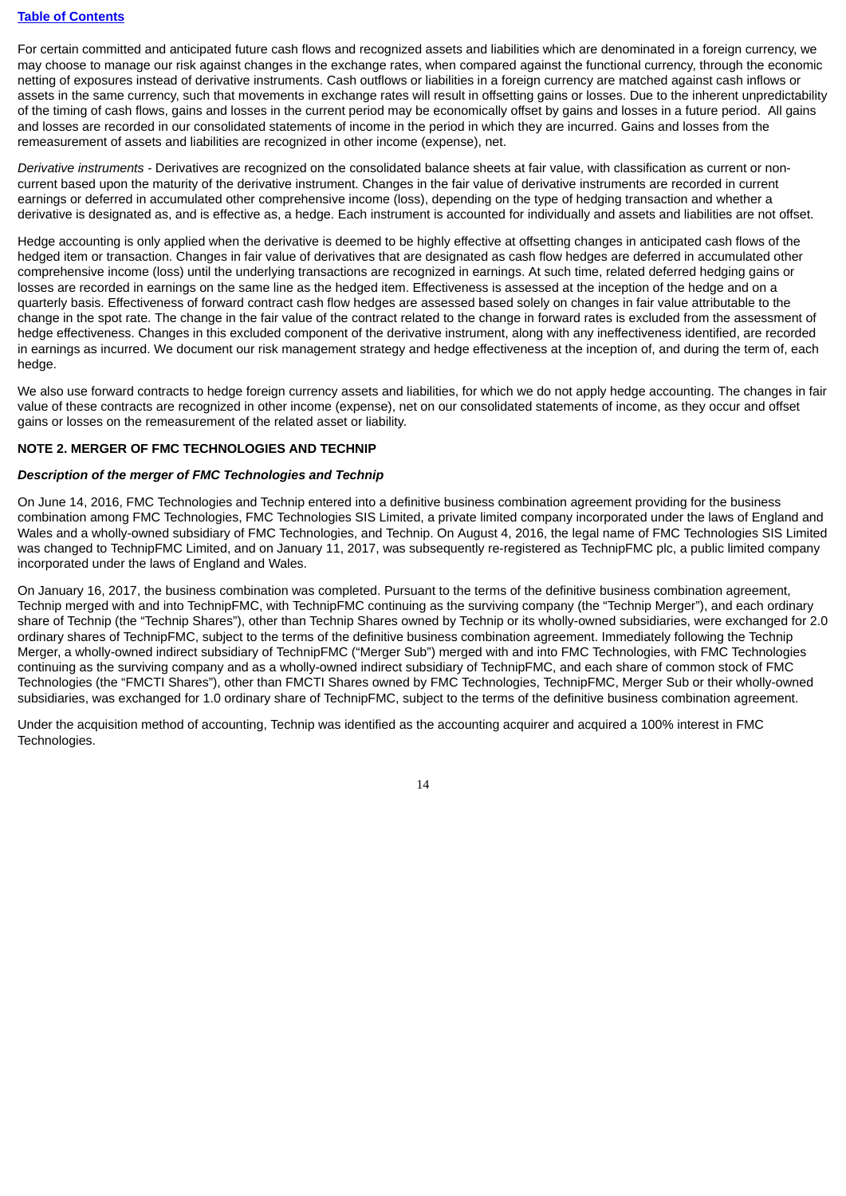For certain committed and anticipated future cash flows and recognized assets and liabilities which are denominated in a foreign currency, we may choose to manage our risk against changes in the exchange rates, when compared against the functional currency, through the economic netting of exposures instead of derivative instruments. Cash outflows or liabilities in a foreign currency are matched against cash inflows or assets in the same currency, such that movements in exchange rates will result in offsetting gains or losses. Due to the inherent unpredictability of the timing of cash flows, gains and losses in the current period may be economically offset by gains and losses in a future period. All gains and losses are recorded in our consolidated statements of income in the period in which they are incurred. Gains and losses from the remeasurement of assets and liabilities are recognized in other income (expense), net.

*Derivative instruments* - Derivatives are recognized on the consolidated balance sheets at fair value, with classification as current or non-current based upon the maturity of the derivative instrument. Changes in the fair value of derivative instruments are recorded in current earnings or deferred in accumulated other comprehensive income (loss), depending on the type of hedging transaction and whether a derivative is designated as, and is effective as, a hedge. Each instrument is accounted for individually and assets and liabilities are not offset.

Hedge accounting is only applied when the derivative is deemed to be highly effective at offsetting changes in anticipated cash flows of the hedged item or transaction. Changes in fair value of derivatives that are designated as cash flow hedges are deferred in accumulated other comprehensive income (loss) until the underlying transactions are recognized in earnings. At such time, related deferred hedging gains or losses are recorded in earnings on the same line as the hedged item. Effectiveness is assessed at the inception of the hedge and on a quarterly basis. Effectiveness of forward contract cash flow hedges are assessed based solely on changes in fair value attributable to the change in the spot rate. The change in the fair value of the contract related to the change in forward rates is excluded from the assessment of hedge effectiveness. Changes in this excluded component of the derivative instrument, along with any ineffectiveness identified, are recorded in earnings as incurred. We document our risk management strategy and hedge effectiveness at the inception of, and during the term of, each hedge.

We also use forward contracts to hedge foreign currency assets and liabilities, for which we do not apply hedge accounting. The changes in fair value of these contracts are recognized in other income (expense), net on our consolidated statements of income, as they occur and offset gains or losses on the remeasurement of the related asset or liability.

## NOTE 2. MERGER OF FMC TECHNOLOGIES AND TECHNIP

### *Description of the merger of FMC Technologies and Technip*

On June 14, 2016, FMC Technologies and Technip entered into a definitive business combination agreement providing for the business combination among FMC Technologies, FMC Technologies SIS Limited, a private limited company incorporated under the laws of England and Wales and a wholly-owned subsidiary of FMC Technologies, and Technip. On August 4, 2016, the legal name of FMC Technologies SIS Limited was changed to TechnipFMC Limited, and on January 11, 2017, was subsequently re-registered as TechnipFMC plc, a public limited company incorporated under the laws of England and Wales.

On January 16, 2017, the business combination was completed. Pursuant to the terms of the definitive business combination agreement, Technip merged with and into TechnipFMC, with TechnipFMC continuing as the surviving company (the "Technip Merger"), and each ordinary share of Technip (the "Technip Shares"), other than Technip Shares owned by Technip or its wholly-owned subsidiaries, were exchanged for 2.0 ordinary shares of TechnipFMC, subject to the terms of the definitive business combination agreement. Immediately following the Technip Merger, a wholly-owned indirect subsidiary of TechnipFMC ("Merger Sub") merged with and into FMC Technologies, with FMC Technologies continuing as the surviving company and as a wholly-owned indirect subsidiary of TechnipFMC, and each share of common stock of FMC Technologies (the "FMCTI Shares"), other than FMCTI Shares owned by FMC Technologies, TechnipFMC, Merger Sub or their wholly-owned subsidiaries, was exchanged for 1.0 ordinary share of TechnipFMC, subject to the terms of the definitive business combination agreement.

Under the acquisition method of accounting, Technip was identified as the accounting acquirer and acquired a 100% interest in FMC Technologies.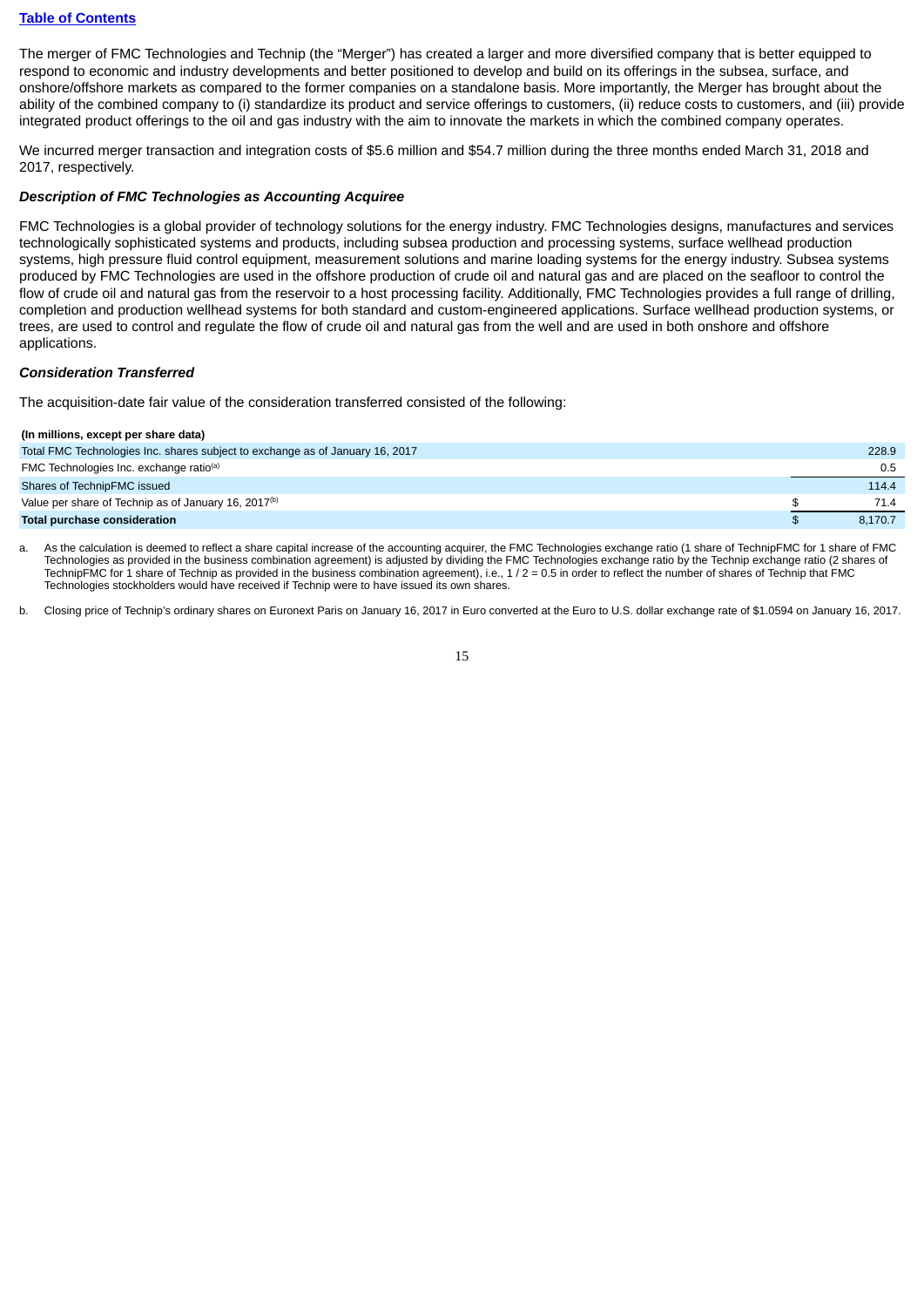The merger of FMC Technologies and Technip (the "Merger") has created a larger and more diversified company that is better equipped to respond to economic and industry developments and better positioned to develop and build on its offerings in the subsea, surface, and onshore/offshore markets as compared to the former companies on a standalone basis. More importantly, the Merger has brought about the ability of the combined company to (i) standardize its product and service offerings to customers, (ii) reduce costs to customers, and (iii) provide integrated product offerings to the oil and gas industry with the aim to innovate the markets in which the combined company operates.

We incurred merger transaction and integration costs of $5.6 million and $54.7 million during the three months ended March 31, 2018 and 2017, respectively.

***Description of FMC Technologies as Accounting Acquiree***

FMC Technologies is a global provider of technology solutions for the energy industry. FMC Technologies designs, manufactures and services technologically sophisticated systems and products, including subsea production and processing systems, surface wellhead production systems, high pressure fluid control equipment, measurement solutions and marine loading systems for the energy industry. Subsea systems produced by FMC Technologies are used in the offshore production of crude oil and natural gas and are placed on the seafloor to control the flow of crude oil and natural gas from the reservoir to a host processing facility. Additionally, FMC Technologies provides a full range of drilling, completion and production wellhead systems for both standard and custom-engineered applications. Surface wellhead production systems, or trees, are used to control and regulate the flow of crude oil and natural gas from the well and are used in both onshore and offshore applications.

***Consideration Transferred***

The acquisition-date fair value of the consideration transferred consisted of the following:

| **(In millions, except per share data)** | |
|---|---|
| Total FMC Technologies Inc. shares subject to exchange as of January 16, 2017 | 228.9 |
| FMC Technologies Inc. exchange ratio[(a)] | 0.5 |
| Shares of TechnipFMC issued | 114.4 |
| Value per share of Technip as of January 16, 2017[(b)] | $ 71.4 |
| **Total purchase consideration** | **$ 8,170.7** |

a. As the calculation is deemed to reflect a share capital increase of the accounting acquirer, the FMC Technologies exchange ratio (1 share of TechnipFMC for 1 share of FMC Technologies as provided in the business combination agreement) is adjusted by dividing the FMC Technologies exchange ratio by the Technip exchange ratio (2 shares of TechnipFMC for 1 share of Technip as provided in the business combination agreement), i.e., 1 / 2 = 0.5 in order to reflect the number of shares of Technip that FMC Technologies stockholders would have received if Technip were to have issued its own shares.

b. Closing price of Technip's ordinary shares on Euronext Paris on January 16, 2017 in Euro converted at the Euro to U.S. dollar exchange rate of $1.0594 on January 16, 2017.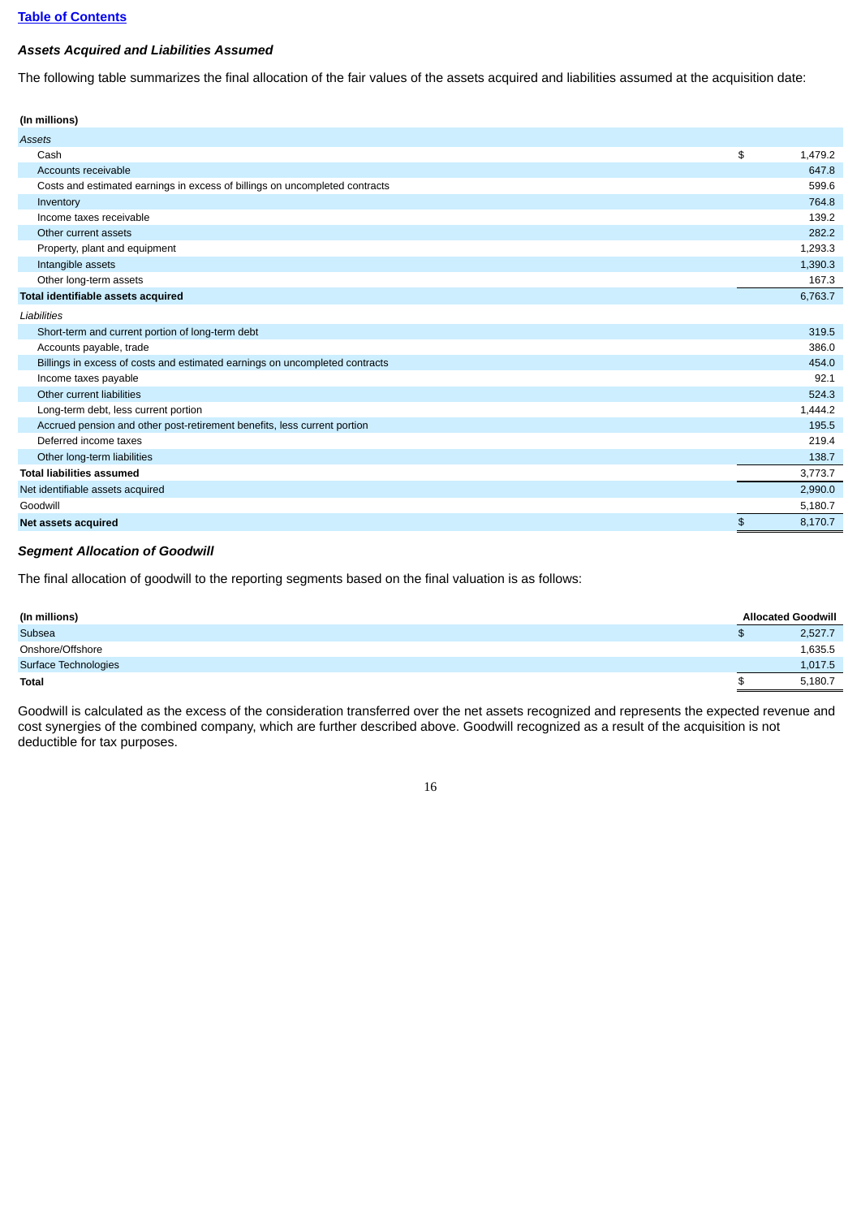[Table of Contents](#)

### *Assets Acquired and Liabilities Assumed*

The following table summarizes the final allocation of the fair values of the assets acquired and liabilities assumed at the acquisition date:

| (In millions) | |
|---|---|
| *Assets* | |
| Cash | $ 1,479.2 |
| Accounts receivable | 647.8 |
| Costs and estimated earnings in excess of billings on uncompleted contracts | 599.6 |
| Inventory | 764.8 |
| Income taxes receivable | 139.2 |
| Other current assets | 282.2 |
| Property, plant and equipment | 1,293.3 |
| Intangible assets | 1,390.3 |
| Other long-term assets | 167.3 |
| **Total identifiable assets acquired** | 6,763.7 |
| *Liabilities* | |
| Short-term and current portion of long-term debt | 319.5 |
| Accounts payable, trade | 386.0 |
| Billings in excess of costs and estimated earnings on uncompleted contracts | 454.0 |
| Income taxes payable | 92.1 |
| Other current liabilities | 524.3 |
| Long-term debt, less current portion | 1,444.2 |
| Accrued pension and other post-retirement benefits, less current portion | 195.5 |
| Deferred income taxes | 219.4 |
| Other long-term liabilities | 138.7 |
| **Total liabilities assumed** | 3,773.7 |
| Net identifiable assets acquired | 2,990.0 |
| Goodwill | 5,180.7 |
| **Net assets acquired** | $ 8,170.7 |

### *Segment Allocation of Goodwill*

The final allocation of goodwill to the reporting segments based on the final valuation is as follows:

| (In millions) | Allocated Goodwill |
|---|---|
| Subsea | $ 2,527.7 |
| Onshore/Offshore | 1,635.5 |
| Surface Technologies | 1,017.5 |
| **Total** | $ 5,180.7 |

Goodwill is calculated as the excess of the consideration transferred over the net assets recognized and represents the expected revenue and cost synergies of the combined company, which are further described above. Goodwill recognized as a result of the acquisition is not deductible for tax purposes.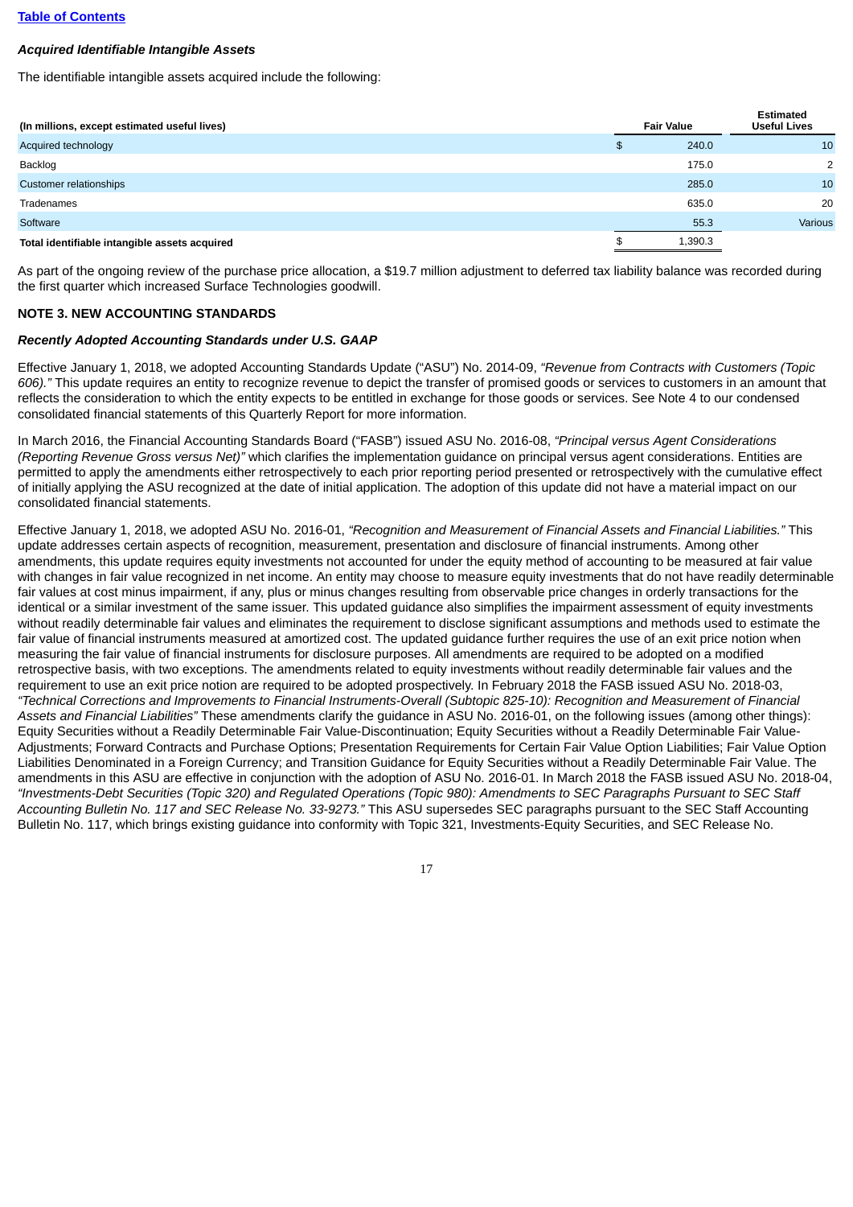[Table of Contents](#)

***Acquired Identifiable Intangible Assets***

The identifiable intangible assets acquired include the following:

| (In millions, except estimated useful lives) | Fair Value | Estimated Useful Lives |
|---|---|---|
| Acquired technology | $ 240.0 | 10 |
| Backlog | 175.0 | 2 |
| Customer relationships | 285.0 | 10 |
| Tradenames | 635.0 | 20 |
| Software | 55.3 | Various |
| **Total identifiable intangible assets acquired** | $ 1,390.3 | |

As part of the ongoing review of the purchase price allocation, a $19.7 million adjustment to deferred tax liability balance was recorded during the first quarter which increased Surface Technologies goodwill.

**NOTE 3. NEW ACCOUNTING STANDARDS**

***Recently Adopted Accounting Standards under U.S. GAAP***

Effective January 1, 2018, we adopted Accounting Standards Update ("ASU") No. 2014-09, *"Revenue from Contracts with Customers (Topic 606)."* This update requires an entity to recognize revenue to depict the transfer of promised goods or services to customers in an amount that reflects the consideration to which the entity expects to be entitled in exchange for those goods or services. See Note 4 to our condensed consolidated financial statements of this Quarterly Report for more information.

In March 2016, the Financial Accounting Standards Board ("FASB") issued ASU No. 2016-08, *"Principal versus Agent Considerations (Reporting Revenue Gross versus Net)"* which clarifies the implementation guidance on principal versus agent considerations. Entities are permitted to apply the amendments either retrospectively to each prior reporting period presented or retrospectively with the cumulative effect of initially applying the ASU recognized at the date of initial application. The adoption of this update did not have a material impact on our consolidated financial statements.

Effective January 1, 2018, we adopted ASU No. 2016-01, *"Recognition and Measurement of Financial Assets and Financial Liabilities."* This update addresses certain aspects of recognition, measurement, presentation and disclosure of financial instruments. Among other amendments, this update requires equity investments not accounted for under the equity method of accounting to be measured at fair value with changes in fair value recognized in net income. An entity may choose to measure equity investments that do not have readily determinable fair values at cost minus impairment, if any, plus or minus changes resulting from observable price changes in orderly transactions for the identical or a similar investment of the same issuer. This updated guidance also simplifies the impairment assessment of equity investments without readily determinable fair values and eliminates the requirement to disclose significant assumptions and methods used to estimate the fair value of financial instruments measured at amortized cost. The updated guidance further requires the use of an exit price notion when measuring the fair value of financial instruments for disclosure purposes. All amendments are required to be adopted on a modified retrospective basis, with two exceptions. The amendments related to equity investments without readily determinable fair values and the requirement to use an exit price notion are required to be adopted prospectively. In February 2018 the FASB issued ASU No. 2018-03, *"Technical Corrections and Improvements to Financial Instruments-Overall (Subtopic 825-10): Recognition and Measurement of Financial Assets and Financial Liabilities"* These amendments clarify the guidance in ASU No. 2016-01, on the following issues (among other things): Equity Securities without a Readily Determinable Fair Value-Discontinuation; Equity Securities without a Readily Determinable Fair Value-Adjustments; Forward Contracts and Purchase Options; Presentation Requirements for Certain Fair Value Option Liabilities; Fair Value Option Liabilities Denominated in a Foreign Currency; and Transition Guidance for Equity Securities without a Readily Determinable Fair Value. The amendments in this ASU are effective in conjunction with the adoption of ASU No. 2016-01. In March 2018 the FASB issued ASU No. 2018-04, *"Investments-Debt Securities (Topic 320) and Regulated Operations (Topic 980): Amendments to SEC Paragraphs Pursuant to SEC Staff Accounting Bulletin No. 117 and SEC Release No. 33-9273."* This ASU supersedes SEC paragraphs pursuant to the SEC Staff Accounting Bulletin No. 117, which brings existing guidance into conformity with Topic 321, Investments-Equity Securities, and SEC Release No.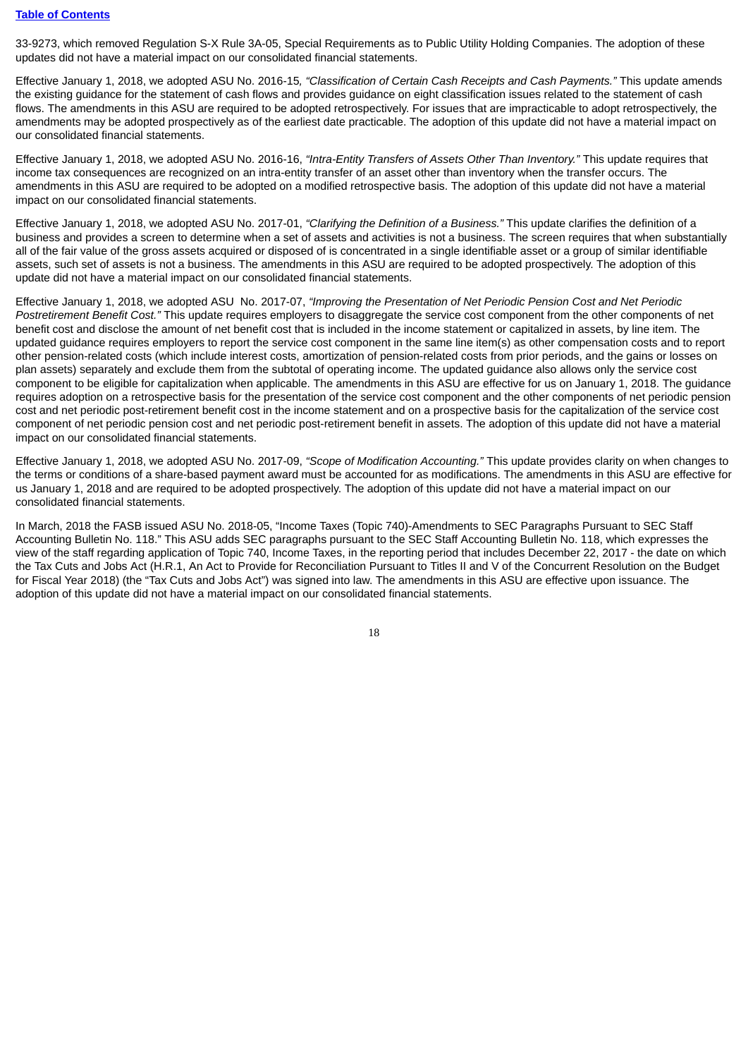33-9273, which removed Regulation S-X Rule 3A-05, Special Requirements as to Public Utility Holding Companies. The adoption of these updates did not have a material impact on our consolidated financial statements.

Effective January 1, 2018, we adopted ASU No. 2016-15*, "Classification of Certain Cash Receipts and Cash Payments."* This update amends the existing guidance for the statement of cash flows and provides guidance on eight classification issues related to the statement of cash flows. The amendments in this ASU are required to be adopted retrospectively. For issues that are impracticable to adopt retrospectively, the amendments may be adopted prospectively as of the earliest date practicable. The adoption of this update did not have a material impact on our consolidated financial statements.

Effective January 1, 2018, we adopted ASU No. 2016-16, *"Intra-Entity Transfers of Assets Other Than Inventory."* This update requires that income tax consequences are recognized on an intra-entity transfer of an asset other than inventory when the transfer occurs. The amendments in this ASU are required to be adopted on a modified retrospective basis. The adoption of this update did not have a material impact on our consolidated financial statements.

Effective January 1, 2018, we adopted ASU No. 2017-01, *"Clarifying the Definition of a Business."* This update clarifies the definition of a business and provides a screen to determine when a set of assets and activities is not a business. The screen requires that when substantially all of the fair value of the gross assets acquired or disposed of is concentrated in a single identifiable asset or a group of similar identifiable assets, such set of assets is not a business. The amendments in this ASU are required to be adopted prospectively. The adoption of this update did not have a material impact on our consolidated financial statements.

Effective January 1, 2018, we adopted ASU No. 2017-07, *"Improving the Presentation of Net Periodic Pension Cost and Net Periodic Postretirement Benefit Cost."* This update requires employers to disaggregate the service cost component from the other components of net benefit cost and disclose the amount of net benefit cost that is included in the income statement or capitalized in assets, by line item. The updated guidance requires employers to report the service cost component in the same line item(s) as other compensation costs and to report other pension-related costs (which include interest costs, amortization of pension-related costs from prior periods, and the gains or losses on plan assets) separately and exclude them from the subtotal of operating income. The updated guidance also allows only the service cost component to be eligible for capitalization when applicable. The amendments in this ASU are effective for us on January 1, 2018. The guidance requires adoption on a retrospective basis for the presentation of the service cost component and the other components of net periodic pension cost and net periodic post-retirement benefit cost in the income statement and on a prospective basis for the capitalization of the service cost component of net periodic pension cost and net periodic post-retirement benefit in assets. The adoption of this update did not have a material impact on our consolidated financial statements.

Effective January 1, 2018, we adopted ASU No. 2017-09, *"Scope of Modification Accounting."* This update provides clarity on when changes to the terms or conditions of a share-based payment award must be accounted for as modifications. The amendments in this ASU are effective for us January 1, 2018 and are required to be adopted prospectively. The adoption of this update did not have a material impact on our consolidated financial statements.

In March, 2018 the FASB issued ASU No. 2018-05, "Income Taxes (Topic 740)-Amendments to SEC Paragraphs Pursuant to SEC Staff Accounting Bulletin No. 118." This ASU adds SEC paragraphs pursuant to the SEC Staff Accounting Bulletin No. 118, which expresses the view of the staff regarding application of Topic 740, Income Taxes, in the reporting period that includes December 22, 2017 - the date on which the Tax Cuts and Jobs Act (H.R.1, An Act to Provide for Reconciliation Pursuant to Titles II and V of the Concurrent Resolution on the Budget for Fiscal Year 2018) (the "Tax Cuts and Jobs Act") was signed into law. The amendments in this ASU are effective upon issuance. The adoption of this update did not have a material impact on our consolidated financial statements.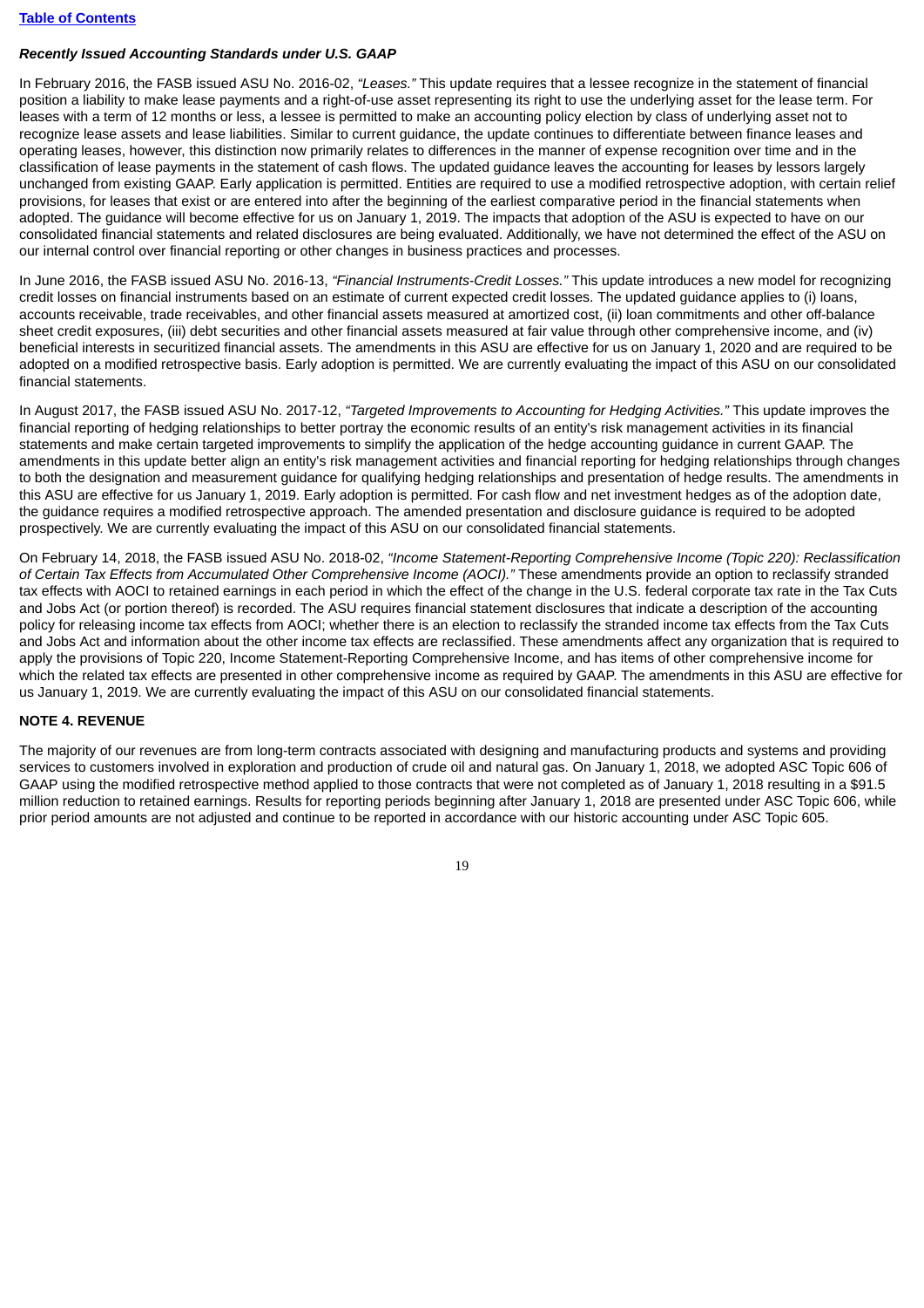[Table of Contents](#)

***Recently Issued Accounting Standards under U.S. GAAP***

In February 2016, the FASB issued ASU No. 2016-02, *"Leases."* This update requires that a lessee recognize in the statement of financial position a liability to make lease payments and a right-of-use asset representing its right to use the underlying asset for the lease term. For leases with a term of 12 months or less, a lessee is permitted to make an accounting policy election by class of underlying asset not to recognize lease assets and lease liabilities. Similar to current guidance, the update continues to differentiate between finance leases and operating leases, however, this distinction now primarily relates to differences in the manner of expense recognition over time and in the classification of lease payments in the statement of cash flows. The updated guidance leaves the accounting for leases by lessors largely unchanged from existing GAAP. Early application is permitted. Entities are required to use a modified retrospective adoption, with certain relief provisions, for leases that exist or are entered into after the beginning of the earliest comparative period in the financial statements when adopted. The guidance will become effective for us on January 1, 2019. The impacts that adoption of the ASU is expected to have on our consolidated financial statements and related disclosures are being evaluated. Additionally, we have not determined the effect of the ASU on our internal control over financial reporting or other changes in business practices and processes.

In June 2016, the FASB issued ASU No. 2016-13, *"Financial Instruments-Credit Losses."* This update introduces a new model for recognizing credit losses on financial instruments based on an estimate of current expected credit losses. The updated guidance applies to (i) loans, accounts receivable, trade receivables, and other financial assets measured at amortized cost, (ii) loan commitments and other off-balance sheet credit exposures, (iii) debt securities and other financial assets measured at fair value through other comprehensive income, and (iv) beneficial interests in securitized financial assets. The amendments in this ASU are effective for us on January 1, 2020 and are required to be adopted on a modified retrospective basis. Early adoption is permitted. We are currently evaluating the impact of this ASU on our consolidated financial statements.

In August 2017, the FASB issued ASU No. 2017-12, *"Targeted Improvements to Accounting for Hedging Activities."* This update improves the financial reporting of hedging relationships to better portray the economic results of an entity's risk management activities in its financial statements and make certain targeted improvements to simplify the application of the hedge accounting guidance in current GAAP. The amendments in this update better align an entity's risk management activities and financial reporting for hedging relationships through changes to both the designation and measurement guidance for qualifying hedging relationships and presentation of hedge results. The amendments in this ASU are effective for us January 1, 2019. Early adoption is permitted. For cash flow and net investment hedges as of the adoption date, the guidance requires a modified retrospective approach. The amended presentation and disclosure guidance is required to be adopted prospectively. We are currently evaluating the impact of this ASU on our consolidated financial statements.

On February 14, 2018, the FASB issued ASU No. 2018-02, *"Income Statement-Reporting Comprehensive Income (Topic 220): Reclassification of Certain Tax Effects from Accumulated Other Comprehensive Income (AOCI)."* These amendments provide an option to reclassify stranded tax effects with AOCI to retained earnings in each period in which the effect of the change in the U.S. federal corporate tax rate in the Tax Cuts and Jobs Act (or portion thereof) is recorded. The ASU requires financial statement disclosures that indicate a description of the accounting policy for releasing income tax effects from AOCI; whether there is an election to reclassify the stranded income tax effects from the Tax Cuts and Jobs Act and information about the other income tax effects are reclassified. These amendments affect any organization that is required to apply the provisions of Topic 220, Income Statement-Reporting Comprehensive Income, and has items of other comprehensive income for which the related tax effects are presented in other comprehensive income as required by GAAP. The amendments in this ASU are effective for us January 1, 2019. We are currently evaluating the impact of this ASU on our consolidated financial statements.

## NOTE 4. REVENUE

The majority of our revenues are from long-term contracts associated with designing and manufacturing products and systems and providing services to customers involved in exploration and production of crude oil and natural gas. On January 1, 2018, we adopted ASC Topic 606 of GAAP using the modified retrospective method applied to those contracts that were not completed as of January 1, 2018 resulting in a $91.5 million reduction to retained earnings. Results for reporting periods beginning after January 1, 2018 are presented under ASC Topic 606, while prior period amounts are not adjusted and continue to be reported in accordance with our historic accounting under ASC Topic 605.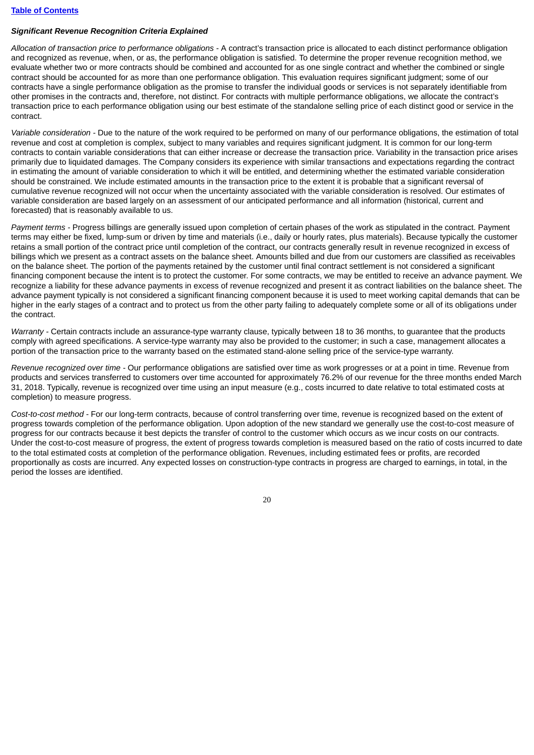### *Significant Revenue Recognition Criteria Explained*

*Allocation of transaction price to performance obligations* - A contract's transaction price is allocated to each distinct performance obligation and recognized as revenue, when, or as, the performance obligation is satisfied. To determine the proper revenue recognition method, we evaluate whether two or more contracts should be combined and accounted for as one single contract and whether the combined or single contract should be accounted for as more than one performance obligation. This evaluation requires significant judgment; some of our contracts have a single performance obligation as the promise to transfer the individual goods or services is not separately identifiable from other promises in the contracts and, therefore, not distinct. For contracts with multiple performance obligations, we allocate the contract's transaction price to each performance obligation using our best estimate of the standalone selling price of each distinct good or service in the contract.

*Variable consideration* - Due to the nature of the work required to be performed on many of our performance obligations, the estimation of total revenue and cost at completion is complex, subject to many variables and requires significant judgment. It is common for our long-term contracts to contain variable considerations that can either increase or decrease the transaction price. Variability in the transaction price arises primarily due to liquidated damages. The Company considers its experience with similar transactions and expectations regarding the contract in estimating the amount of variable consideration to which it will be entitled, and determining whether the estimated variable consideration should be constrained. We include estimated amounts in the transaction price to the extent it is probable that a significant reversal of cumulative revenue recognized will not occur when the uncertainty associated with the variable consideration is resolved. Our estimates of variable consideration are based largely on an assessment of our anticipated performance and all information (historical, current and forecasted) that is reasonably available to us.

*Payment terms* - Progress billings are generally issued upon completion of certain phases of the work as stipulated in the contract. Payment terms may either be fixed, lump-sum or driven by time and materials (i.e., daily or hourly rates, plus materials). Because typically the customer retains a small portion of the contract price until completion of the contract, our contracts generally result in revenue recognized in excess of billings which we present as a contract assets on the balance sheet. Amounts billed and due from our customers are classified as receivables on the balance sheet. The portion of the payments retained by the customer until final contract settlement is not considered a significant financing component because the intent is to protect the customer. For some contracts, we may be entitled to receive an advance payment. We recognize a liability for these advance payments in excess of revenue recognized and present it as contract liabilities on the balance sheet. The advance payment typically is not considered a significant financing component because it is used to meet working capital demands that can be higher in the early stages of a contract and to protect us from the other party failing to adequately complete some or all of its obligations under the contract.

*Warranty* - Certain contracts include an assurance-type warranty clause, typically between 18 to 36 months, to guarantee that the products comply with agreed specifications. A service-type warranty may also be provided to the customer; in such a case, management allocates a portion of the transaction price to the warranty based on the estimated stand-alone selling price of the service-type warranty.

*Revenue recognized over time* - Our performance obligations are satisfied over time as work progresses or at a point in time. Revenue from products and services transferred to customers over time accounted for approximately 76.2% of our revenue for the three months ended March 31, 2018. Typically, revenue is recognized over time using an input measure (e.g., costs incurred to date relative to total estimated costs at completion) to measure progress.

*Cost-to-cost method* - For our long-term contracts, because of control transferring over time, revenue is recognized based on the extent of progress towards completion of the performance obligation. Upon adoption of the new standard we generally use the cost-to-cost measure of progress for our contracts because it best depicts the transfer of control to the customer which occurs as we incur costs on our contracts. Under the cost-to-cost measure of progress, the extent of progress towards completion is measured based on the ratio of costs incurred to date to the total estimated costs at completion of the performance obligation. Revenues, including estimated fees or profits, are recorded proportionally as costs are incurred. Any expected losses on construction-type contracts in progress are charged to earnings, in total, in the period the losses are identified.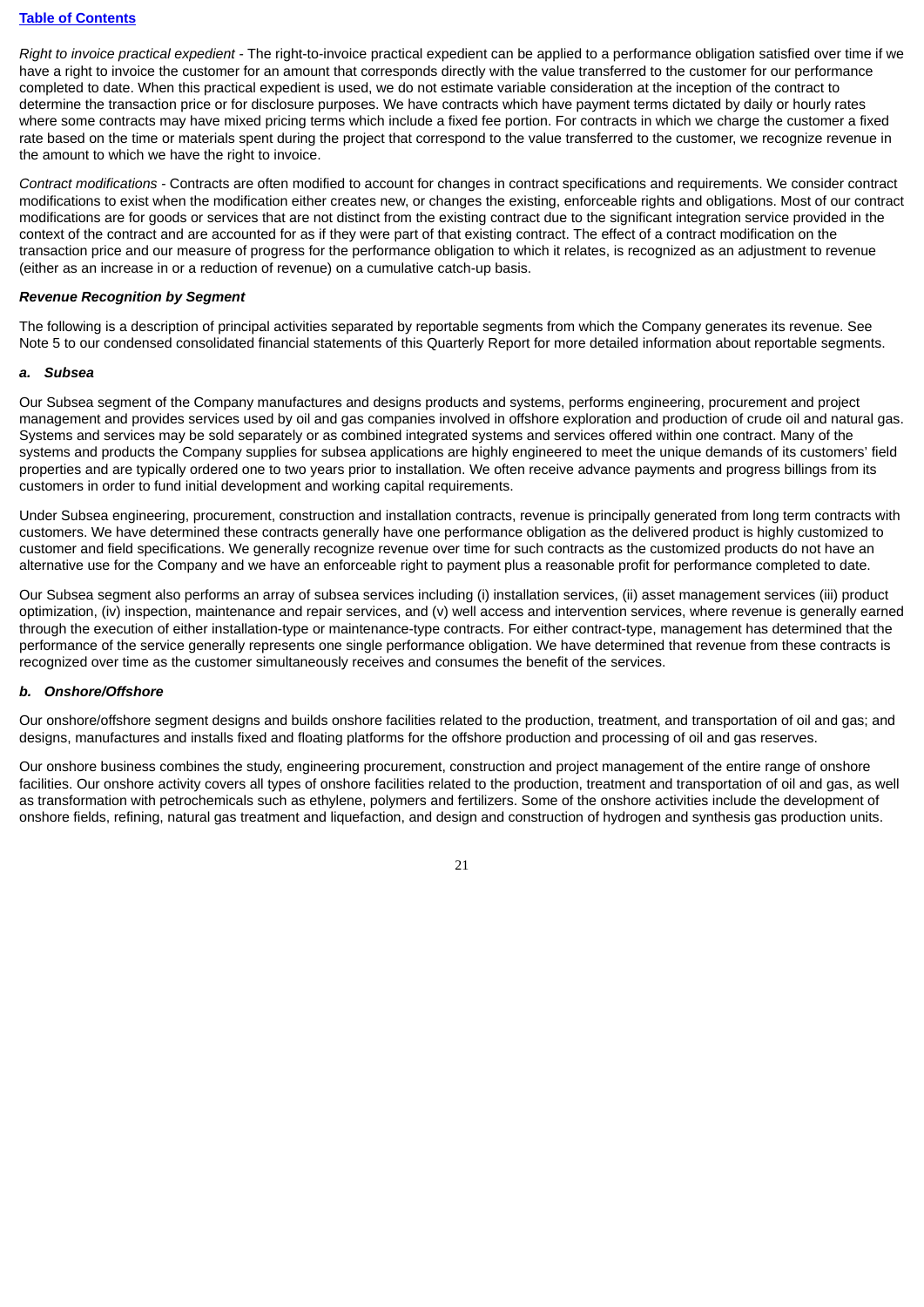*Right to invoice practical expedient* - The right-to-invoice practical expedient can be applied to a performance obligation satisfied over time if we have a right to invoice the customer for an amount that corresponds directly with the value transferred to the customer for our performance completed to date. When this practical expedient is used, we do not estimate variable consideration at the inception of the contract to determine the transaction price or for disclosure purposes. We have contracts which have payment terms dictated by daily or hourly rates where some contracts may have mixed pricing terms which include a fixed fee portion. For contracts in which we charge the customer a fixed rate based on the time or materials spent during the project that correspond to the value transferred to the customer, we recognize revenue in the amount to which we have the right to invoice.

*Contract modifications* - Contracts are often modified to account for changes in contract specifications and requirements. We consider contract modifications to exist when the modification either creates new, or changes the existing, enforceable rights and obligations. Most of our contract modifications are for goods or services that are not distinct from the existing contract due to the significant integration service provided in the context of the contract and are accounted for as if they were part of that existing contract. The effect of a contract modification on the transaction price and our measure of progress for the performance obligation to which it relates, is recognized as an adjustment to revenue (either as an increase in or a reduction of revenue) on a cumulative catch-up basis.

***Revenue Recognition by Segment***

The following is a description of principal activities separated by reportable segments from which the Company generates its revenue. See Note 5 to our condensed consolidated financial statements of this Quarterly Report for more detailed information about reportable segments.

***a. Subsea***

Our Subsea segment of the Company manufactures and designs products and systems, performs engineering, procurement and project management and provides services used by oil and gas companies involved in offshore exploration and production of crude oil and natural gas. Systems and services may be sold separately or as combined integrated systems and services offered within one contract. Many of the systems and products the Company supplies for subsea applications are highly engineered to meet the unique demands of its customers' field properties and are typically ordered one to two years prior to installation. We often receive advance payments and progress billings from its customers in order to fund initial development and working capital requirements.

Under Subsea engineering, procurement, construction and installation contracts, revenue is principally generated from long term contracts with customers. We have determined these contracts generally have one performance obligation as the delivered product is highly customized to customer and field specifications. We generally recognize revenue over time for such contracts as the customized products do not have an alternative use for the Company and we have an enforceable right to payment plus a reasonable profit for performance completed to date.

Our Subsea segment also performs an array of subsea services including (i) installation services, (ii) asset management services (iii) product optimization, (iv) inspection, maintenance and repair services, and (v) well access and intervention services, where revenue is generally earned through the execution of either installation-type or maintenance-type contracts. For either contract-type, management has determined that the performance of the service generally represents one single performance obligation. We have determined that revenue from these contracts is recognized over time as the customer simultaneously receives and consumes the benefit of the services.

***b. Onshore/Offshore***

Our onshore/offshore segment designs and builds onshore facilities related to the production, treatment, and transportation of oil and gas; and designs, manufactures and installs fixed and floating platforms for the offshore production and processing of oil and gas reserves.

Our onshore business combines the study, engineering procurement, construction and project management of the entire range of onshore facilities. Our onshore activity covers all types of onshore facilities related to the production, treatment and transportation of oil and gas, as well as transformation with petrochemicals such as ethylene, polymers and fertilizers. Some of the onshore activities include the development of onshore fields, refining, natural gas treatment and liquefaction, and design and construction of hydrogen and synthesis gas production units.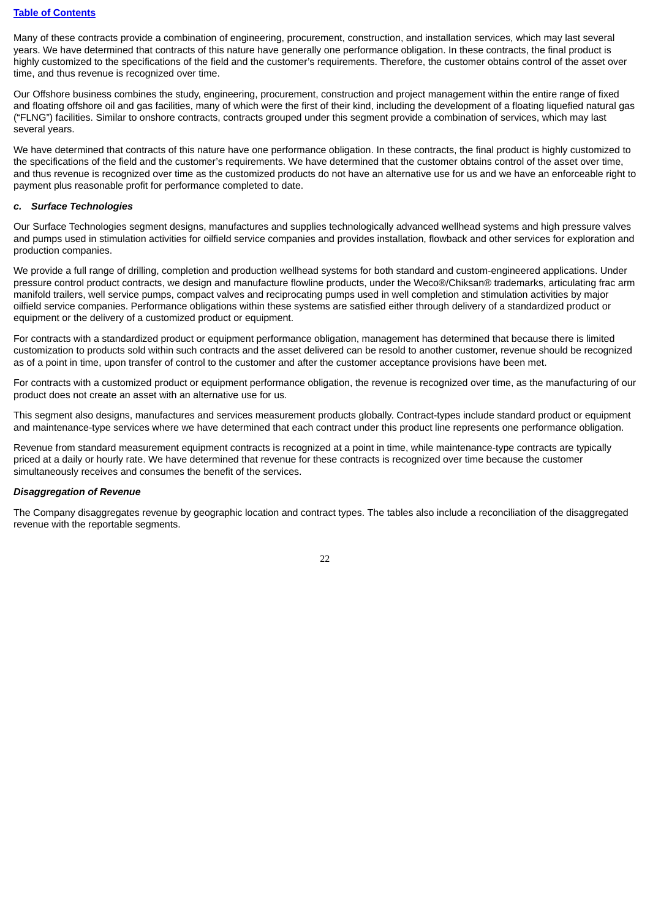Many of these contracts provide a combination of engineering, procurement, construction, and installation services, which may last several years. We have determined that contracts of this nature have generally one performance obligation. In these contracts, the final product is highly customized to the specifications of the field and the customer's requirements. Therefore, the customer obtains control of the asset over time, and thus revenue is recognized over time.

Our Offshore business combines the study, engineering, procurement, construction and project management within the entire range of fixed and floating offshore oil and gas facilities, many of which were the first of their kind, including the development of a floating liquefied natural gas ("FLNG") facilities. Similar to onshore contracts, contracts grouped under this segment provide a combination of services, which may last several years.

We have determined that contracts of this nature have one performance obligation. In these contracts, the final product is highly customized to the specifications of the field and the customer's requirements. We have determined that the customer obtains control of the asset over time, and thus revenue is recognized over time as the customized products do not have an alternative use for us and we have an enforceable right to payment plus reasonable profit for performance completed to date.

***c. Surface Technologies***

Our Surface Technologies segment designs, manufactures and supplies technologically advanced wellhead systems and high pressure valves and pumps used in stimulation activities for oilfield service companies and provides installation, flowback and other services for exploration and production companies.

We provide a full range of drilling, completion and production wellhead systems for both standard and custom-engineered applications. Under pressure control product contracts, we design and manufacture flowline products, under the Weco®/Chiksan® trademarks, articulating frac arm manifold trailers, well service pumps, compact valves and reciprocating pumps used in well completion and stimulation activities by major oilfield service companies. Performance obligations within these systems are satisfied either through delivery of a standardized product or equipment or the delivery of a customized product or equipment.

For contracts with a standardized product or equipment performance obligation, management has determined that because there is limited customization to products sold within such contracts and the asset delivered can be resold to another customer, revenue should be recognized as of a point in time, upon transfer of control to the customer and after the customer acceptance provisions have been met.

For contracts with a customized product or equipment performance obligation, the revenue is recognized over time, as the manufacturing of our product does not create an asset with an alternative use for us.

This segment also designs, manufactures and services measurement products globally. Contract-types include standard product or equipment and maintenance-type services where we have determined that each contract under this product line represents one performance obligation.

Revenue from standard measurement equipment contracts is recognized at a point in time, while maintenance-type contracts are typically priced at a daily or hourly rate. We have determined that revenue for these contracts is recognized over time because the customer simultaneously receives and consumes the benefit of the services.

***Disaggregation of Revenue***

The Company disaggregates revenue by geographic location and contract types. The tables also include a reconciliation of the disaggregated revenue with the reportable segments.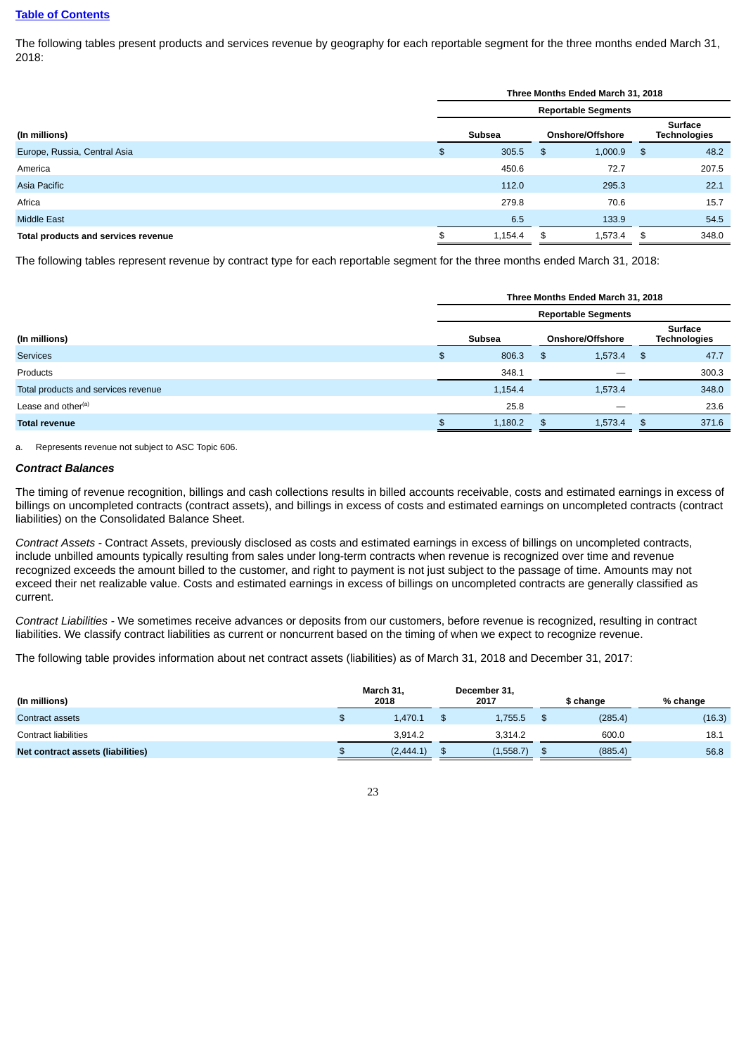The following tables present products and services revenue by geography for each reportable segment for the three months ended March 31, 2018:

| | Three Months Ended March 31, 2018 | | |
|---|---|---|---|
| | Reportable Segments | | |
| (In millions) | Subsea | Onshore/Offshore | Surface Technologies |
| Europe, Russia, Central Asia | $ 305.5 | $ 1,000.9 | $ 48.2 |
| America | 450.6 | 72.7 | 207.5 |
| Asia Pacific | 112.0 | 295.3 | 22.1 |
| Africa | 279.8 | 70.6 | 15.7 |
| Middle East | 6.5 | 133.9 | 54.5 |
| **Total products and services revenue** | $ 1,154.4 | $ 1,573.4 | $ 348.0 |

The following tables represent revenue by contract type for each reportable segment for the three months ended March 31, 2018:

| | Three Months Ended March 31, 2018 | | |
|---|---|---|---|
| | Reportable Segments | | |
| (In millions) | Subsea | Onshore/Offshore | Surface Technologies |
| Services | $ 806.3 | $ 1,573.4 | $ 47.7 |
| Products | 348.1 | — | 300.3 |
| Total products and services revenue | 1,154.4 | 1,573.4 | 348.0 |
| Lease and other[(a)] | 25.8 | — | 23.6 |
| **Total revenue** | $ 1,180.2 | $ 1,573.4 | $ 371.6 |

a. Represents revenue not subject to ASC Topic 606.

### *Contract Balances*

The timing of revenue recognition, billings and cash collections results in billed accounts receivable, costs and estimated earnings in excess of billings on uncompleted contracts (contract assets), and billings in excess of costs and estimated earnings on uncompleted contracts (contract liabilities) on the Consolidated Balance Sheet.

*Contract Assets* - Contract Assets, previously disclosed as costs and estimated earnings in excess of billings on uncompleted contracts, include unbilled amounts typically resulting from sales under long-term contracts when revenue is recognized over time and revenue recognized exceeds the amount billed to the customer, and right to payment is not just subject to the passage of time. Amounts may not exceed their net realizable value. Costs and estimated earnings in excess of billings on uncompleted contracts are generally classified as current.

*Contract Liabilities* - We sometimes receive advances or deposits from our customers, before revenue is recognized, resulting in contract liabilities. We classify contract liabilities as current or noncurrent based on the timing of when we expect to recognize revenue.

The following table provides information about net contract assets (liabilities) as of March 31, 2018 and December 31, 2017:

| (In millions) | March 31, 2018 | December 31, 2017 | $ change | % change |
|---|---|---|---|---|
| Contract assets | $ 1,470.1 | $ 1,755.5 | $ (285.4) | (16.3) |
| Contract liabilities | 3,914.2 | 3,314.2 | 600.0 | 18.1 |
| **Net contract assets (liabilities)** | $ (2,444.1) | $ (1,558.7) | $ (885.4) | 56.8 |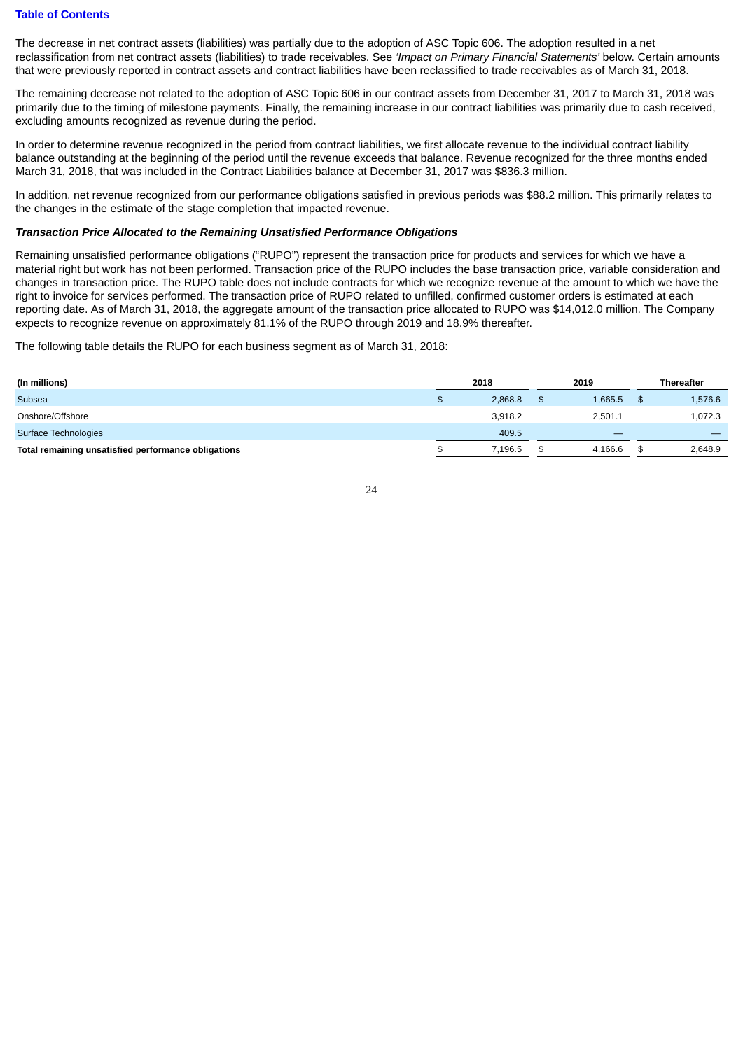[Table of Contents](#)

The decrease in net contract assets (liabilities) was partially due to the adoption of ASC Topic 606. The adoption resulted in a net reclassification from net contract assets (liabilities) to trade receivables. See *'Impact on Primary Financial Statements'* below. Certain amounts that were previously reported in contract assets and contract liabilities have been reclassified to trade receivables as of March 31, 2018.

The remaining decrease not related to the adoption of ASC Topic 606 in our contract assets from December 31, 2017 to March 31, 2018 was primarily due to the timing of milestone payments. Finally, the remaining increase in our contract liabilities was primarily due to cash received, excluding amounts recognized as revenue during the period.

In order to determine revenue recognized in the period from contract liabilities, we first allocate revenue to the individual contract liability balance outstanding at the beginning of the period until the revenue exceeds that balance. Revenue recognized for the three months ended March 31, 2018, that was included in the Contract Liabilities balance at December 31, 2017 was $836.3 million.

In addition, net revenue recognized from our performance obligations satisfied in previous periods was $88.2 million. This primarily relates to the changes in the estimate of the stage completion that impacted revenue.

***Transaction Price Allocated to the Remaining Unsatisfied Performance Obligations***

Remaining unsatisfied performance obligations ("RUPO") represent the transaction price for products and services for which we have a material right but work has not been performed. Transaction price of the RUPO includes the base transaction price, variable consideration and changes in transaction price. The RUPO table does not include contracts for which we recognize revenue at the amount to which we have the right to invoice for services performed. The transaction price of RUPO related to unfilled, confirmed customer orders is estimated at each reporting date. As of March 31, 2018, the aggregate amount of the transaction price allocated to RUPO was $14,012.0 million. The Company expects to recognize revenue on approximately 81.1% of the RUPO through 2019 and 18.9% thereafter.

The following table details the RUPO for each business segment as of March 31, 2018:

| (In millions) | 2018 | 2019 | Thereafter |
|---|---|---|---|
| Subsea | $ 2,868.8 | $ 1,665.5 | $ 1,576.6 |
| Onshore/Offshore | 3,918.2 | 2,501.1 | 1,072.3 |
| Surface Technologies | 409.5 | — | — |
| **Total remaining unsatisfied performance obligations** | $ 7,196.5 | $ 4,166.6 | $ 2,648.9 |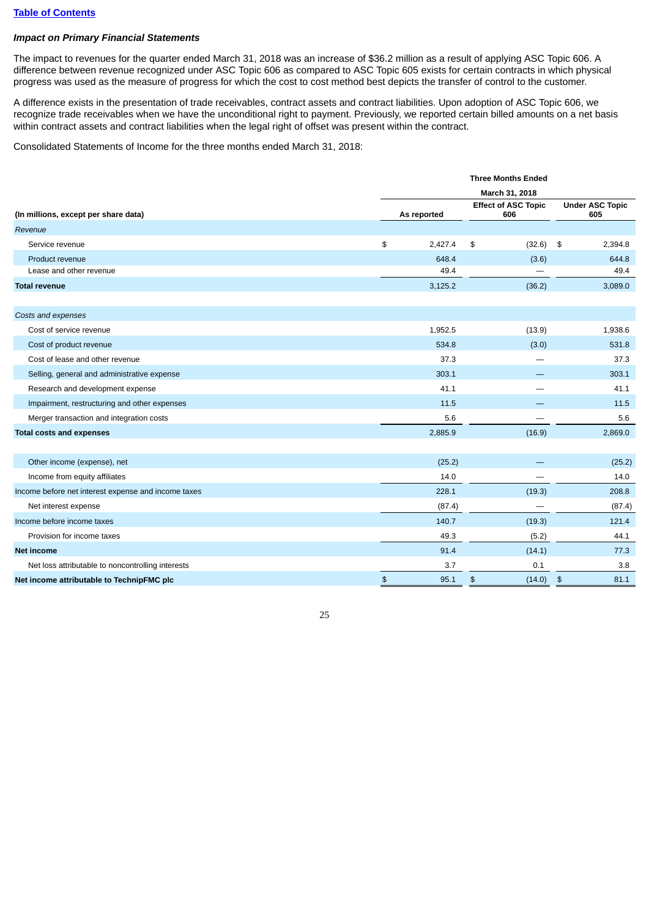[Table of Contents](#)

***Impact on Primary Financial Statements***

The impact to revenues for the quarter ended March 31, 2018 was an increase of $36.2 million as a result of applying ASC Topic 606. A difference between revenue recognized under ASC Topic 606 as compared to ASC Topic 605 exists for certain contracts in which physical progress was used as the measure of progress for which the cost to cost method best depicts the transfer of control to the customer.

A difference exists in the presentation of trade receivables, contract assets and contract liabilities. Upon adoption of ASC Topic 606, we recognize trade receivables when we have the unconditional right to payment. Previously, we reported certain billed amounts on a net basis within contract assets and contract liabilities when the legal right of offset was present within the contract.

Consolidated Statements of Income for the three months ended March 31, 2018:

| | Three Months Ended | | |
|---|---|---|---|
| | March 31, 2018 | | |
| **(In millions, except per share data)** | **As reported** | **Effect of ASC Topic 606** | **Under ASC Topic 605** |
| *Revenue* | | | |
| Service revenue | $ 2,427.4 | $ (32.6) | $ 2,394.8 |
| Product revenue | 648.4 | (3.6) | 644.8 |
| Lease and other revenue | 49.4 | — | 49.4 |
| **Total revenue** | 3,125.2 | (36.2) | 3,089.0 |
| | | | |
| *Costs and expenses* | | | |
| Cost of service revenue | 1,952.5 | (13.9) | 1,938.6 |
| Cost of product revenue | 534.8 | (3.0) | 531.8 |
| Cost of lease and other revenue | 37.3 | — | 37.3 |
| Selling, general and administrative expense | 303.1 | — | 303.1 |
| Research and development expense | 41.1 | — | 41.1 |
| Impairment, restructuring and other expenses | 11.5 | — | 11.5 |
| Merger transaction and integration costs | 5.6 | — | 5.6 |
| **Total costs and expenses** | 2,885.9 | (16.9) | 2,869.0 |
| | | | |
| Other income (expense), net | (25.2) | — | (25.2) |
| Income from equity affiliates | 14.0 | — | 14.0 |
| Income before net interest expense and income taxes | 228.1 | (19.3) | 208.8 |
| Net interest expense | (87.4) | — | (87.4) |
| Income before income taxes | 140.7 | (19.3) | 121.4 |
| Provision for income taxes | 49.3 | (5.2) | 44.1 |
| **Net income** | 91.4 | (14.1) | 77.3 |
| Net loss attributable to noncontrolling interests | 3.7 | 0.1 | 3.8 |
| **Net income attributable to TechnipFMC plc** | $ 95.1 | $ (14.0) | $ 81.1 |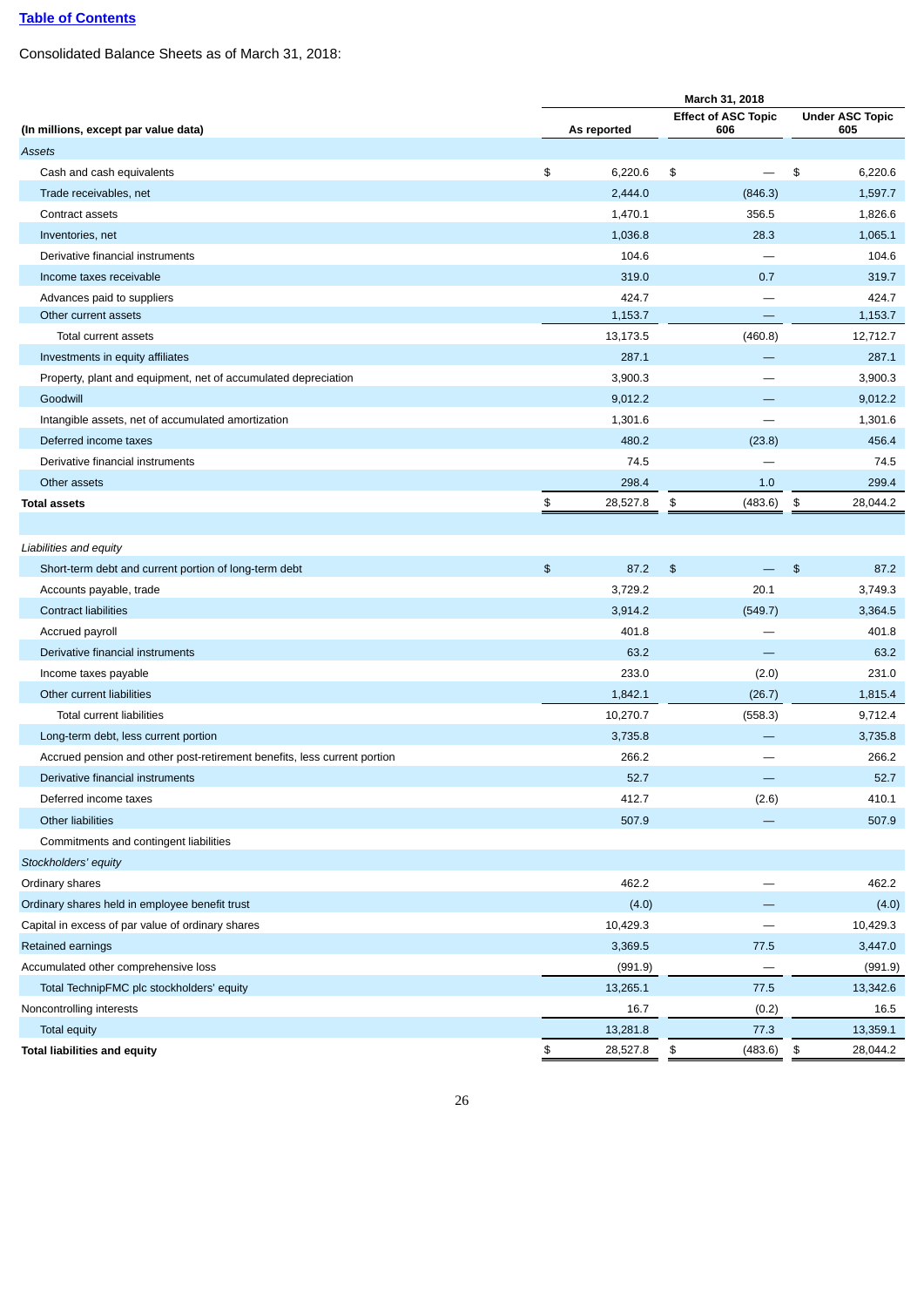Table of Contents

Consolidated Balance Sheets as of March 31, 2018:

| | March 31, 2018 | | |
|---|---|---|---|
| (In millions, except par value data) | As reported | Effect of ASC Topic 606 | Under ASC Topic 605 |
| *Assets* | | | |
| Cash and cash equivalents | $ 6,220.6 | $ — | $ 6,220.6 |
| Trade receivables, net | 2,444.0 | (846.3) | 1,597.7 |
| Contract assets | 1,470.1 | 356.5 | 1,826.6 |
| Inventories, net | 1,036.8 | 28.3 | 1,065.1 |
| Derivative financial instruments | 104.6 | — | 104.6 |
| Income taxes receivable | 319.0 | 0.7 | 319.7 |
| Advances paid to suppliers | 424.7 | — | 424.7 |
| Other current assets | 1,153.7 | — | 1,153.7 |
| Total current assets | 13,173.5 | (460.8) | 12,712.7 |
| Investments in equity affiliates | 287.1 | — | 287.1 |
| Property, plant and equipment, net of accumulated depreciation | 3,900.3 | — | 3,900.3 |
| Goodwill | 9,012.2 | — | 9,012.2 |
| Intangible assets, net of accumulated amortization | 1,301.6 | — | 1,301.6 |
| Deferred income taxes | 480.2 | (23.8) | 456.4 |
| Derivative financial instruments | 74.5 | — | 74.5 |
| Other assets | 298.4 | 1.0 | 299.4 |
| **Total assets** | $ 28,527.8 | $ (483.6) | $ 28,044.2 |
| | | | |
| *Liabilities and equity* | | | |
| Short-term debt and current portion of long-term debt | $ 87.2 | $ — | $ 87.2 |
| Accounts payable, trade | 3,729.2 | 20.1 | 3,749.3 |
| Contract liabilities | 3,914.2 | (549.7) | 3,364.5 |
| Accrued payroll | 401.8 | — | 401.8 |
| Derivative financial instruments | 63.2 | — | 63.2 |
| Income taxes payable | 233.0 | (2.0) | 231.0 |
| Other current liabilities | 1,842.1 | (26.7) | 1,815.4 |
| Total current liabilities | 10,270.7 | (558.3) | 9,712.4 |
| Long-term debt, less current portion | 3,735.8 | — | 3,735.8 |
| Accrued pension and other post-retirement benefits, less current portion | 266.2 | — | 266.2 |
| Derivative financial instruments | 52.7 | — | 52.7 |
| Deferred income taxes | 412.7 | (2.6) | 410.1 |
| Other liabilities | 507.9 | — | 507.9 |
| Commitments and contingent liabilities | | | |
| *Stockholders' equity* | | | |
| Ordinary shares | 462.2 | — | 462.2 |
| Ordinary shares held in employee benefit trust | (4.0) | — | (4.0) |
| Capital in excess of par value of ordinary shares | 10,429.3 | — | 10,429.3 |
| Retained earnings | 3,369.5 | 77.5 | 3,447.0 |
| Accumulated other comprehensive loss | (991.9) | — | (991.9) |
| Total TechnipFMC plc stockholders' equity | 13,265.1 | 77.5 | 13,342.6 |
| Noncontrolling interests | 16.7 | (0.2) | 16.5 |
| Total equity | 13,281.8 | 77.3 | 13,359.1 |
| **Total liabilities and equity** | $ 28,527.8 | $ (483.6) | $ 28,044.2 |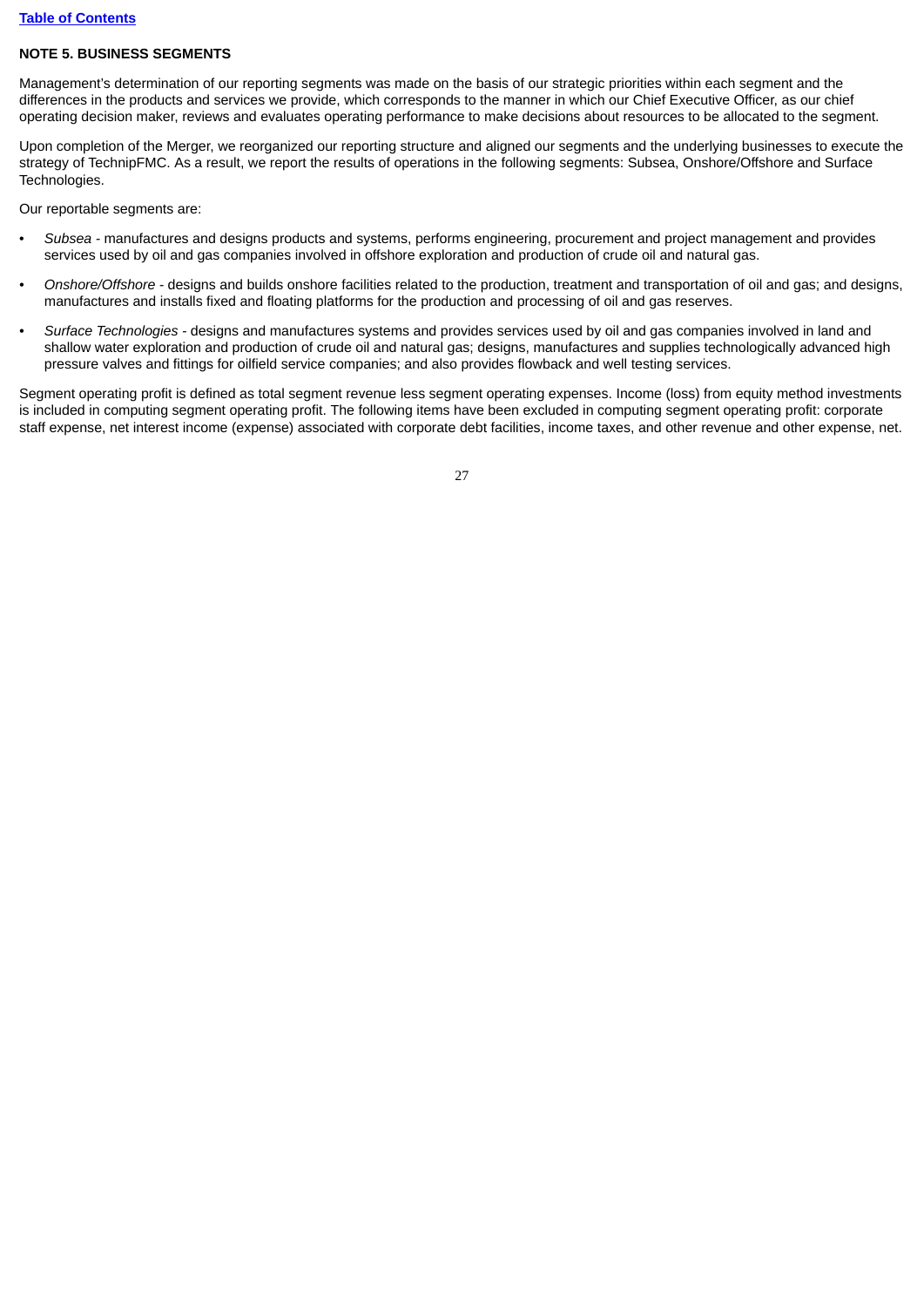## NOTE 5. BUSINESS SEGMENTS

Management's determination of our reporting segments was made on the basis of our strategic priorities within each segment and the differences in the products and services we provide, which corresponds to the manner in which our Chief Executive Officer, as our chief operating decision maker, reviews and evaluates operating performance to make decisions about resources to be allocated to the segment.

Upon completion of the Merger, we reorganized our reporting structure and aligned our segments and the underlying businesses to execute the strategy of TechnipFMC. As a result, we report the results of operations in the following segments: Subsea, Onshore/Offshore and Surface Technologies.

Our reportable segments are:

- *Subsea* - manufactures and designs products and systems, performs engineering, procurement and project management and provides services used by oil and gas companies involved in offshore exploration and production of crude oil and natural gas.
- *Onshore/Offshore* - designs and builds onshore facilities related to the production, treatment and transportation of oil and gas; and designs, manufactures and installs fixed and floating platforms for the production and processing of oil and gas reserves.
- *Surface Technologies* - designs and manufactures systems and provides services used by oil and gas companies involved in land and shallow water exploration and production of crude oil and natural gas; designs, manufactures and supplies technologically advanced high pressure valves and fittings for oilfield service companies; and also provides flowback and well testing services.

Segment operating profit is defined as total segment revenue less segment operating expenses. Income (loss) from equity method investments is included in computing segment operating profit. The following items have been excluded in computing segment operating profit: corporate staff expense, net interest income (expense) associated with corporate debt facilities, income taxes, and other revenue and other expense, net.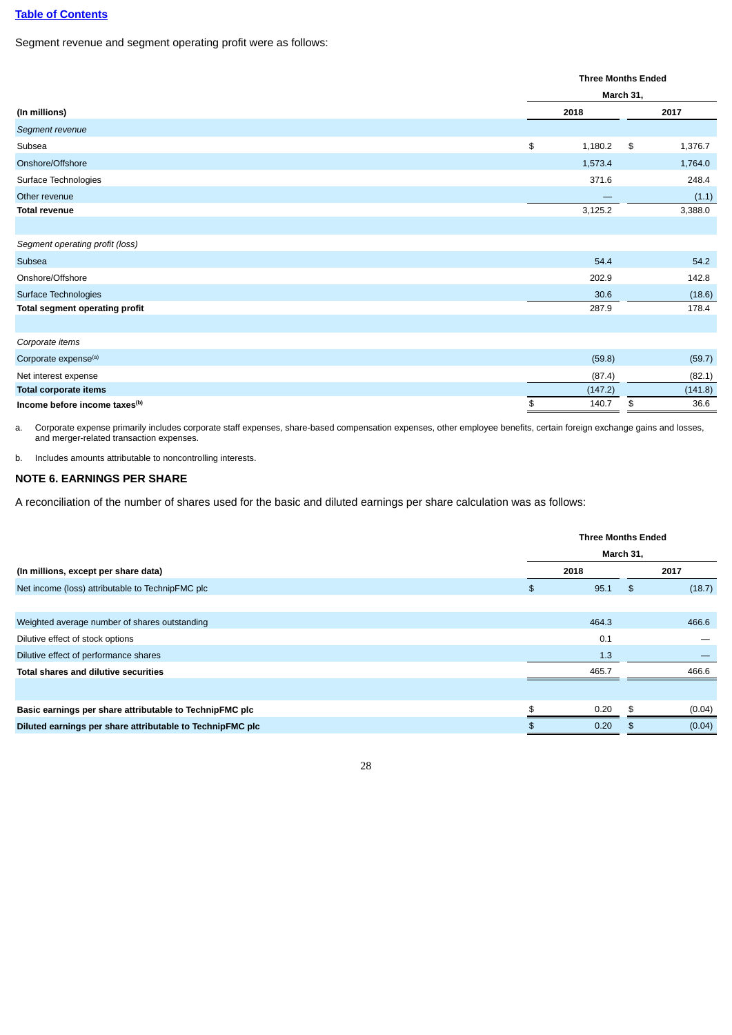[Table of Contents](#)

Segment revenue and segment operating profit were as follows:

| (In millions) | Three Months Ended March 31, 2018 | Three Months Ended March 31, 2017 |
|---|---|---|
| *Segment revenue* | | |
| Subsea | $ 1,180.2 | $ 1,376.7 |
| Onshore/Offshore | 1,573.4 | 1,764.0 |
| Surface Technologies | 371.6 | 248.4 |
| Other revenue | — | (1.1) |
| **Total revenue** | 3,125.2 | 3,388.0 |
| | | |
| *Segment operating profit (loss)* | | |
| Subsea | 54.4 | 54.2 |
| Onshore/Offshore | 202.9 | 142.8 |
| Surface Technologies | 30.6 | (18.6) |
| **Total segment operating profit** | 287.9 | 178.4 |
| | | |
| *Corporate items* | | |
| Corporate expense[(a)] | (59.8) | (59.7) |
| Net interest expense | (87.4) | (82.1) |
| **Total corporate items** | (147.2) | (141.8) |
| **Income before income taxes[(b)]** | $ 140.7 | $ 36.6 |

a. Corporate expense primarily includes corporate staff expenses, share-based compensation expenses, other employee benefits, certain foreign exchange gains and losses, and merger-related transaction expenses.

b. Includes amounts attributable to noncontrolling interests.

## NOTE 6. EARNINGS PER SHARE

A reconciliation of the number of shares used for the basic and diluted earnings per share calculation was as follows:

| (In millions, except per share data) | Three Months Ended March 31, 2018 | Three Months Ended March 31, 2017 |
|---|---|---|
| Net income (loss) attributable to TechnipFMC plc | $ 95.1 | $ (18.7) |
| | | |
| Weighted average number of shares outstanding | 464.3 | 466.6 |
| Dilutive effect of stock options | 0.1 | — |
| Dilutive effect of performance shares | 1.3 | — |
| **Total shares and dilutive securities** | 465.7 | 466.6 |
| | | |
| **Basic earnings per share attributable to TechnipFMC plc** | $ 0.20 | $ (0.04) |
| **Diluted earnings per share attributable to TechnipFMC plc** | $ 0.20 | $ (0.04) |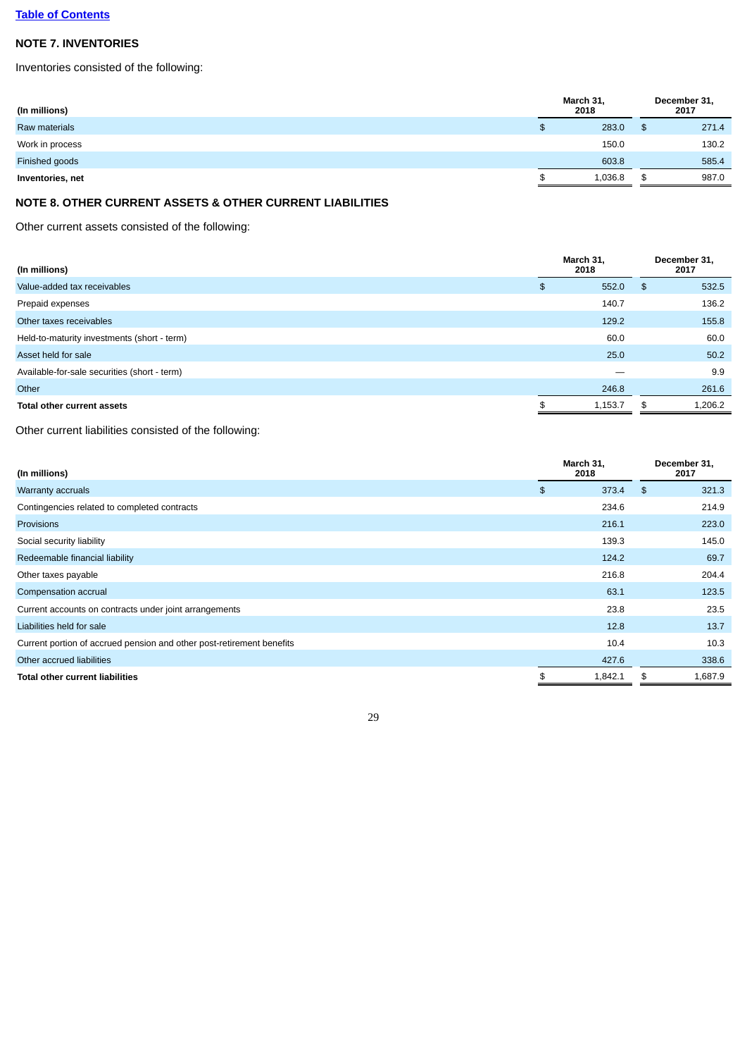[Table of Contents](#)

## NOTE 7. INVENTORIES

Inventories consisted of the following:

| (In millions) | March 31, 2018 | December 31, 2017 |
|---|---|---|
| Raw materials | $ 283.0 | $ 271.4 |
| Work in process | 150.0 | 130.2 |
| Finished goods | 603.8 | 585.4 |
| **Inventories, net** | $ 1,036.8 | $ 987.0 |

## NOTE 8. OTHER CURRENT ASSETS & OTHER CURRENT LIABILITIES

Other current assets consisted of the following:

| (In millions) | March 31, 2018 | December 31, 2017 |
|---|---|---|
| Value-added tax receivables | $ 552.0 | $ 532.5 |
| Prepaid expenses | 140.7 | 136.2 |
| Other taxes receivables | 129.2 | 155.8 |
| Held-to-maturity investments (short - term) | 60.0 | 60.0 |
| Asset held for sale | 25.0 | 50.2 |
| Available-for-sale securities (short - term) | — | 9.9 |
| Other | 246.8 | 261.6 |
| **Total other current assets** | $ 1,153.7 | $ 1,206.2 |

Other current liabilities consisted of the following:

| (In millions) | March 31, 2018 | December 31, 2017 |
|---|---|---|
| Warranty accruals | $ 373.4 | $ 321.3 |
| Contingencies related to completed contracts | 234.6 | 214.9 |
| Provisions | 216.1 | 223.0 |
| Social security liability | 139.3 | 145.0 |
| Redeemable financial liability | 124.2 | 69.7 |
| Other taxes payable | 216.8 | 204.4 |
| Compensation accrual | 63.1 | 123.5 |
| Current accounts on contracts under joint arrangements | 23.8 | 23.5 |
| Liabilities held for sale | 12.8 | 13.7 |
| Current portion of accrued pension and other post-retirement benefits | 10.4 | 10.3 |
| Other accrued liabilities | 427.6 | 338.6 |
| **Total other current liabilities** | $ 1,842.1 | $ 1,687.9 |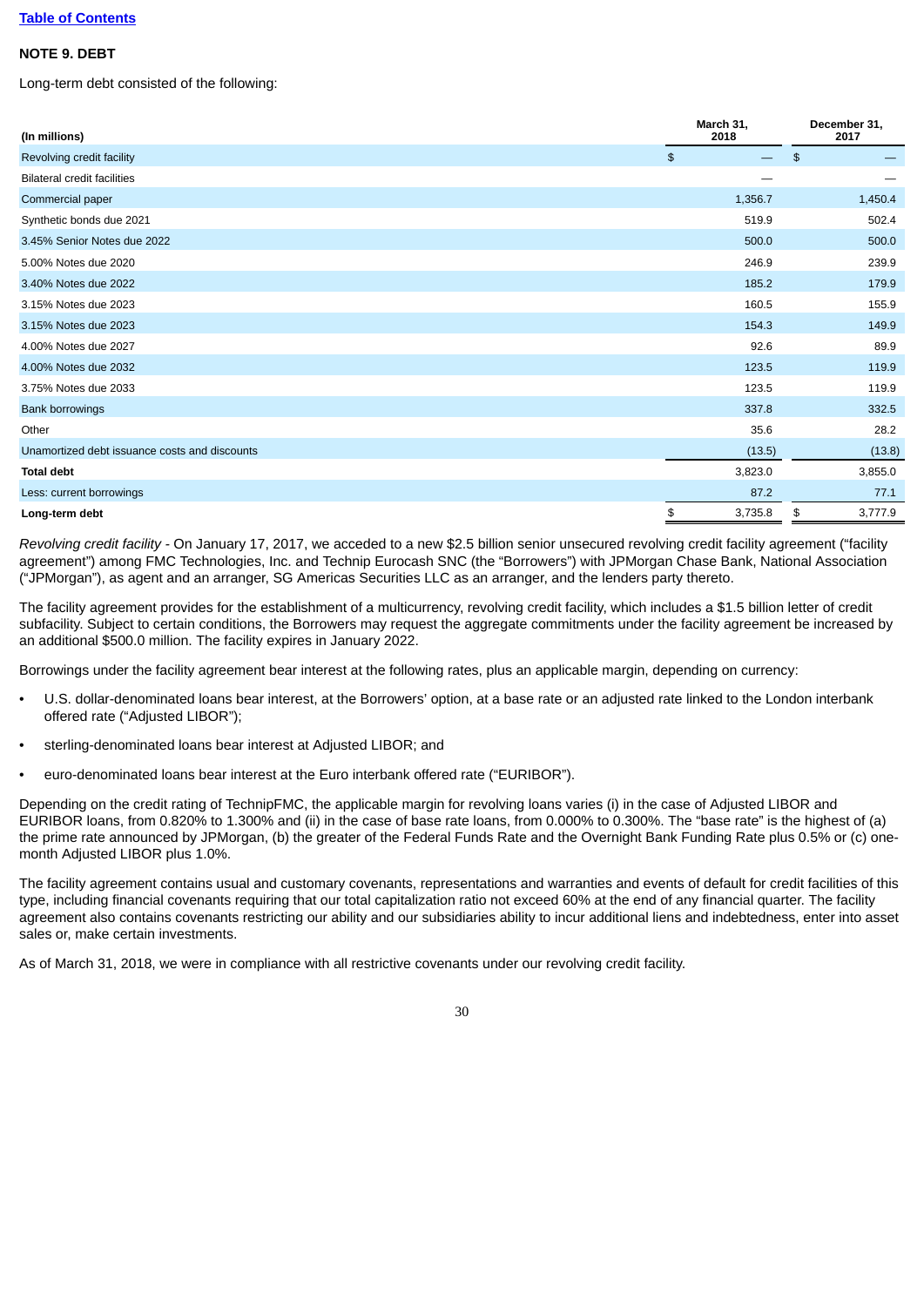[Table of Contents](#)

## NOTE 9. DEBT

Long-term debt consisted of the following:

| (In millions) | March 31, 2018 | December 31, 2017 |
|---|---|---|
| Revolving credit facility | $ — | $ — |
| Bilateral credit facilities | — | — |
| Commercial paper | 1,356.7 | 1,450.4 |
| Synthetic bonds due 2021 | 519.9 | 502.4 |
| 3.45% Senior Notes due 2022 | 500.0 | 500.0 |
| 5.00% Notes due 2020 | 246.9 | 239.9 |
| 3.40% Notes due 2022 | 185.2 | 179.9 |
| 3.15% Notes due 2023 | 160.5 | 155.9 |
| 3.15% Notes due 2023 | 154.3 | 149.9 |
| 4.00% Notes due 2027 | 92.6 | 89.9 |
| 4.00% Notes due 2032 | 123.5 | 119.9 |
| 3.75% Notes due 2033 | 123.5 | 119.9 |
| Bank borrowings | 337.8 | 332.5 |
| Other | 35.6 | 28.2 |
| Unamortized debt issuance costs and discounts | (13.5) | (13.8) |
| **Total debt** | 3,823.0 | 3,855.0 |
| Less: current borrowings | 87.2 | 77.1 |
| **Long-term debt** | $ 3,735.8 | $ 3,777.9 |

*Revolving credit facility* - On January 17, 2017, we acceded to a new $2.5 billion senior unsecured revolving credit facility agreement ("facility agreement") among FMC Technologies, Inc. and Technip Eurocash SNC (the "Borrowers") with JPMorgan Chase Bank, National Association ("JPMorgan"), as agent and an arranger, SG Americas Securities LLC as an arranger, and the lenders party thereto.

The facility agreement provides for the establishment of a multicurrency, revolving credit facility, which includes a $1.5 billion letter of credit subfacility. Subject to certain conditions, the Borrowers may request the aggregate commitments under the facility agreement be increased by an additional $500.0 million. The facility expires in January 2022.

Borrowings under the facility agreement bear interest at the following rates, plus an applicable margin, depending on currency:

- U.S. dollar-denominated loans bear interest, at the Borrowers' option, at a base rate or an adjusted rate linked to the London interbank offered rate ("Adjusted LIBOR");
- sterling-denominated loans bear interest at Adjusted LIBOR; and
- euro-denominated loans bear interest at the Euro interbank offered rate ("EURIBOR").

Depending on the credit rating of TechnipFMC, the applicable margin for revolving loans varies (i) in the case of Adjusted LIBOR and EURIBOR loans, from 0.820% to 1.300% and (ii) in the case of base rate loans, from 0.000% to 0.300%. The "base rate" is the highest of (a) the prime rate announced by JPMorgan, (b) the greater of the Federal Funds Rate and the Overnight Bank Funding Rate plus 0.5% or (c) one-month Adjusted LIBOR plus 1.0%.

The facility agreement contains usual and customary covenants, representations and warranties and events of default for credit facilities of this type, including financial covenants requiring that our total capitalization ratio not exceed 60% at the end of any financial quarter. The facility agreement also contains covenants restricting our ability and our subsidiaries ability to incur additional liens and indebtedness, enter into asset sales or, make certain investments.

As of March 31, 2018, we were in compliance with all restrictive covenants under our revolving credit facility.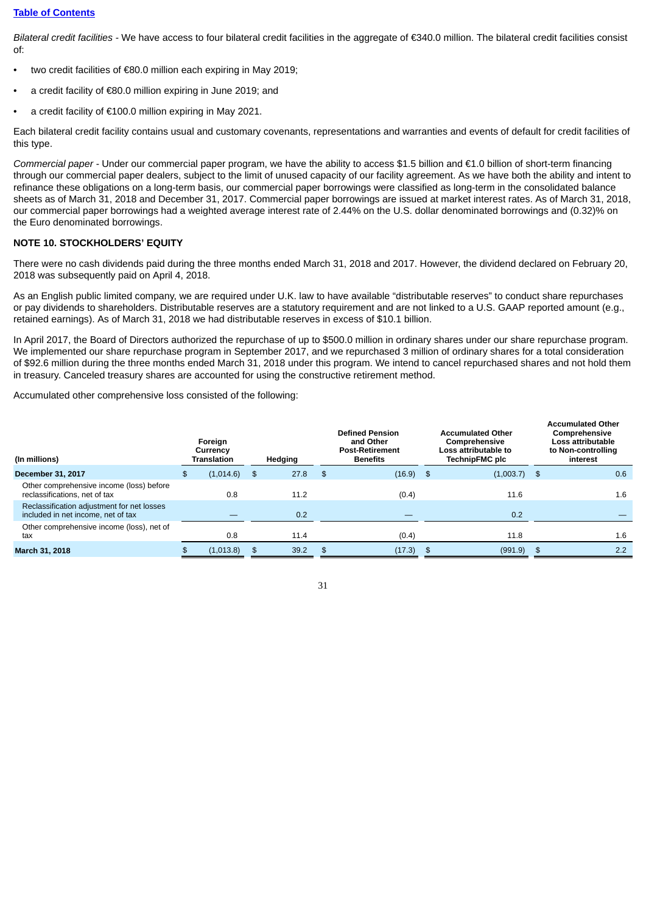[Table of Contents](#)

*Bilateral credit facilities* - We have access to four bilateral credit facilities in the aggregate of €340.0 million. The bilateral credit facilities consist of:

- two credit facilities of €80.0 million each expiring in May 2019;
- a credit facility of €80.0 million expiring in June 2019; and
- a credit facility of €100.0 million expiring in May 2021.

Each bilateral credit facility contains usual and customary covenants, representations and warranties and events of default for credit facilities of this type.

*Commercial paper* - Under our commercial paper program, we have the ability to access $1.5 billion and €1.0 billion of short-term financing through our commercial paper dealers, subject to the limit of unused capacity of our facility agreement. As we have both the ability and intent to refinance these obligations on a long-term basis, our commercial paper borrowings were classified as long-term in the consolidated balance sheets as of March 31, 2018 and December 31, 2017. Commercial paper borrowings are issued at market interest rates. As of March 31, 2018, our commercial paper borrowings had a weighted average interest rate of 2.44% on the U.S. dollar denominated borrowings and (0.32)% on the Euro denominated borrowings.

### NOTE 10. STOCKHOLDERS' EQUITY

There were no cash dividends paid during the three months ended March 31, 2018 and 2017. However, the dividend declared on February 20, 2018 was subsequently paid on April 4, 2018.

As an English public limited company, we are required under U.K. law to have available "distributable reserves" to conduct share repurchases or pay dividends to shareholders. Distributable reserves are a statutory requirement and are not linked to a U.S. GAAP reported amount (e.g., retained earnings). As of March 31, 2018 we had distributable reserves in excess of $10.1 billion.

In April 2017, the Board of Directors authorized the repurchase of up to $500.0 million in ordinary shares under our share repurchase program. We implemented our share repurchase program in September 2017, and we repurchased 3 million of ordinary shares for a total consideration of $92.6 million during the three months ended March 31, 2018 under this program. We intend to cancel repurchased shares and not hold them in treasury. Canceled treasury shares are accounted for using the constructive retirement method.

Accumulated other comprehensive loss consisted of the following:

| (In millions) | Foreign Currency Translation | Hedging | Defined Pension and Other Post-Retirement Benefits | Accumulated Other Comprehensive Loss attributable to TechnipFMC plc | Accumulated Other Comprehensive Loss attributable to Non-controlling interest |
|---|---|---|---|---|---|
| **December 31, 2017** | $ (1,014.6) | $ 27.8 | $ (16.9) | $ (1,003.7) | $ 0.6 |
| Other comprehensive income (loss) before reclassifications, net of tax | 0.8 | 11.2 | (0.4) | 11.6 | 1.6 |
| Reclassification adjustment for net losses included in net income, net of tax | — | 0.2 | — | 0.2 | — |
| Other comprehensive income (loss), net of tax | 0.8 | 11.4 | (0.4) | 11.8 | 1.6 |
| **March 31, 2018** | $ (1,013.8) | $ 39.2 | $ (17.3) | $ (991.9) | $ 2.2 |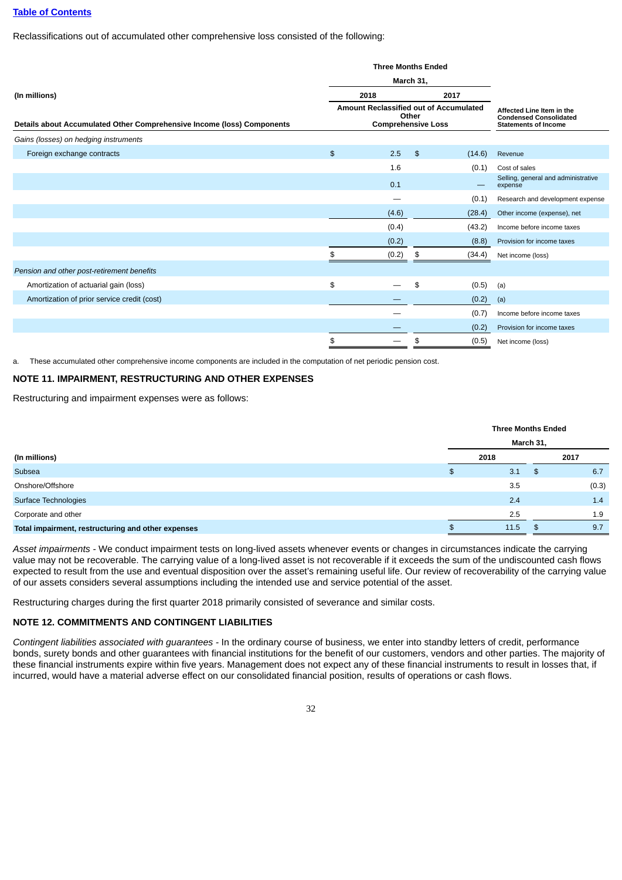[Table of Contents](#)

Reclassifications out of accumulated other comprehensive loss consisted of the following:

| (In millions) | Three Months Ended March 31, 2018 | Three Months Ended March 31, 2017 | |
|---|---|---|---|
| **Details about Accumulated Other Comprehensive Income (loss) Components** | **Amount Reclassified out of Accumulated Other Comprehensive Loss** | | **Affected Line Item in the Condensed Consolidated Statements of Income** |
| *Gains (losses) on hedging instruments* | | | |
| Foreign exchange contracts | $ 2.5 | $ (14.6) | Revenue |
| | 1.6 | (0.1) | Cost of sales |
| | 0.1 | — | Selling, general and administrative expense |
| | — | (0.1) | Research and development expense |
| | (4.6) | (28.4) | Other income (expense), net |
| | (0.4) | (43.2) | Income before income taxes |
| | (0.2) | (8.8) | Provision for income taxes |
| | $ (0.2) | $ (34.4) | Net income (loss) |
| *Pension and other post-retirement benefits* | | | |
| Amortization of actuarial gain (loss) | $ — | $ (0.5) | (a) |
| Amortization of prior service credit (cost) | — | (0.2) | (a) |
| | — | (0.7) | Income before income taxes |
| | — | (0.2) | Provision for income taxes |
| | $ — | $ (0.5) | Net income (loss) |

a. These accumulated other comprehensive income components are included in the computation of net periodic pension cost.

## NOTE 11. IMPAIRMENT, RESTRUCTURING AND OTHER EXPENSES

Restructuring and impairment expenses were as follows:

| (In millions) | Three Months Ended March 31, 2018 | Three Months Ended March 31, 2017 |
|---|---|---|
| Subsea | $ 3.1 | $ 6.7 |
| Onshore/Offshore | 3.5 | (0.3) |
| Surface Technologies | 2.4 | 1.4 |
| Corporate and other | 2.5 | 1.9 |
| **Total impairment, restructuring and other expenses** | $ 11.5 | $ 9.7 |

*Asset impairments* - We conduct impairment tests on long-lived assets whenever events or changes in circumstances indicate the carrying value may not be recoverable. The carrying value of a long-lived asset is not recoverable if it exceeds the sum of the undiscounted cash flows expected to result from the use and eventual disposition over the asset's remaining useful life. Our review of recoverability of the carrying value of our assets considers several assumptions including the intended use and service potential of the asset.

Restructuring charges during the first quarter 2018 primarily consisted of severance and similar costs.

## NOTE 12. COMMITMENTS AND CONTINGENT LIABILITIES

*Contingent liabilities associated with guarantees* - In the ordinary course of business, we enter into standby letters of credit, performance bonds, surety bonds and other guarantees with financial institutions for the benefit of our customers, vendors and other parties. The majority of these financial instruments expire within five years. Management does not expect any of these financial instruments to result in losses that, if incurred, would have a material adverse effect on our consolidated financial position, results of operations or cash flows.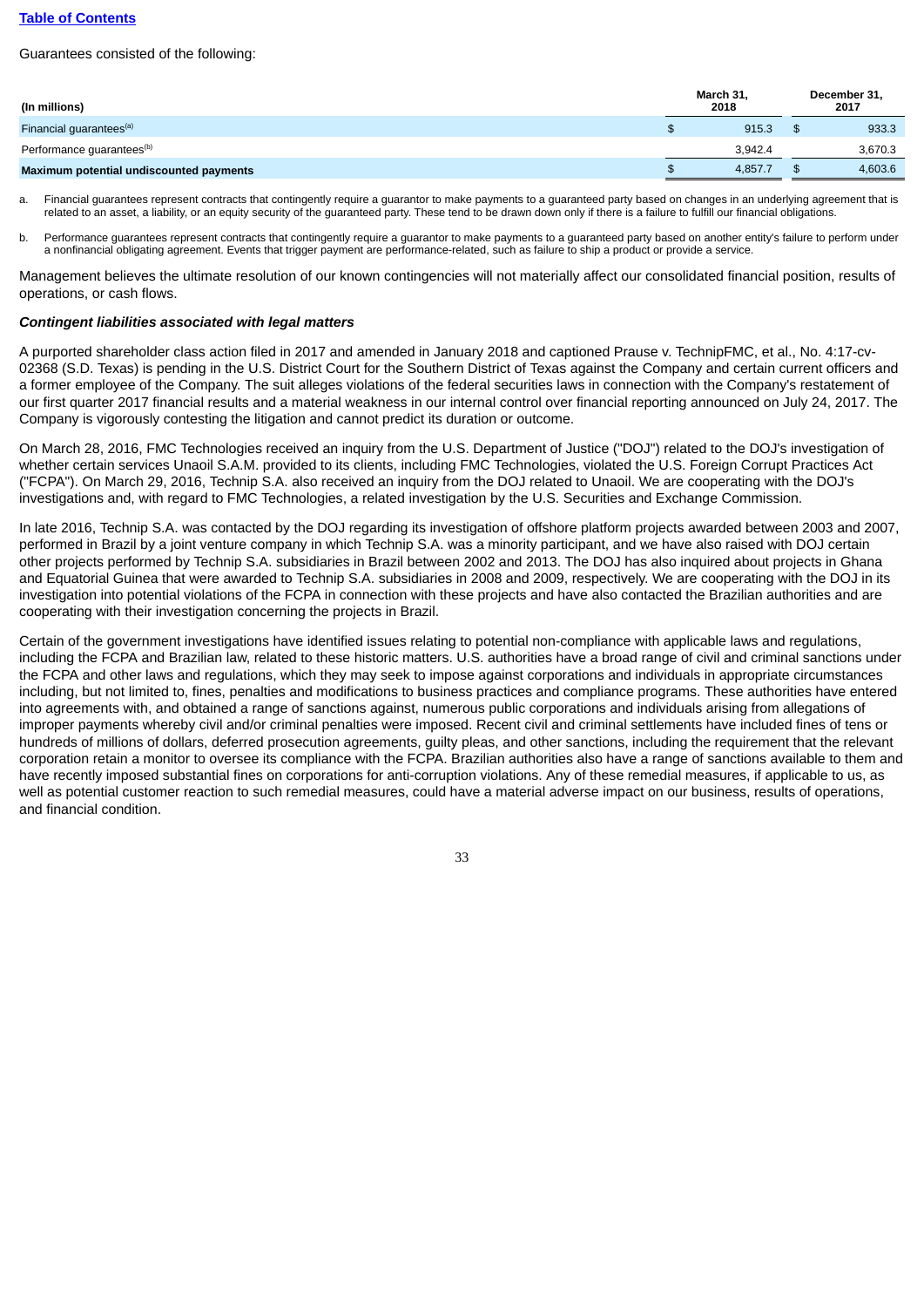[Table of Contents](#)

Guarantees consisted of the following:

| (In millions) | March 31, 2018 | December 31, 2017 |
|---|---|---|
| Financial guarantees[(a)] | $ 915.3 | $ 933.3 |
| Performance guarantees[(b)] | 3,942.4 | 3,670.3 |
| **Maximum potential undiscounted payments** | $ 4,857.7 | $ 4,603.6 |

a. Financial guarantees represent contracts that contingently require a guarantor to make payments to a guaranteed party based on changes in an underlying agreement that is related to an asset, a liability, or an equity security of the guaranteed party. These tend to be drawn down only if there is a failure to fulfill our financial obligations.

b. Performance guarantees represent contracts that contingently require a guarantor to make payments to a guaranteed party based on another entity's failure to perform under a nonfinancial obligating agreement. Events that trigger payment are performance-related, such as failure to ship a product or provide a service.

Management believes the ultimate resolution of our known contingencies will not materially affect our consolidated financial position, results of operations, or cash flows.

***Contingent liabilities associated with legal matters***

A purported shareholder class action filed in 2017 and amended in January 2018 and captioned Prause v. TechnipFMC, et al., No. 4:17-cv-02368 (S.D. Texas) is pending in the U.S. District Court for the Southern District of Texas against the Company and certain current officers and a former employee of the Company. The suit alleges violations of the federal securities laws in connection with the Company's restatement of our first quarter 2017 financial results and a material weakness in our internal control over financial reporting announced on July 24, 2017. The Company is vigorously contesting the litigation and cannot predict its duration or outcome.

On March 28, 2016, FMC Technologies received an inquiry from the U.S. Department of Justice ("DOJ") related to the DOJ's investigation of whether certain services Unaoil S.A.M. provided to its clients, including FMC Technologies, violated the U.S. Foreign Corrupt Practices Act ("FCPA"). On March 29, 2016, Technip S.A. also received an inquiry from the DOJ related to Unaoil. We are cooperating with the DOJ's investigations and, with regard to FMC Technologies, a related investigation by the U.S. Securities and Exchange Commission.

In late 2016, Technip S.A. was contacted by the DOJ regarding its investigation of offshore platform projects awarded between 2003 and 2007, performed in Brazil by a joint venture company in which Technip S.A. was a minority participant, and we have also raised with DOJ certain other projects performed by Technip S.A. subsidiaries in Brazil between 2002 and 2013. The DOJ has also inquired about projects in Ghana and Equatorial Guinea that were awarded to Technip S.A. subsidiaries in 2008 and 2009, respectively. We are cooperating with the DOJ in its investigation into potential violations of the FCPA in connection with these projects and have also contacted the Brazilian authorities and are cooperating with their investigation concerning the projects in Brazil.

Certain of the government investigations have identified issues relating to potential non-compliance with applicable laws and regulations, including the FCPA and Brazilian law, related to these historic matters. U.S. authorities have a broad range of civil and criminal sanctions under the FCPA and other laws and regulations, which they may seek to impose against corporations and individuals in appropriate circumstances including, but not limited to, fines, penalties and modifications to business practices and compliance programs. These authorities have entered into agreements with, and obtained a range of sanctions against, numerous public corporations and individuals arising from allegations of improper payments whereby civil and/or criminal penalties were imposed. Recent civil and criminal settlements have included fines of tens or hundreds of millions of dollars, deferred prosecution agreements, guilty pleas, and other sanctions, including the requirement that the relevant corporation retain a monitor to oversee its compliance with the FCPA. Brazilian authorities also have a range of sanctions available to them and have recently imposed substantial fines on corporations for anti-corruption violations. Any of these remedial measures, if applicable to us, as well as potential customer reaction to such remedial measures, could have a material adverse impact on our business, results of operations, and financial condition.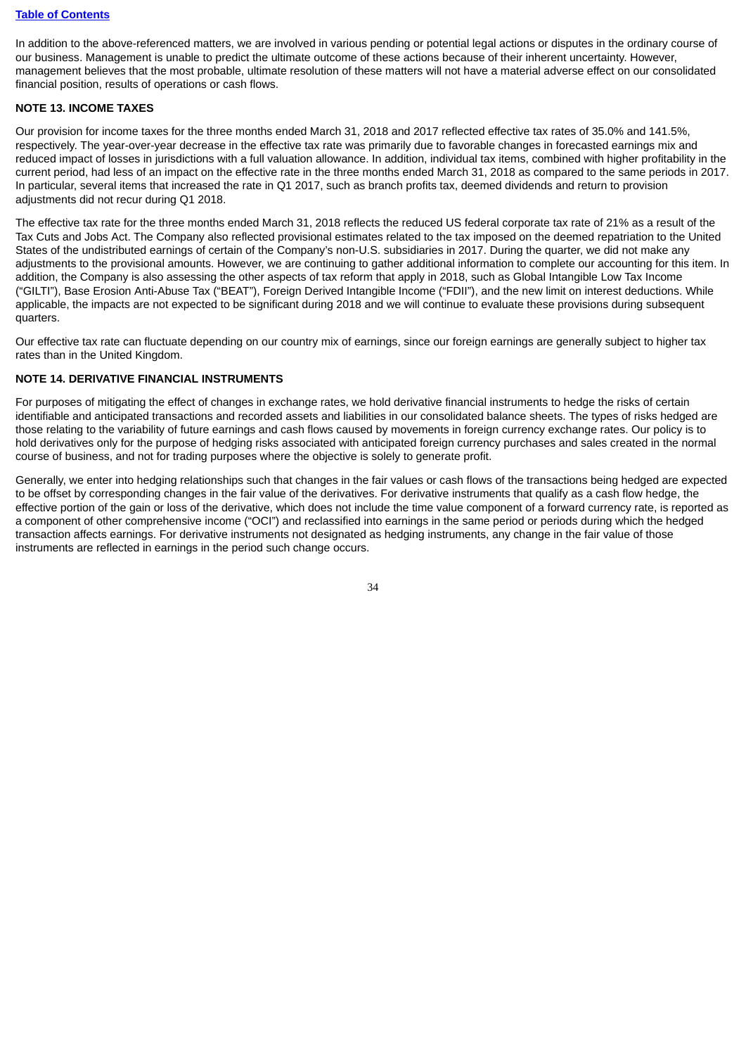In addition to the above-referenced matters, we are involved in various pending or potential legal actions or disputes in the ordinary course of our business. Management is unable to predict the ultimate outcome of these actions because of their inherent uncertainty. However, management believes that the most probable, ultimate resolution of these matters will not have a material adverse effect on our consolidated financial position, results of operations or cash flows.

**NOTE 13. INCOME TAXES**

Our provision for income taxes for the three months ended March 31, 2018 and 2017 reflected effective tax rates of 35.0% and 141.5%, respectively. The year-over-year decrease in the effective tax rate was primarily due to favorable changes in forecasted earnings mix and reduced impact of losses in jurisdictions with a full valuation allowance. In addition, individual tax items, combined with higher profitability in the current period, had less of an impact on the effective rate in the three months ended March 31, 2018 as compared to the same periods in 2017. In particular, several items that increased the rate in Q1 2017, such as branch profits tax, deemed dividends and return to provision adjustments did not recur during Q1 2018.

The effective tax rate for the three months ended March 31, 2018 reflects the reduced US federal corporate tax rate of 21% as a result of the Tax Cuts and Jobs Act. The Company also reflected provisional estimates related to the tax imposed on the deemed repatriation to the United States of the undistributed earnings of certain of the Company's non-U.S. subsidiaries in 2017. During the quarter, we did not make any adjustments to the provisional amounts. However, we are continuing to gather additional information to complete our accounting for this item. In addition, the Company is also assessing the other aspects of tax reform that apply in 2018, such as Global Intangible Low Tax Income ("GILTI"), Base Erosion Anti-Abuse Tax ("BEAT"), Foreign Derived Intangible Income ("FDII"), and the new limit on interest deductions. While applicable, the impacts are not expected to be significant during 2018 and we will continue to evaluate these provisions during subsequent quarters.

Our effective tax rate can fluctuate depending on our country mix of earnings, since our foreign earnings are generally subject to higher tax rates than in the United Kingdom.

**NOTE 14. DERIVATIVE FINANCIAL INSTRUMENTS**

For purposes of mitigating the effect of changes in exchange rates, we hold derivative financial instruments to hedge the risks of certain identifiable and anticipated transactions and recorded assets and liabilities in our consolidated balance sheets. The types of risks hedged are those relating to the variability of future earnings and cash flows caused by movements in foreign currency exchange rates. Our policy is to hold derivatives only for the purpose of hedging risks associated with anticipated foreign currency purchases and sales created in the normal course of business, and not for trading purposes where the objective is solely to generate profit.

Generally, we enter into hedging relationships such that changes in the fair values or cash flows of the transactions being hedged are expected to be offset by corresponding changes in the fair value of the derivatives. For derivative instruments that qualify as a cash flow hedge, the effective portion of the gain or loss of the derivative, which does not include the time value component of a forward currency rate, is reported as a component of other comprehensive income ("OCI") and reclassified into earnings in the same period or periods during which the hedged transaction affects earnings. For derivative instruments not designated as hedging instruments, any change in the fair value of those instruments are reflected in earnings in the period such change occurs.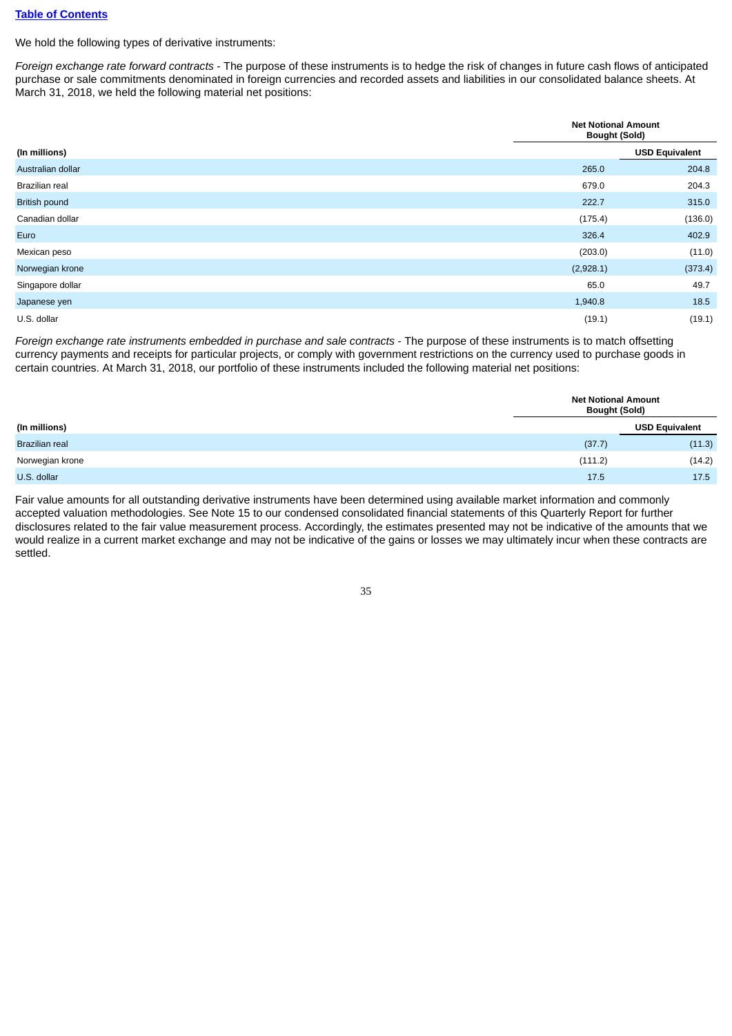[Table of Contents]

We hold the following types of derivative instruments:

*Foreign exchange rate forward contracts* - The purpose of these instruments is to hedge the risk of changes in future cash flows of anticipated purchase or sale commitments denominated in foreign currencies and recorded assets and liabilities in our consolidated balance sheets. At March 31, 2018, we held the following material net positions:

| | Net Notional Amount Bought (Sold) | |
|---|---|---|
| **(In millions)** | | **USD Equivalent** |
| Australian dollar | 265.0 | 204.8 |
| Brazilian real | 679.0 | 204.3 |
| British pound | 222.7 | 315.0 |
| Canadian dollar | (175.4) | (136.0) |
| Euro | 326.4 | 402.9 |
| Mexican peso | (203.0) | (11.0) |
| Norwegian krone | (2,928.1) | (373.4) |
| Singapore dollar | 65.0 | 49.7 |
| Japanese yen | 1,940.8 | 18.5 |
| U.S. dollar | (19.1) | (19.1) |

*Foreign exchange rate instruments embedded in purchase and sale contracts* - The purpose of these instruments is to match offsetting currency payments and receipts for particular projects, or comply with government restrictions on the currency used to purchase goods in certain countries. At March 31, 2018, our portfolio of these instruments included the following material net positions:

| | Net Notional Amount Bought (Sold) | |
|---|---|---|
| **(In millions)** | | **USD Equivalent** |
| Brazilian real | (37.7) | (11.3) |
| Norwegian krone | (111.2) | (14.2) |
| U.S. dollar | 17.5 | 17.5 |

Fair value amounts for all outstanding derivative instruments have been determined using available market information and commonly accepted valuation methodologies. See Note 15 to our condensed consolidated financial statements of this Quarterly Report for further disclosures related to the fair value measurement process. Accordingly, the estimates presented may not be indicative of the amounts that we would realize in a current market exchange and may not be indicative of the gains or losses we may ultimately incur when these contracts are settled.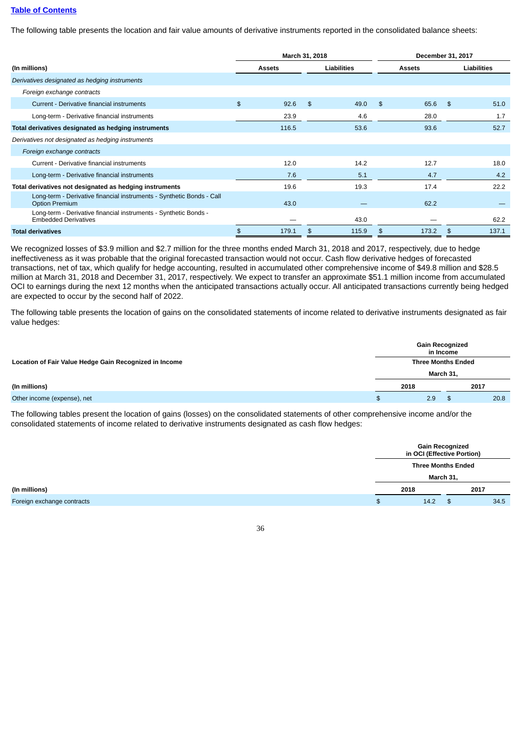[Table of Contents](#)

The following table presents the location and fair value amounts of derivative instruments reported in the consolidated balance sheets:

| | March 31, 2018 | | December 31, 2017 | |
|---|---|---|---|---|
| **(In millions)** | **Assets** | **Liabilities** | **Assets** | **Liabilities** |
| *Derivatives designated as hedging instruments* | | | | |
| *Foreign exchange contracts* | | | | |
| Current - Derivative financial instruments | $ 92.6 | $ 49.0 | $ 65.6 | $ 51.0 |
| Long-term - Derivative financial instruments | 23.9 | 4.6 | 28.0 | 1.7 |
| **Total derivatives designated as hedging instruments** | 116.5 | 53.6 | 93.6 | 52.7 |
| *Derivatives not designated as hedging instruments* | | | | |
| *Foreign exchange contracts* | | | | |
| Current - Derivative financial instruments | 12.0 | 14.2 | 12.7 | 18.0 |
| Long-term - Derivative financial instruments | 7.6 | 5.1 | 4.7 | 4.2 |
| **Total derivatives not designated as hedging instruments** | 19.6 | 19.3 | 17.4 | 22.2 |
| Long-term - Derivative financial instruments - Synthetic Bonds - Call Option Premium | 43.0 | — | 62.2 | — |
| Long-term - Derivative financial instruments - Synthetic Bonds - Embedded Derivatives | — | 43.0 | — | 62.2 |
| **Total derivatives** | $ 179.1 | $ 115.9 | $ 173.2 | $ 137.1 |

We recognized losses of $3.9 million and $2.7 million for the three months ended March 31, 2018 and 2017, respectively, due to hedge ineffectiveness as it was probable that the original forecasted transaction would not occur. Cash flow derivative hedges of forecasted transactions, net of tax, which qualify for hedge accounting, resulted in accumulated other comprehensive income of $49.8 million and $28.5 million at March 31, 2018 and December 31, 2017, respectively. We expect to transfer an approximate $51.1 million income from accumulated OCI to earnings during the next 12 months when the anticipated transactions actually occur. All anticipated transactions currently being hedged are expected to occur by the second half of 2022.

The following table presents the location of gains on the consolidated statements of income related to derivative instruments designated as fair value hedges:

| **Location of Fair Value Hedge Gain Recognized in Income** | Gain Recognized in Income Three Months Ended March 31, | |
|---|---|---|
| **(In millions)** | **2018** | **2017** |
| Other income (expense), net | $ 2.9 | $ 20.8 |

The following tables present the location of gains (losses) on the consolidated statements of other comprehensive income and/or the consolidated statements of income related to derivative instruments designated as cash flow hedges:

| | Gain Recognized in OCI (Effective Portion) Three Months Ended March 31, | |
|---|---|---|
| **(In millions)** | **2018** | **2017** |
| Foreign exchange contracts | $ 14.2 | $ 34.5 |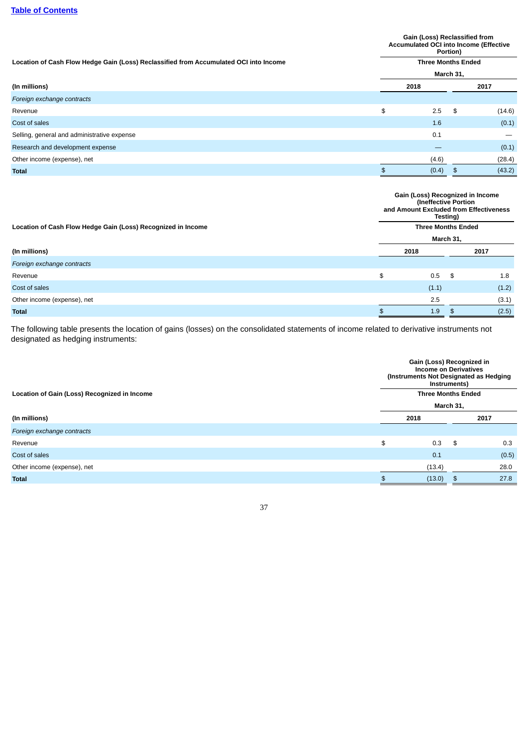[Table of Contents](#)

| Location of Cash Flow Hedge Gain (Loss) Reclassified from Accumulated OCI into Income | Gain (Loss) Reclassified from Accumulated OCI into Income (Effective Portion) | |
|---|---|---|
| | Three Months Ended March 31, | |
| (In millions) | 2018 | 2017 |
| *Foreign exchange contracts* | | |
| Revenue | $ 2.5 | $ (14.6) |
| Cost of sales | 1.6 | (0.1) |
| Selling, general and administrative expense | 0.1 | — |
| Research and development expense | — | (0.1) |
| Other income (expense), net | (4.6) | (28.4) |
| **Total** | $ (0.4) | $ (43.2) |

| Location of Cash Flow Hedge Gain (Loss) Recognized in Income | Gain (Loss) Recognized in Income (Ineffective Portion and Amount Excluded from Effectiveness Testing) | |
|---|---|---|
| | Three Months Ended March 31, | |
| (In millions) | 2018 | 2017 |
| *Foreign exchange contracts* | | |
| Revenue | $ 0.5 | $ 1.8 |
| Cost of sales | (1.1) | (1.2) |
| Other income (expense), net | 2.5 | (3.1) |
| **Total** | $ 1.9 | $ (2.5) |

The following table presents the location of gains (losses) on the consolidated statements of income related to derivative instruments not designated as hedging instruments:

| Location of Gain (Loss) Recognized in Income | Gain (Loss) Recognized in Income on Derivatives (Instruments Not Designated as Hedging Instruments) | |
|---|---|---|
| | Three Months Ended March 31, | |
| (In millions) | 2018 | 2017 |
| *Foreign exchange contracts* | | |
| Revenue | $ 0.3 | $ 0.3 |
| Cost of sales | 0.1 | (0.5) |
| Other income (expense), net | (13.4) | 28.0 |
| **Total** | $ (13.0) | $ 27.8 |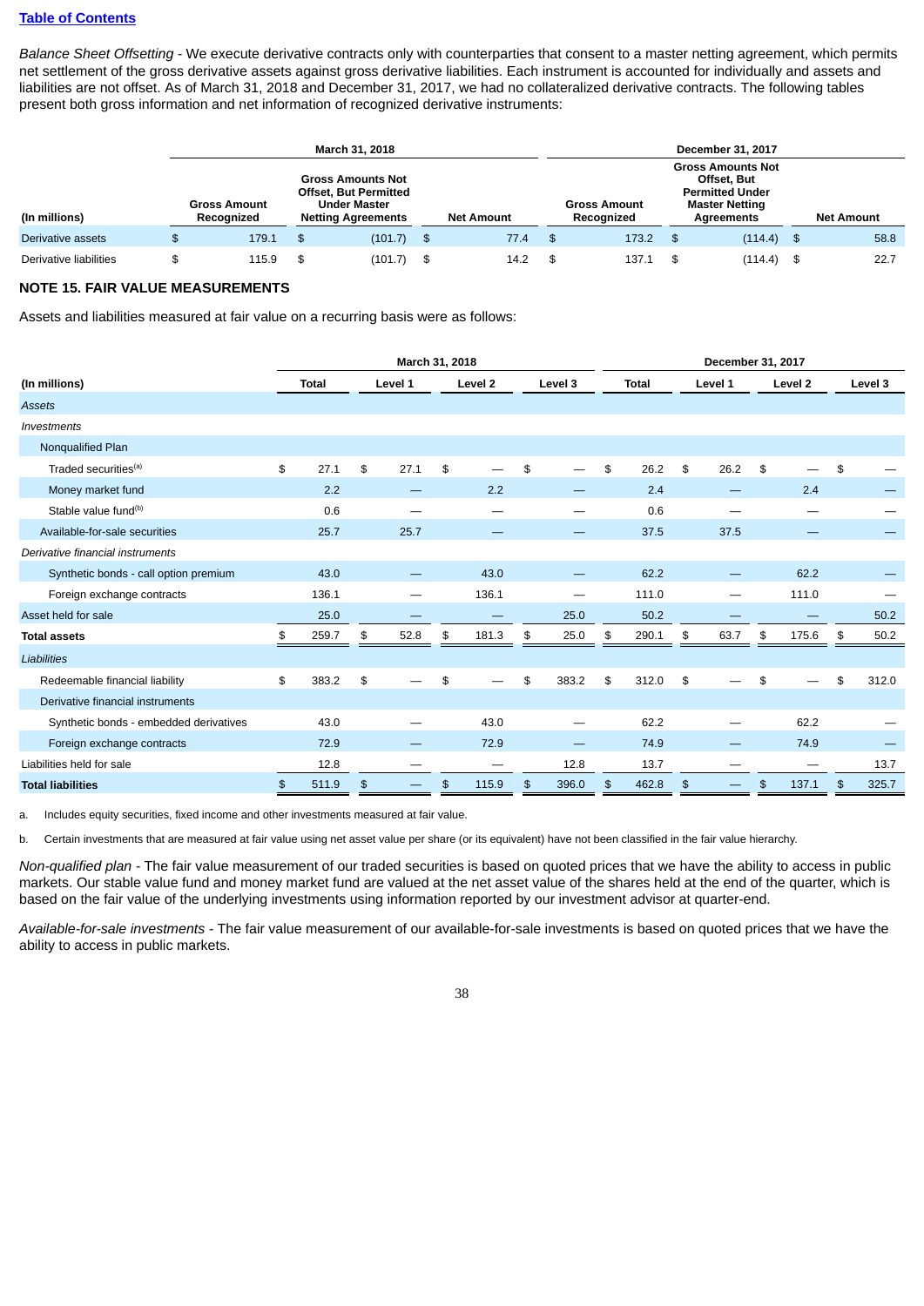[Table of Contents](#)

*Balance Sheet Offsetting* - We execute derivative contracts only with counterparties that consent to a master netting agreement, which permits net settlement of the gross derivative assets against gross derivative liabilities. Each instrument is accounted for individually and assets and liabilities are not offset. As of March 31, 2018 and December 31, 2017, we had no collateralized derivative contracts. The following tables present both gross information and net information of recognized derivative instruments:

| | March 31, 2018 | | | December 31, 2017 | | |
|---|---|---|---|---|---|---|
| (In millions) | Gross Amount Recognized | Gross Amounts Not Offset, But Permitted Under Master Netting Agreements | Net Amount | Gross Amount Recognized | Gross Amounts Not Offset, But Permitted Under Master Netting Agreements | Net Amount |
| Derivative assets | $ 179.1 | $ (101.7) | $ 77.4 | $ 173.2 | $ (114.4) | $ 58.8 |
| Derivative liabilities | $ 115.9 | $ (101.7) | $ 14.2 | $ 137.1 | $ (114.4) | $ 22.7 |

## NOTE 15. FAIR VALUE MEASUREMENTS

Assets and liabilities measured at fair value on a recurring basis were as follows:

| | March 31, 2018 | | | | December 31, 2017 | | | |
|---|---|---|---|---|---|---|---|---|
| (In millions) | Total | Level 1 | Level 2 | Level 3 | Total | Level 1 | Level 2 | Level 3 |
| *Assets* | | | | | | | | |
| *Investments* | | | | | | | | |
| Nonqualified Plan | | | | | | | | |
| Traded securities[a] | $ 27.1 | $ 27.1 | $ — | $ — | $ 26.2 | $ 26.2 | $ — | $ — |
| Money market fund | 2.2 | — | 2.2 | — | 2.4 | — | 2.4 | — |
| Stable value fund[b] | 0.6 | — | — | — | 0.6 | — | — | — |
| Available-for-sale securities | 25.7 | 25.7 | — | — | 37.5 | 37.5 | — | — |
| *Derivative financial instruments* | | | | | | | | |
| Synthetic bonds - call option premium | 43.0 | — | 43.0 | — | 62.2 | — | 62.2 | — |
| Foreign exchange contracts | 136.1 | — | 136.1 | — | 111.0 | — | 111.0 | — |
| Asset held for sale | 25.0 | — | — | 25.0 | 50.2 | — | — | 50.2 |
| **Total assets** | $ 259.7 | $ 52.8 | $ 181.3 | $ 25.0 | $ 290.1 | $ 63.7 | $ 175.6 | $ 50.2 |
| *Liabilities* | | | | | | | | |
| Redeemable financial liability | $ 383.2 | $ — | $ — | $ 383.2 | $ 312.0 | $ — | $ — | $ 312.0 |
| Derivative financial instruments | | | | | | | | |
| Synthetic bonds - embedded derivatives | 43.0 | — | 43.0 | — | 62.2 | — | 62.2 | — |
| Foreign exchange contracts | 72.9 | — | 72.9 | — | 74.9 | — | 74.9 | — |
| Liabilities held for sale | 12.8 | — | — | 12.8 | 13.7 | — | — | 13.7 |
| **Total liabilities** | $ 511.9 | $ — | $ 115.9 | $ 396.0 | $ 462.8 | $ — | $ 137.1 | $ 325.7 |

a. Includes equity securities, fixed income and other investments measured at fair value.

b. Certain investments that are measured at fair value using net asset value per share (or its equivalent) have not been classified in the fair value hierarchy.

*Non-qualified plan* - The fair value measurement of our traded securities is based on quoted prices that we have the ability to access in public markets. Our stable value fund and money market fund are valued at the net asset value of the shares held at the end of the quarter, which is based on the fair value of the underlying investments using information reported by our investment advisor at quarter-end.

*Available-for-sale investments* - The fair value measurement of our available-for-sale investments is based on quoted prices that we have the ability to access in public markets.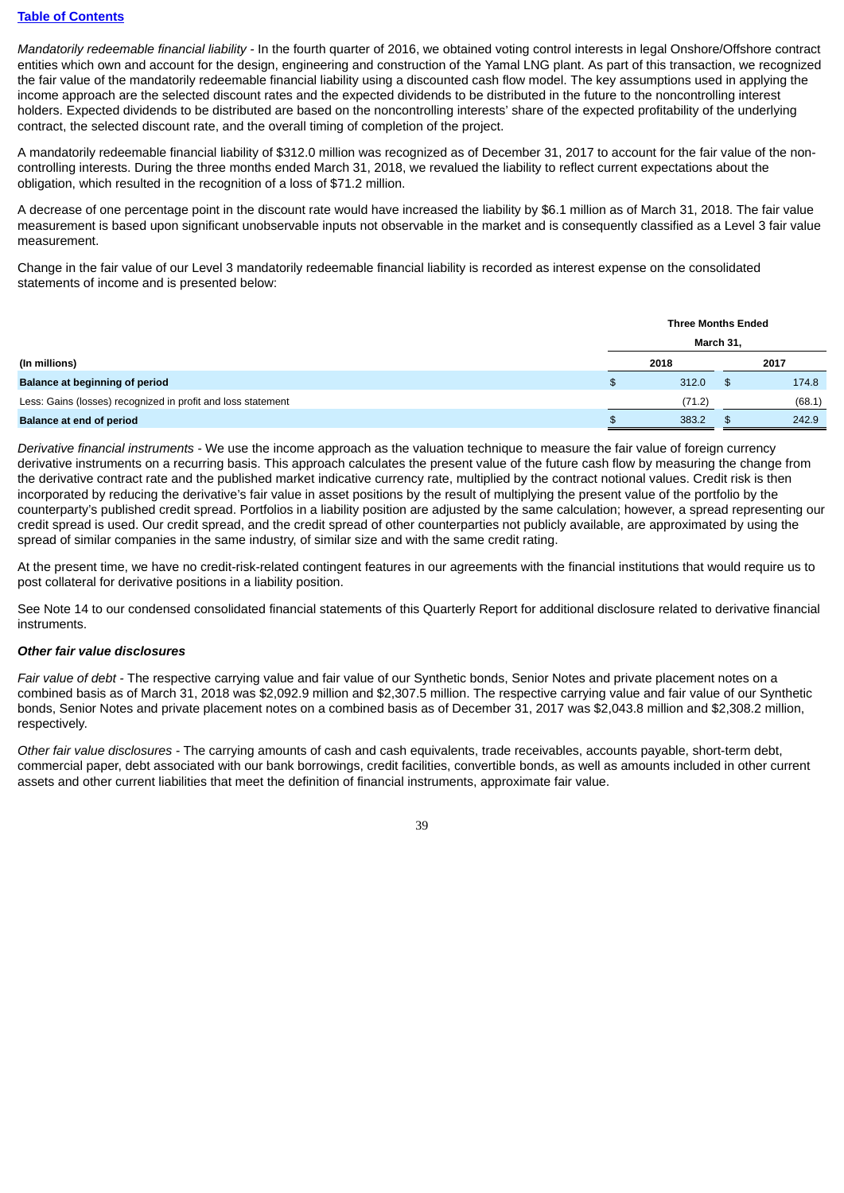*Mandatorily redeemable financial liability* - In the fourth quarter of 2016, we obtained voting control interests in legal Onshore/Offshore contract entities which own and account for the design, engineering and construction of the Yamal LNG plant. As part of this transaction, we recognized the fair value of the mandatorily redeemable financial liability using a discounted cash flow model. The key assumptions used in applying the income approach are the selected discount rates and the expected dividends to be distributed in the future to the noncontrolling interest holders. Expected dividends to be distributed are based on the noncontrolling interests' share of the expected profitability of the underlying contract, the selected discount rate, and the overall timing of completion of the project.

A mandatorily redeemable financial liability of $312.0 million was recognized as of December 31, 2017 to account for the fair value of the non-controlling interests. During the three months ended March 31, 2018, we revalued the liability to reflect current expectations about the obligation, which resulted in the recognition of a loss of $71.2 million.

A decrease of one percentage point in the discount rate would have increased the liability by $6.1 million as of March 31, 2018. The fair value measurement is based upon significant unobservable inputs not observable in the market and is consequently classified as a Level 3 fair value measurement.

Change in the fair value of our Level 3 mandatorily redeemable financial liability is recorded as interest expense on the consolidated statements of income and is presented below:

| | Three Months Ended March 31, | |
|---|---|---|
| **(In millions)** | **2018** | **2017** |
| **Balance at beginning of period** | $ 312.0 | $ 174.8 |
| Less: Gains (losses) recognized in profit and loss statement | (71.2) | (68.1) |
| **Balance at end of period** | $ 383.2 | $ 242.9 |

*Derivative financial instruments* - We use the income approach as the valuation technique to measure the fair value of foreign currency derivative instruments on a recurring basis. This approach calculates the present value of the future cash flow by measuring the change from the derivative contract rate and the published market indicative currency rate, multiplied by the contract notional values. Credit risk is then incorporated by reducing the derivative's fair value in asset positions by the result of multiplying the present value of the portfolio by the counterparty's published credit spread. Portfolios in a liability position are adjusted by the same calculation; however, a spread representing our credit spread is used. Our credit spread, and the credit spread of other counterparties not publicly available, are approximated by using the spread of similar companies in the same industry, of similar size and with the same credit rating.

At the present time, we have no credit-risk-related contingent features in our agreements with the financial institutions that would require us to post collateral for derivative positions in a liability position.

See Note 14 to our condensed consolidated financial statements of this Quarterly Report for additional disclosure related to derivative financial instruments.

***Other fair value disclosures***

*Fair value of debt* - The respective carrying value and fair value of our Synthetic bonds, Senior Notes and private placement notes on a combined basis as of March 31, 2018 was $2,092.9 million and $2,307.5 million. The respective carrying value and fair value of our Synthetic bonds, Senior Notes and private placement notes on a combined basis as of December 31, 2017 was $2,043.8 million and $2,308.2 million, respectively.

*Other fair value disclosures* - The carrying amounts of cash and cash equivalents, trade receivables, accounts payable, short-term debt, commercial paper, debt associated with our bank borrowings, credit facilities, convertible bonds, as well as amounts included in other current assets and other current liabilities that meet the definition of financial instruments, approximate fair value.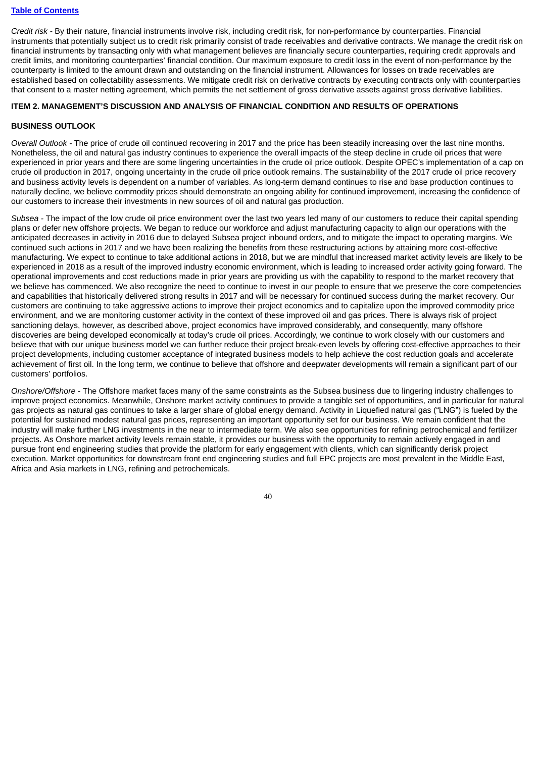*Credit risk* - By their nature, financial instruments involve risk, including credit risk, for non-performance by counterparties. Financial instruments that potentially subject us to credit risk primarily consist of trade receivables and derivative contracts. We manage the credit risk on financial instruments by transacting only with what management believes are financially secure counterparties, requiring credit approvals and credit limits, and monitoring counterparties' financial condition. Our maximum exposure to credit loss in the event of non-performance by the counterparty is limited to the amount drawn and outstanding on the financial instrument. Allowances for losses on trade receivables are established based on collectability assessments. We mitigate credit risk on derivative contracts by executing contracts only with counterparties that consent to a master netting agreement, which permits the net settlement of gross derivative assets against gross derivative liabilities.

## ITEM 2. MANAGEMENT'S DISCUSSION AND ANALYSIS OF FINANCIAL CONDITION AND RESULTS OF OPERATIONS

### BUSINESS OUTLOOK

*Overall Outlook* - The price of crude oil continued recovering in 2017 and the price has been steadily increasing over the last nine months. Nonetheless, the oil and natural gas industry continues to experience the overall impacts of the steep decline in crude oil prices that were experienced in prior years and there are some lingering uncertainties in the crude oil price outlook. Despite OPEC's implementation of a cap on crude oil production in 2017, ongoing uncertainty in the crude oil price outlook remains. The sustainability of the 2017 crude oil price recovery and business activity levels is dependent on a number of variables. As long-term demand continues to rise and base production continues to naturally decline, we believe commodity prices should demonstrate an ongoing ability for continued improvement, increasing the confidence of our customers to increase their investments in new sources of oil and natural gas production.

*Subsea* - The impact of the low crude oil price environment over the last two years led many of our customers to reduce their capital spending plans or defer new offshore projects. We began to reduce our workforce and adjust manufacturing capacity to align our operations with the anticipated decreases in activity in 2016 due to delayed Subsea project inbound orders, and to mitigate the impact to operating margins. We continued such actions in 2017 and we have been realizing the benefits from these restructuring actions by attaining more cost-effective manufacturing. We expect to continue to take additional actions in 2018, but we are mindful that increased market activity levels are likely to be experienced in 2018 as a result of the improved industry economic environment, which is leading to increased order activity going forward. The operational improvements and cost reductions made in prior years are providing us with the capability to respond to the market recovery that we believe has commenced. We also recognize the need to continue to invest in our people to ensure that we preserve the core competencies and capabilities that historically delivered strong results in 2017 and will be necessary for continued success during the market recovery. Our customers are continuing to take aggressive actions to improve their project economics and to capitalize upon the improved commodity price environment, and we are monitoring customer activity in the context of these improved oil and gas prices. There is always risk of project sanctioning delays, however, as described above, project economics have improved considerably, and consequently, many offshore discoveries are being developed economically at today's crude oil prices. Accordingly, we continue to work closely with our customers and believe that with our unique business model we can further reduce their project break-even levels by offering cost-effective approaches to their project developments, including customer acceptance of integrated business models to help achieve the cost reduction goals and accelerate achievement of first oil. In the long term, we continue to believe that offshore and deepwater developments will remain a significant part of our customers' portfolios.

*Onshore/Offshore* - The Offshore market faces many of the same constraints as the Subsea business due to lingering industry challenges to improve project economics. Meanwhile, Onshore market activity continues to provide a tangible set of opportunities, and in particular for natural gas projects as natural gas continues to take a larger share of global energy demand. Activity in Liquefied natural gas ("LNG") is fueled by the potential for sustained modest natural gas prices, representing an important opportunity set for our business. We remain confident that the industry will make further LNG investments in the near to intermediate term. We also see opportunities for refining petrochemical and fertilizer projects. As Onshore market activity levels remain stable, it provides our business with the opportunity to remain actively engaged in and pursue front end engineering studies that provide the platform for early engagement with clients, which can significantly derisk project execution. Market opportunities for downstream front end engineering studies and full EPC projects are most prevalent in the Middle East, Africa and Asia markets in LNG, refining and petrochemicals.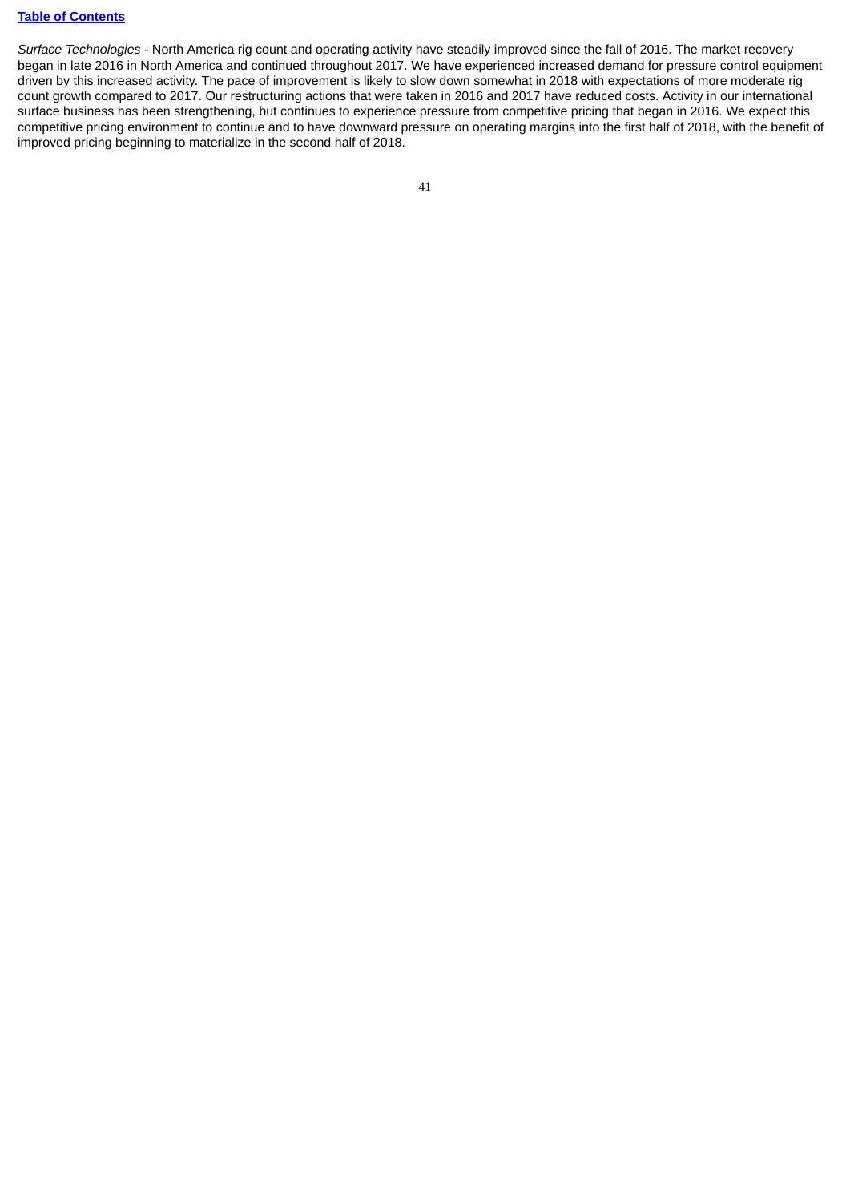*Surface Technologies* - North America rig count and operating activity have steadily improved since the fall of 2016. The market recovery began in late 2016 in North America and continued throughout 2017. We have experienced increased demand for pressure control equipment driven by this increased activity. The pace of improvement is likely to slow down somewhat in 2018 with expectations of more moderate rig count growth compared to 2017. Our restructuring actions that were taken in 2016 and 2017 have reduced costs. Activity in our international surface business has been strengthening, but continues to experience pressure from competitive pricing that began in 2016. We expect this competitive pricing environment to continue and to have downward pressure on operating margins into the first half of 2018, with the benefit of improved pricing beginning to materialize in the second half of 2018.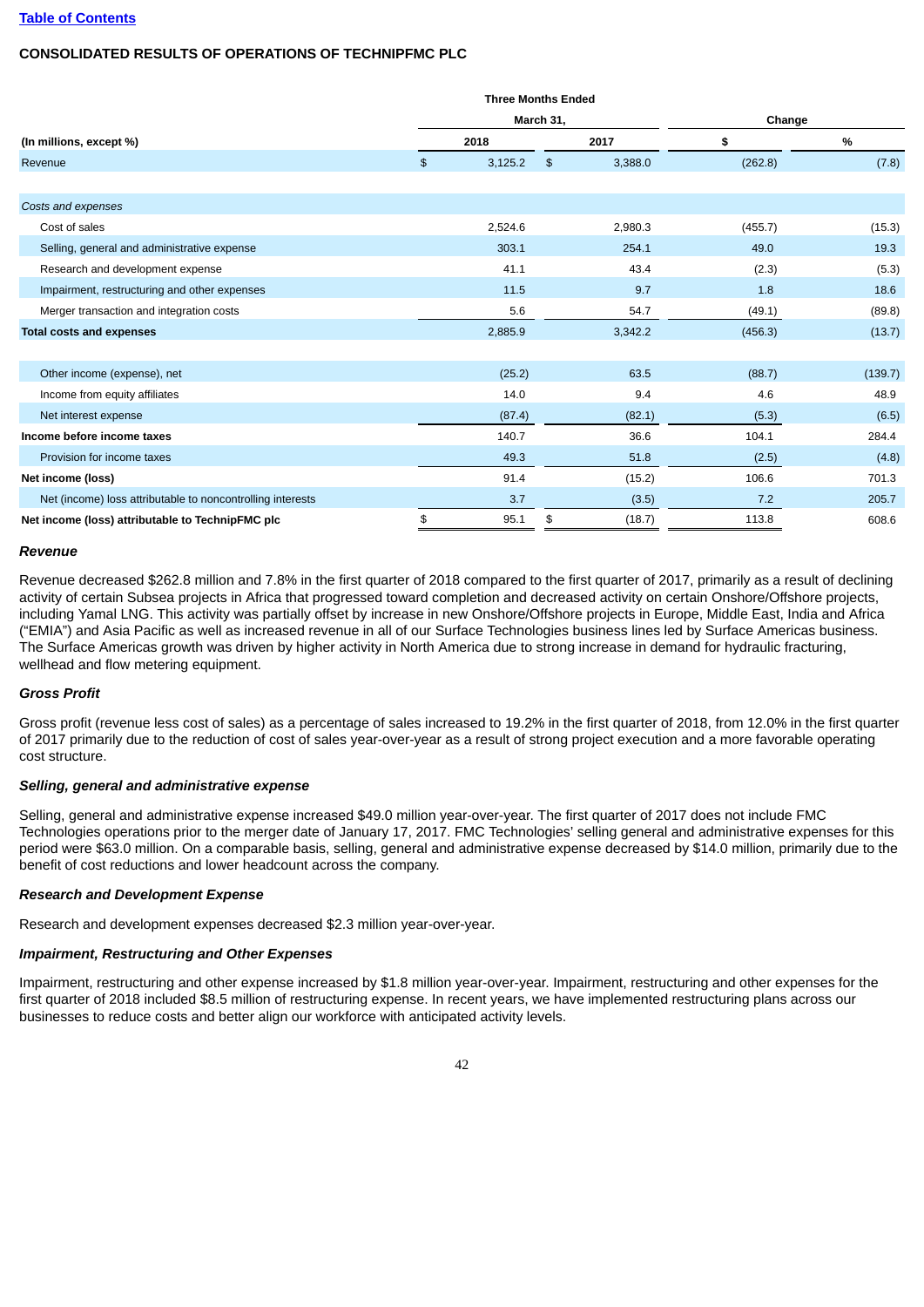## CONSOLIDATED RESULTS OF OPERATIONS OF TECHNIPFMC PLC

| (In millions, except %) | Three Months Ended March 31, 2018 | Three Months Ended March 31, 2017 | Change $ | Change % |
|---|---|---|---|---|
| Revenue | $ 3,125.2 | $ 3,388.0 | (262.8) | (7.8) |
| | | | | |
| *Costs and expenses* | | | | |
| Cost of sales | 2,524.6 | 2,980.3 | (455.7) | (15.3) |
| Selling, general and administrative expense | 303.1 | 254.1 | 49.0 | 19.3 |
| Research and development expense | 41.1 | 43.4 | (2.3) | (5.3) |
| Impairment, restructuring and other expenses | 11.5 | 9.7 | 1.8 | 18.6 |
| Merger transaction and integration costs | 5.6 | 54.7 | (49.1) | (89.8) |
| **Total costs and expenses** | 2,885.9 | 3,342.2 | (456.3) | (13.7) |
| | | | | |
| Other income (expense), net | (25.2) | 63.5 | (88.7) | (139.7) |
| Income from equity affiliates | 14.0 | 9.4 | 4.6 | 48.9 |
| Net interest expense | (87.4) | (82.1) | (5.3) | (6.5) |
| **Income before income taxes** | 140.7 | 36.6 | 104.1 | 284.4 |
| Provision for income taxes | 49.3 | 51.8 | (2.5) | (4.8) |
| **Net income (loss)** | 91.4 | (15.2) | 106.6 | 701.3 |
| Net (income) loss attributable to noncontrolling interests | 3.7 | (3.5) | 7.2 | 205.7 |
| **Net income (loss) attributable to TechnipFMC plc** | $ 95.1 | $ (18.7) | 113.8 | 608.6 |

### *Revenue*

Revenue decreased $262.8 million and 7.8% in the first quarter of 2018 compared to the first quarter of 2017, primarily as a result of declining activity of certain Subsea projects in Africa that progressed toward completion and decreased activity on certain Onshore/Offshore projects, including Yamal LNG. This activity was partially offset by increase in new Onshore/Offshore projects in Europe, Middle East, India and Africa ("EMIA") and Asia Pacific as well as increased revenue in all of our Surface Technologies business lines led by Surface Americas business. The Surface Americas growth was driven by higher activity in North America due to strong increase in demand for hydraulic fracturing, wellhead and flow metering equipment.

### *Gross Profit*

Gross profit (revenue less cost of sales) as a percentage of sales increased to 19.2% in the first quarter of 2018, from 12.0% in the first quarter of 2017 primarily due to the reduction of cost of sales year-over-year as a result of strong project execution and a more favorable operating cost structure.

### *Selling, general and administrative expense*

Selling, general and administrative expense increased $49.0 million year-over-year. The first quarter of 2017 does not include FMC Technologies operations prior to the merger date of January 17, 2017. FMC Technologies' selling general and administrative expenses for this period were $63.0 million. On a comparable basis, selling, general and administrative expense decreased by $14.0 million, primarily due to the benefit of cost reductions and lower headcount across the company.

### *Research and Development Expense*

Research and development expenses decreased $2.3 million year-over-year.

### *Impairment, Restructuring and Other Expenses*

Impairment, restructuring and other expense increased by $1.8 million year-over-year. Impairment, restructuring and other expenses for the first quarter of 2018 included $8.5 million of restructuring expense. In recent years, we have implemented restructuring plans across our businesses to reduce costs and better align our workforce with anticipated activity levels.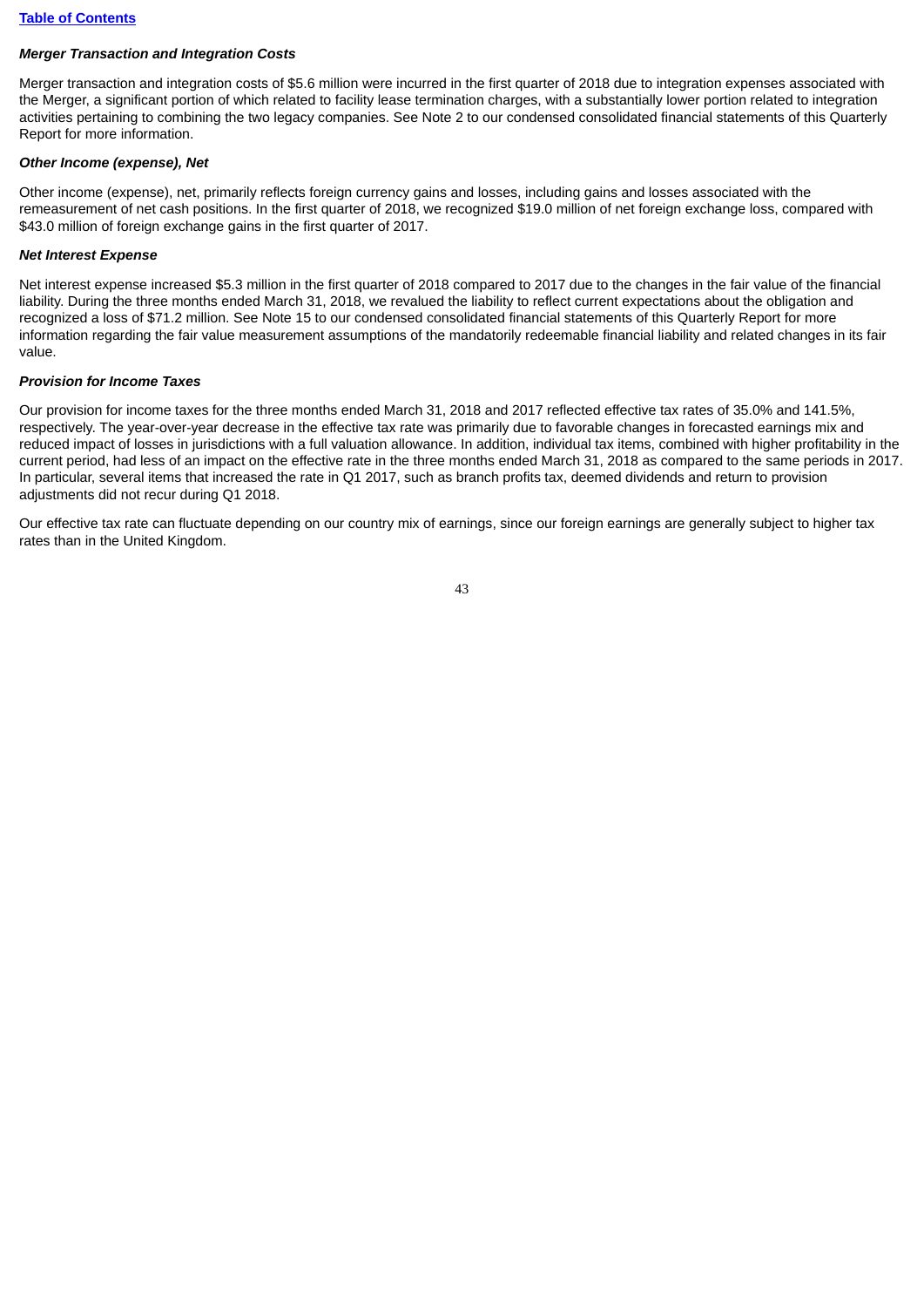### *Merger Transaction and Integration Costs*

Merger transaction and integration costs of $5.6 million were incurred in the first quarter of 2018 due to integration expenses associated with the Merger, a significant portion of which related to facility lease termination charges, with a substantially lower portion related to integration activities pertaining to combining the two legacy companies. See Note 2 to our condensed consolidated financial statements of this Quarterly Report for more information.

### *Other Income (expense), Net*

Other income (expense), net, primarily reflects foreign currency gains and losses, including gains and losses associated with the remeasurement of net cash positions. In the first quarter of 2018, we recognized $19.0 million of net foreign exchange loss, compared with $43.0 million of foreign exchange gains in the first quarter of 2017.

### *Net Interest Expense*

Net interest expense increased $5.3 million in the first quarter of 2018 compared to 2017 due to the changes in the fair value of the financial liability. During the three months ended March 31, 2018, we revalued the liability to reflect current expectations about the obligation and recognized a loss of $71.2 million. See Note 15 to our condensed consolidated financial statements of this Quarterly Report for more information regarding the fair value measurement assumptions of the mandatorily redeemable financial liability and related changes in its fair value.

### *Provision for Income Taxes*

Our provision for income taxes for the three months ended March 31, 2018 and 2017 reflected effective tax rates of 35.0% and 141.5%, respectively. The year-over-year decrease in the effective tax rate was primarily due to favorable changes in forecasted earnings mix and reduced impact of losses in jurisdictions with a full valuation allowance. In addition, individual tax items, combined with higher profitability in the current period, had less of an impact on the effective rate in the three months ended March 31, 2018 as compared to the same periods in 2017. In particular, several items that increased the rate in Q1 2017, such as branch profits tax, deemed dividends and return to provision adjustments did not recur during Q1 2018.

Our effective tax rate can fluctuate depending on our country mix of earnings, since our foreign earnings are generally subject to higher tax rates than in the United Kingdom.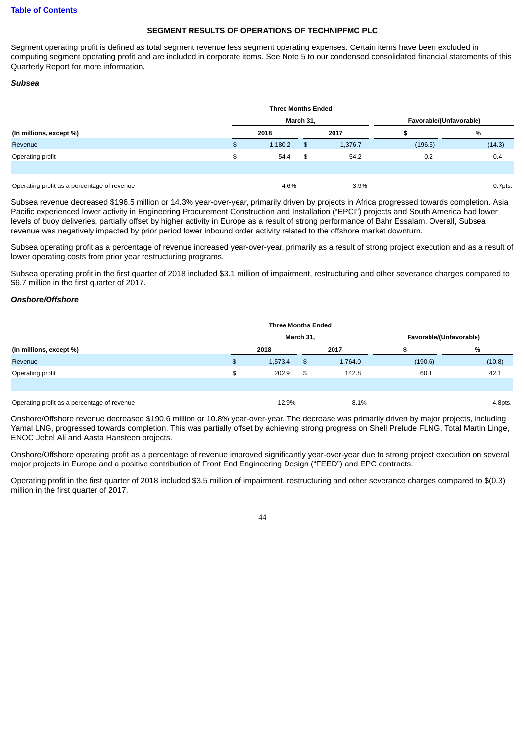[Table of Contents](#)

## SEGMENT RESULTS OF OPERATIONS OF TECHNIPFMC PLC

Segment operating profit is defined as total segment revenue less segment operating expenses. Certain items have been excluded in computing segment operating profit and are included in corporate items. See Note 5 to our condensed consolidated financial statements of this Quarterly Report for more information.

***Subsea***

| | Three Months Ended March 31, | | Favorable/(Unfavorable) | |
|---|---|---|---|---|
| (In millions, except %) | 2018 | 2017 | $ | % |
| Revenue | $ 1,180.2 | $ 1,376.7 | (196.5) | (14.3) |
| Operating profit | $ 54.4 | $ 54.2 | 0.2 | 0.4 |
| | | | | |
| Operating profit as a percentage of revenue | 4.6% | 3.9% | | 0.7pts. |

Subsea revenue decreased $196.5 million or 14.3% year-over-year, primarily driven by projects in Africa progressed towards completion. Asia Pacific experienced lower activity in Engineering Procurement Construction and Installation ("EPCI") projects and South America had lower levels of buoy deliveries, partially offset by higher activity in Europe as a result of strong performance of Bahr Essalam. Overall, Subsea revenue was negatively impacted by prior period lower inbound order activity related to the offshore market downturn.

Subsea operating profit as a percentage of revenue increased year-over-year, primarily as a result of strong project execution and as a result of lower operating costs from prior year restructuring programs.

Subsea operating profit in the first quarter of 2018 included $3.1 million of impairment, restructuring and other severance charges compared to $6.7 million in the first quarter of 2017.

***Onshore/Offshore***

| | Three Months Ended March 31, | | Favorable/(Unfavorable) | |
|---|---|---|---|---|
| (In millions, except %) | 2018 | 2017 | $ | % |
| Revenue | $ 1,573.4 | $ 1,764.0 | (190.6) | (10.8) |
| Operating profit | $ 202.9 | $ 142.8 | 60.1 | 42.1 |
| | | | | |
| Operating profit as a percentage of revenue | 12.9% | 8.1% | | 4.8pts. |

Onshore/Offshore revenue decreased $190.6 million or 10.8% year-over-year. The decrease was primarily driven by major projects, including Yamal LNG, progressed towards completion. This was partially offset by achieving strong progress on Shell Prelude FLNG, Total Martin Linge, ENOC Jebel Ali and Aasta Hansteen projects.

Onshore/Offshore operating profit as a percentage of revenue improved significantly year-over-year due to strong project execution on several major projects in Europe and a positive contribution of Front End Engineering Design ("FEED") and EPC contracts.

Operating profit in the first quarter of 2018 included $3.5 million of impairment, restructuring and other severance charges compared to $(0.3) million in the first quarter of 2017.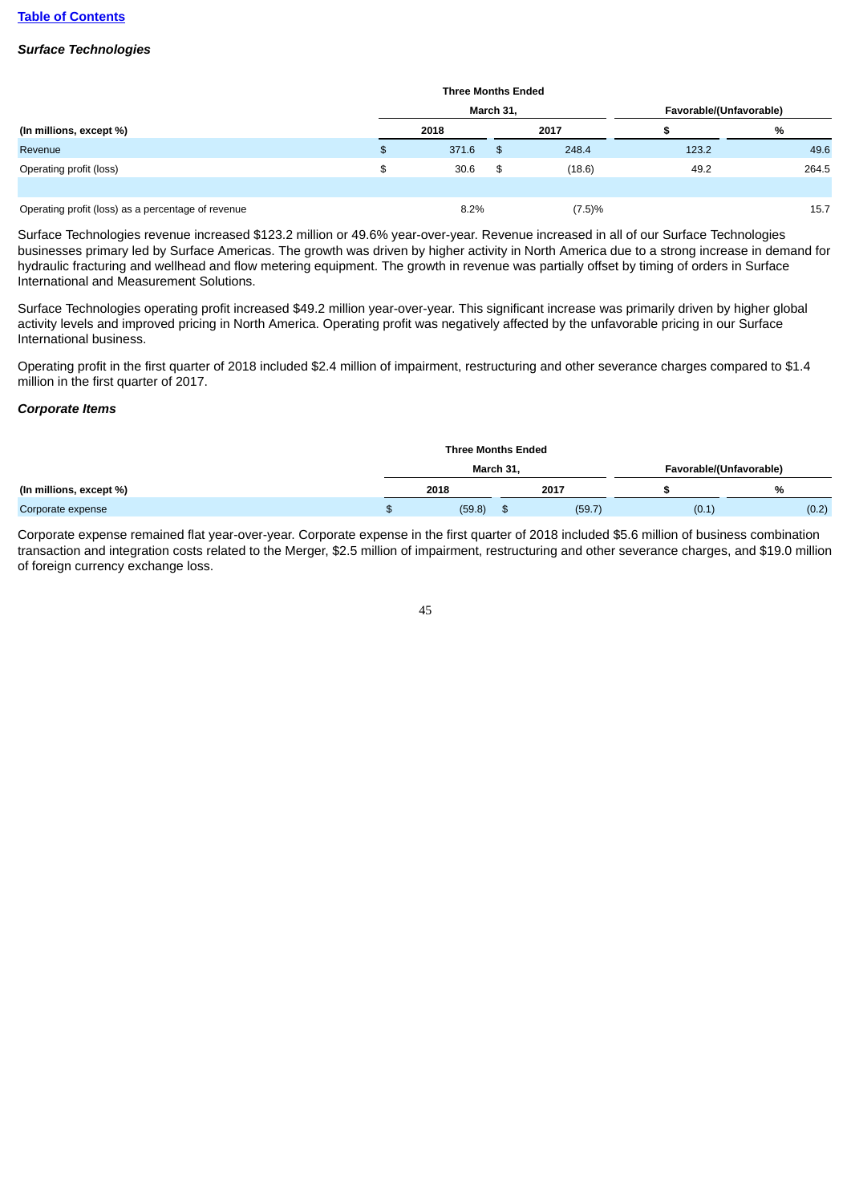[Table of Contents](#)

***Surface Technologies***

| | Three Months Ended | | Favorable/(Unfavorable) | |
|---|---|---|---|---|
| | March 31, | | | |
| (In millions, except %) | 2018 | 2017 | $ | % |
| Revenue | $ 371.6 | $ 248.4 | 123.2 | 49.6 |
| Operating profit (loss) | $ 30.6 | $ (18.6) | 49.2 | 264.5 |
| | | | | |
| Operating profit (loss) as a percentage of revenue | 8.2% | (7.5)% | | 15.7 |

Surface Technologies revenue increased $123.2 million or 49.6% year-over-year. Revenue increased in all of our Surface Technologies businesses primary led by Surface Americas. The growth was driven by higher activity in North America due to a strong increase in demand for hydraulic fracturing and wellhead and flow metering equipment. The growth in revenue was partially offset by timing of orders in Surface International and Measurement Solutions.

Surface Technologies operating profit increased $49.2 million year-over-year. This significant increase was primarily driven by higher global activity levels and improved pricing in North America. Operating profit was negatively affected by the unfavorable pricing in our Surface International business.

Operating profit in the first quarter of 2018 included $2.4 million of impairment, restructuring and other severance charges compared to $1.4 million in the first quarter of 2017.

***Corporate Items***

| | Three Months Ended | | Favorable/(Unfavorable) | |
|---|---|---|---|---|
| | March 31, | | | |
| (In millions, except %) | 2018 | 2017 | $ | % |
| Corporate expense | $ (59.8) | $ (59.7) | (0.1) | (0.2) |

Corporate expense remained flat year-over-year. Corporate expense in the first quarter of 2018 included $5.6 million of business combination transaction and integration costs related to the Merger, $2.5 million of impairment, restructuring and other severance charges, and $19.0 million of foreign currency exchange loss.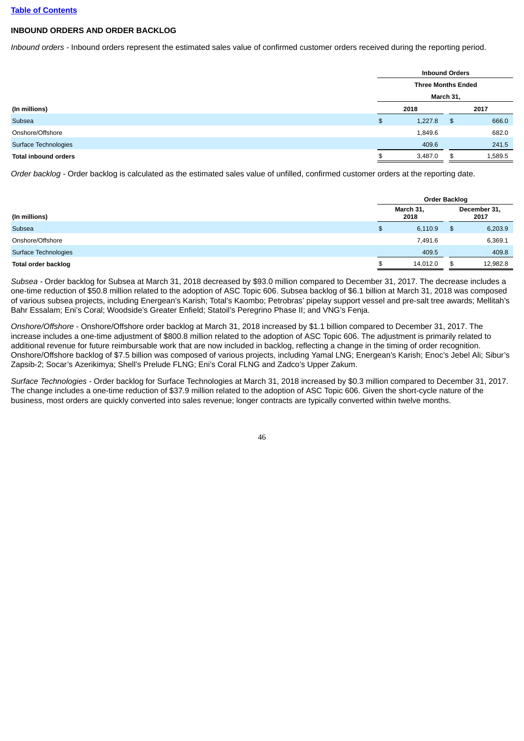[Table of Contents](#)

## INBOUND ORDERS AND ORDER BACKLOG

*Inbound orders* - Inbound orders represent the estimated sales value of confirmed customer orders received during the reporting period.

| | Inbound Orders | |
|---|---|---|
| | Three Months Ended March 31, | |
| (In millions) | 2018 | 2017 |
| Subsea | $ 1,227.8 | $ 666.0 |
| Onshore/Offshore | 1,849.6 | 682.0 |
| Surface Technologies | 409.6 | 241.5 |
| **Total inbound orders** | $ 3,487.0 | $ 1,589.5 |

*Order backlog* - Order backlog is calculated as the estimated sales value of unfilled, confirmed customer orders at the reporting date.

| | Order Backlog | |
|---|---|---|
| (In millions) | March 31, 2018 | December 31, 2017 |
| Subsea | $ 6,110.9 | $ 6,203.9 |
| Onshore/Offshore | 7,491.6 | 6,369.1 |
| Surface Technologies | 409.5 | 409.8 |
| **Total order backlog** | $ 14,012.0 | $ 12,982.8 |

*Subsea* - Order backlog for Subsea at March 31, 2018 decreased by $93.0 million compared to December 31, 2017. The decrease includes a one-time reduction of $50.8 million related to the adoption of ASC Topic 606. Subsea backlog of $6.1 billion at March 31, 2018 was composed of various subsea projects, including Energean's Karish; Total's Kaombo; Petrobras' pipelay support vessel and pre-salt tree awards; Mellitah's Bahr Essalam; Eni's Coral; Woodside's Greater Enfield; Statoil's Peregrino Phase II; and VNG's Fenja.

*Onshore/Offshore* - Onshore/Offshore order backlog at March 31, 2018 increased by $1.1 billion compared to December 31, 2017. The increase includes a one-time adjustment of $800.8 million related to the adoption of ASC Topic 606. The adjustment is primarily related to additional revenue for future reimbursable work that are now included in backlog, reflecting a change in the timing of order recognition. Onshore/Offshore backlog of $7.5 billion was composed of various projects, including Yamal LNG; Energean's Karish; Enoc's Jebel Ali; Sibur's Zapsib-2; Socar's Azerikimya; Shell's Prelude FLNG; Eni's Coral FLNG and Zadco's Upper Zakum.

*Surface Technologies* - Order backlog for Surface Technologies at March 31, 2018 increased by $0.3 million compared to December 31, 2017. The change includes a one-time reduction of $37.9 million related to the adoption of ASC Topic 606. Given the short-cycle nature of the business, most orders are quickly converted into sales revenue; longer contracts are typically converted within twelve months.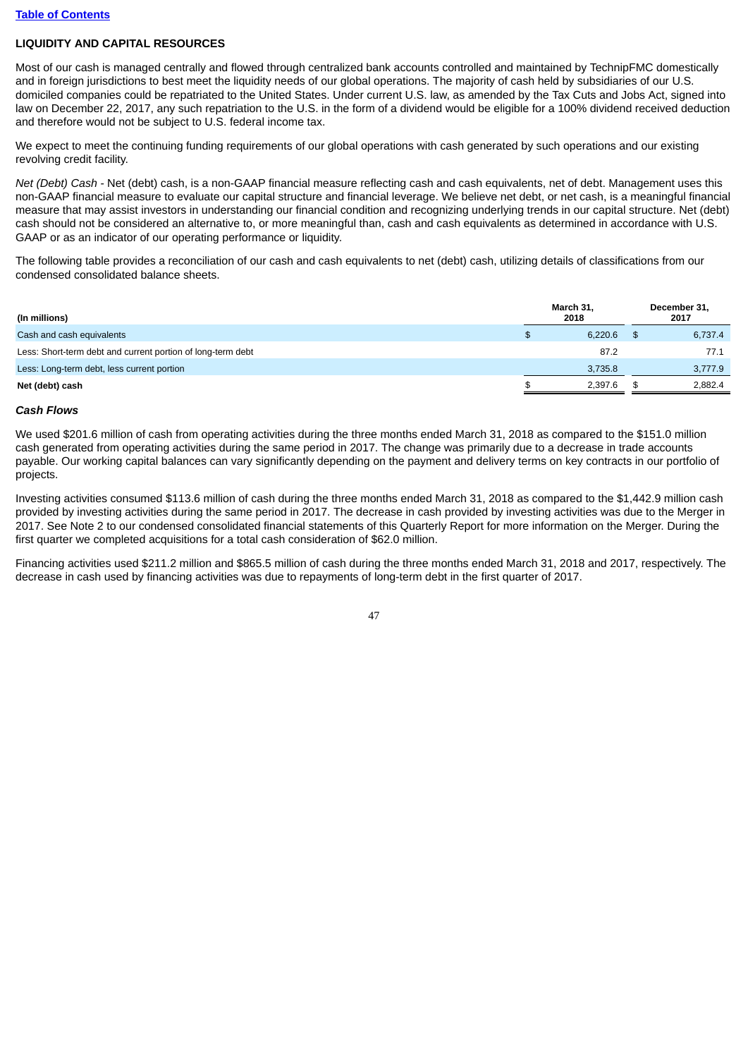Table of Contents

## LIQUIDITY AND CAPITAL RESOURCES

Most of our cash is managed centrally and flowed through centralized bank accounts controlled and maintained by TechnipFMC domestically and in foreign jurisdictions to best meet the liquidity needs of our global operations. The majority of cash held by subsidiaries of our U.S. domiciled companies could be repatriated to the United States. Under current U.S. law, as amended by the Tax Cuts and Jobs Act, signed into law on December 22, 2017, any such repatriation to the U.S. in the form of a dividend would be eligible for a 100% dividend received deduction and therefore would not be subject to U.S. federal income tax.

We expect to meet the continuing funding requirements of our global operations with cash generated by such operations and our existing revolving credit facility.

*Net (Debt) Cash* - Net (debt) cash, is a non-GAAP financial measure reflecting cash and cash equivalents, net of debt. Management uses this non-GAAP financial measure to evaluate our capital structure and financial leverage. We believe net debt, or net cash, is a meaningful financial measure that may assist investors in understanding our financial condition and recognizing underlying trends in our capital structure. Net (debt) cash should not be considered an alternative to, or more meaningful than, cash and cash equivalents as determined in accordance with U.S. GAAP or as an indicator of our operating performance or liquidity.

The following table provides a reconciliation of our cash and cash equivalents to net (debt) cash, utilizing details of classifications from our condensed consolidated balance sheets.

| (In millions) | March 31, 2018 | December 31, 2017 |
|---|---|---|
| Cash and cash equivalents | $ 6,220.6 | $ 6,737.4 |
| Less: Short-term debt and current portion of long-term debt | 87.2 | 77.1 |
| Less: Long-term debt, less current portion | 3,735.8 | 3,777.9 |
| **Net (debt) cash** | $ 2,397.6 | $ 2,882.4 |

### *Cash Flows*

We used $201.6 million of cash from operating activities during the three months ended March 31, 2018 as compared to the $151.0 million cash generated from operating activities during the same period in 2017. The change was primarily due to a decrease in trade accounts payable. Our working capital balances can vary significantly depending on the payment and delivery terms on key contracts in our portfolio of projects.

Investing activities consumed $113.6 million of cash during the three months ended March 31, 2018 as compared to the $1,442.9 million cash provided by investing activities during the same period in 2017. The decrease in cash provided by investing activities was due to the Merger in 2017. See Note 2 to our condensed consolidated financial statements of this Quarterly Report for more information on the Merger. During the first quarter we completed acquisitions for a total cash consideration of $62.0 million.

Financing activities used $211.2 million and $865.5 million of cash during the three months ended March 31, 2018 and 2017, respectively. The decrease in cash used by financing activities was due to repayments of long-term debt in the first quarter of 2017.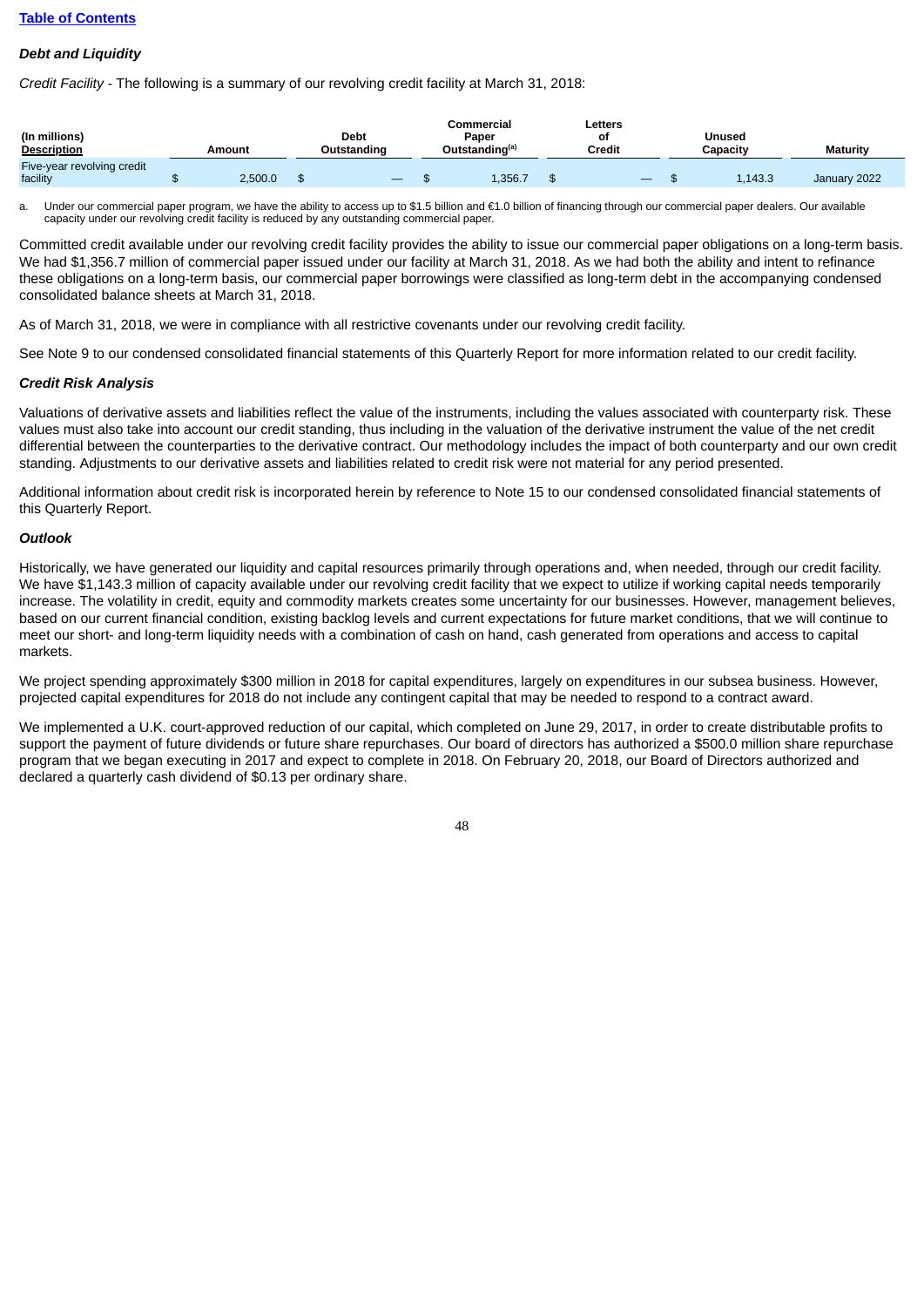[Table of Contents](#)

***Debt and Liquidity***

*Credit Facility* - The following is a summary of our revolving credit facility at March 31, 2018:

| (In millions) Description | Amount | Debt Outstanding | Commercial Paper Outstanding[(a)] | Letters of Credit | Unused Capacity | Maturity |
|---|---|---|---|---|---|---|
| Five-year revolving credit facility | $ 2,500.0 | $ — | $ 1,356.7 | $ — | $ 1,143.3 | January 2022 |

a. Under our commercial paper program, we have the ability to access up to $1.5 billion and €1.0 billion of financing through our commercial paper dealers. Our available capacity under our revolving credit facility is reduced by any outstanding commercial paper.

Committed credit available under our revolving credit facility provides the ability to issue our commercial paper obligations on a long-term basis. We had $1,356.7 million of commercial paper issued under our facility at March 31, 2018. As we had both the ability and intent to refinance these obligations on a long-term basis, our commercial paper borrowings were classified as long-term debt in the accompanying condensed consolidated balance sheets at March 31, 2018.

As of March 31, 2018, we were in compliance with all restrictive covenants under our revolving credit facility.

See Note 9 to our condensed consolidated financial statements of this Quarterly Report for more information related to our credit facility.

***Credit Risk Analysis***

Valuations of derivative assets and liabilities reflect the value of the instruments, including the values associated with counterparty risk. These values must also take into account our credit standing, thus including in the valuation of the derivative instrument the value of the net credit differential between the counterparties to the derivative contract. Our methodology includes the impact of both counterparty and our own credit standing. Adjustments to our derivative assets and liabilities related to credit risk were not material for any period presented.

Additional information about credit risk is incorporated herein by reference to Note 15 to our condensed consolidated financial statements of this Quarterly Report.

***Outlook***

Historically, we have generated our liquidity and capital resources primarily through operations and, when needed, through our credit facility. We have $1,143.3 million of capacity available under our revolving credit facility that we expect to utilize if working capital needs temporarily increase. The volatility in credit, equity and commodity markets creates some uncertainty for our businesses. However, management believes, based on our current financial condition, existing backlog levels and current expectations for future market conditions, that we will continue to meet our short- and long-term liquidity needs with a combination of cash on hand, cash generated from operations and access to capital markets.

We project spending approximately $300 million in 2018 for capital expenditures, largely on expenditures in our subsea business. However, projected capital expenditures for 2018 do not include any contingent capital that may be needed to respond to a contract award.

We implemented a U.K. court-approved reduction of our capital, which completed on June 29, 2017, in order to create distributable profits to support the payment of future dividends or future share repurchases. Our board of directors has authorized a $500.0 million share repurchase program that we began executing in 2017 and expect to complete in 2018. On February 20, 2018, our Board of Directors authorized and declared a quarterly cash dividend of $0.13 per ordinary share.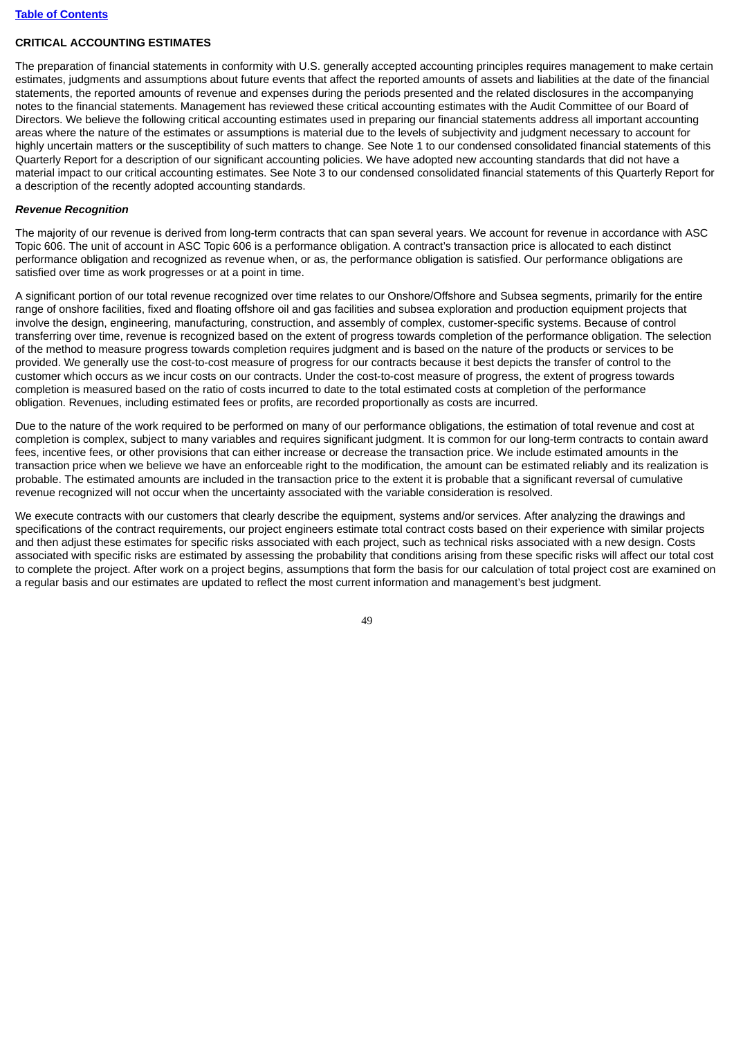## CRITICAL ACCOUNTING ESTIMATES

The preparation of financial statements in conformity with U.S. generally accepted accounting principles requires management to make certain estimates, judgments and assumptions about future events that affect the reported amounts of assets and liabilities at the date of the financial statements, the reported amounts of revenue and expenses during the periods presented and the related disclosures in the accompanying notes to the financial statements. Management has reviewed these critical accounting estimates with the Audit Committee of our Board of Directors. We believe the following critical accounting estimates used in preparing our financial statements address all important accounting areas where the nature of the estimates or assumptions is material due to the levels of subjectivity and judgment necessary to account for highly uncertain matters or the susceptibility of such matters to change. See Note 1 to our condensed consolidated financial statements of this Quarterly Report for a description of our significant accounting policies. We have adopted new accounting standards that did not have a material impact to our critical accounting estimates. See Note 3 to our condensed consolidated financial statements of this Quarterly Report for a description of the recently adopted accounting standards.

### *Revenue Recognition*

The majority of our revenue is derived from long-term contracts that can span several years. We account for revenue in accordance with ASC Topic 606. The unit of account in ASC Topic 606 is a performance obligation. A contract's transaction price is allocated to each distinct performance obligation and recognized as revenue when, or as, the performance obligation is satisfied. Our performance obligations are satisfied over time as work progresses or at a point in time.

A significant portion of our total revenue recognized over time relates to our Onshore/Offshore and Subsea segments, primarily for the entire range of onshore facilities, fixed and floating offshore oil and gas facilities and subsea exploration and production equipment projects that involve the design, engineering, manufacturing, construction, and assembly of complex, customer-specific systems. Because of control transferring over time, revenue is recognized based on the extent of progress towards completion of the performance obligation. The selection of the method to measure progress towards completion requires judgment and is based on the nature of the products or services to be provided. We generally use the cost-to-cost measure of progress for our contracts because it best depicts the transfer of control to the customer which occurs as we incur costs on our contracts. Under the cost-to-cost measure of progress, the extent of progress towards completion is measured based on the ratio of costs incurred to date to the total estimated costs at completion of the performance obligation. Revenues, including estimated fees or profits, are recorded proportionally as costs are incurred.

Due to the nature of the work required to be performed on many of our performance obligations, the estimation of total revenue and cost at completion is complex, subject to many variables and requires significant judgment. It is common for our long-term contracts to contain award fees, incentive fees, or other provisions that can either increase or decrease the transaction price. We include estimated amounts in the transaction price when we believe we have an enforceable right to the modification, the amount can be estimated reliably and its realization is probable. The estimated amounts are included in the transaction price to the extent it is probable that a significant reversal of cumulative revenue recognized will not occur when the uncertainty associated with the variable consideration is resolved.

We execute contracts with our customers that clearly describe the equipment, systems and/or services. After analyzing the drawings and specifications of the contract requirements, our project engineers estimate total contract costs based on their experience with similar projects and then adjust these estimates for specific risks associated with each project, such as technical risks associated with a new design. Costs associated with specific risks are estimated by assessing the probability that conditions arising from these specific risks will affect our total cost to complete the project. After work on a project begins, assumptions that form the basis for our calculation of total project cost are examined on a regular basis and our estimates are updated to reflect the most current information and management's best judgment.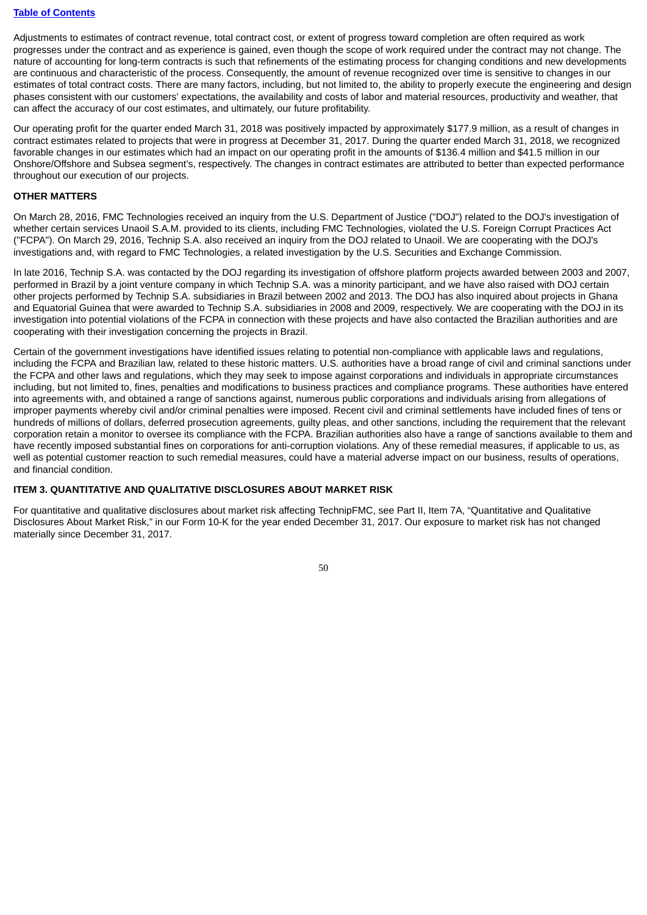Adjustments to estimates of contract revenue, total contract cost, or extent of progress toward completion are often required as work progresses under the contract and as experience is gained, even though the scope of work required under the contract may not change. The nature of accounting for long-term contracts is such that refinements of the estimating process for changing conditions and new developments are continuous and characteristic of the process. Consequently, the amount of revenue recognized over time is sensitive to changes in our estimates of total contract costs. There are many factors, including, but not limited to, the ability to properly execute the engineering and design phases consistent with our customers' expectations, the availability and costs of labor and material resources, productivity and weather, that can affect the accuracy of our cost estimates, and ultimately, our future profitability.

Our operating profit for the quarter ended March 31, 2018 was positively impacted by approximately $177.9 million, as a result of changes in contract estimates related to projects that were in progress at December 31, 2017. During the quarter ended March 31, 2018, we recognized favorable changes in our estimates which had an impact on our operating profit in the amounts of $136.4 million and $41.5 million in our Onshore/Offshore and Subsea segment's, respectively. The changes in contract estimates are attributed to better than expected performance throughout our execution of our projects.

**OTHER MATTERS**

On March 28, 2016, FMC Technologies received an inquiry from the U.S. Department of Justice ("DOJ") related to the DOJ's investigation of whether certain services Unaoil S.A.M. provided to its clients, including FMC Technologies, violated the U.S. Foreign Corrupt Practices Act ("FCPA"). On March 29, 2016, Technip S.A. also received an inquiry from the DOJ related to Unaoil. We are cooperating with the DOJ's investigations and, with regard to FMC Technologies, a related investigation by the U.S. Securities and Exchange Commission.

In late 2016, Technip S.A. was contacted by the DOJ regarding its investigation of offshore platform projects awarded between 2003 and 2007, performed in Brazil by a joint venture company in which Technip S.A. was a minority participant, and we have also raised with DOJ certain other projects performed by Technip S.A. subsidiaries in Brazil between 2002 and 2013. The DOJ has also inquired about projects in Ghana and Equatorial Guinea that were awarded to Technip S.A. subsidiaries in 2008 and 2009, respectively. We are cooperating with the DOJ in its investigation into potential violations of the FCPA in connection with these projects and have also contacted the Brazilian authorities and are cooperating with their investigation concerning the projects in Brazil.

Certain of the government investigations have identified issues relating to potential non-compliance with applicable laws and regulations, including the FCPA and Brazilian law, related to these historic matters. U.S. authorities have a broad range of civil and criminal sanctions under the FCPA and other laws and regulations, which they may seek to impose against corporations and individuals in appropriate circumstances including, but not limited to, fines, penalties and modifications to business practices and compliance programs. These authorities have entered into agreements with, and obtained a range of sanctions against, numerous public corporations and individuals arising from allegations of improper payments whereby civil and/or criminal penalties were imposed. Recent civil and criminal settlements have included fines of tens or hundreds of millions of dollars, deferred prosecution agreements, guilty pleas, and other sanctions, including the requirement that the relevant corporation retain a monitor to oversee its compliance with the FCPA. Brazilian authorities also have a range of sanctions available to them and have recently imposed substantial fines on corporations for anti-corruption violations. Any of these remedial measures, if applicable to us, as well as potential customer reaction to such remedial measures, could have a material adverse impact on our business, results of operations, and financial condition.

**ITEM 3. QUANTITATIVE AND QUALITATIVE DISCLOSURES ABOUT MARKET RISK**

For quantitative and qualitative disclosures about market risk affecting TechnipFMC, see Part II, Item 7A, "Quantitative and Qualitative Disclosures About Market Risk," in our Form 10-K for the year ended December 31, 2017. Our exposure to market risk has not changed materially since December 31, 2017.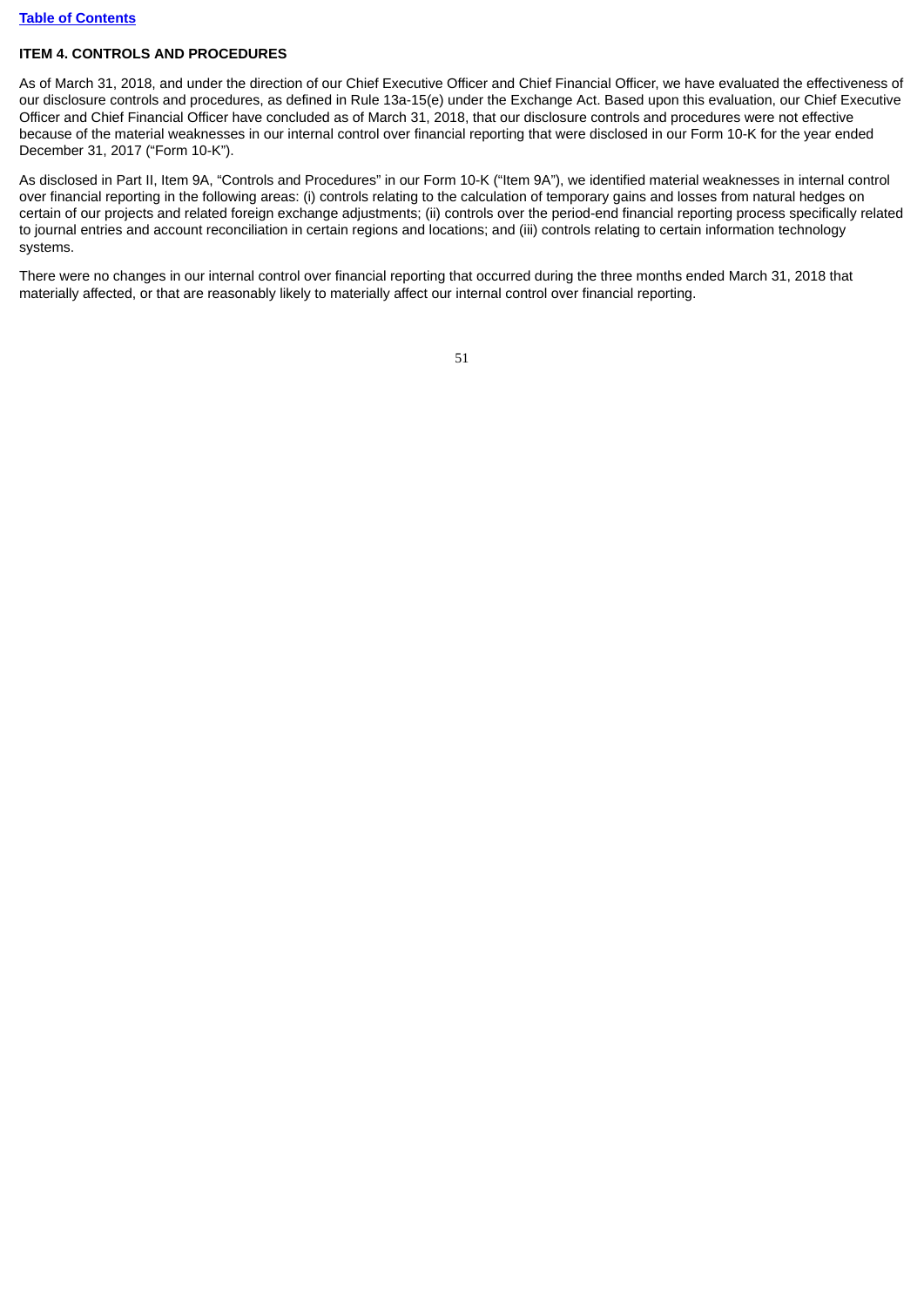### ITEM 4. CONTROLS AND PROCEDURES

As of March 31, 2018, and under the direction of our Chief Executive Officer and Chief Financial Officer, we have evaluated the effectiveness of our disclosure controls and procedures, as defined in Rule 13a-15(e) under the Exchange Act. Based upon this evaluation, our Chief Executive Officer and Chief Financial Officer have concluded as of March 31, 2018, that our disclosure controls and procedures were not effective because of the material weaknesses in our internal control over financial reporting that were disclosed in our Form 10-K for the year ended December 31, 2017 ("Form 10-K").

As disclosed in Part II, Item 9A, "Controls and Procedures" in our Form 10-K ("Item 9A"), we identified material weaknesses in internal control over financial reporting in the following areas: (i) controls relating to the calculation of temporary gains and losses from natural hedges on certain of our projects and related foreign exchange adjustments; (ii) controls over the period-end financial reporting process specifically related to journal entries and account reconciliation in certain regions and locations; and (iii) controls relating to certain information technology systems.

There were no changes in our internal control over financial reporting that occurred during the three months ended March 31, 2018 that materially affected, or that are reasonably likely to materially affect our internal control over financial reporting.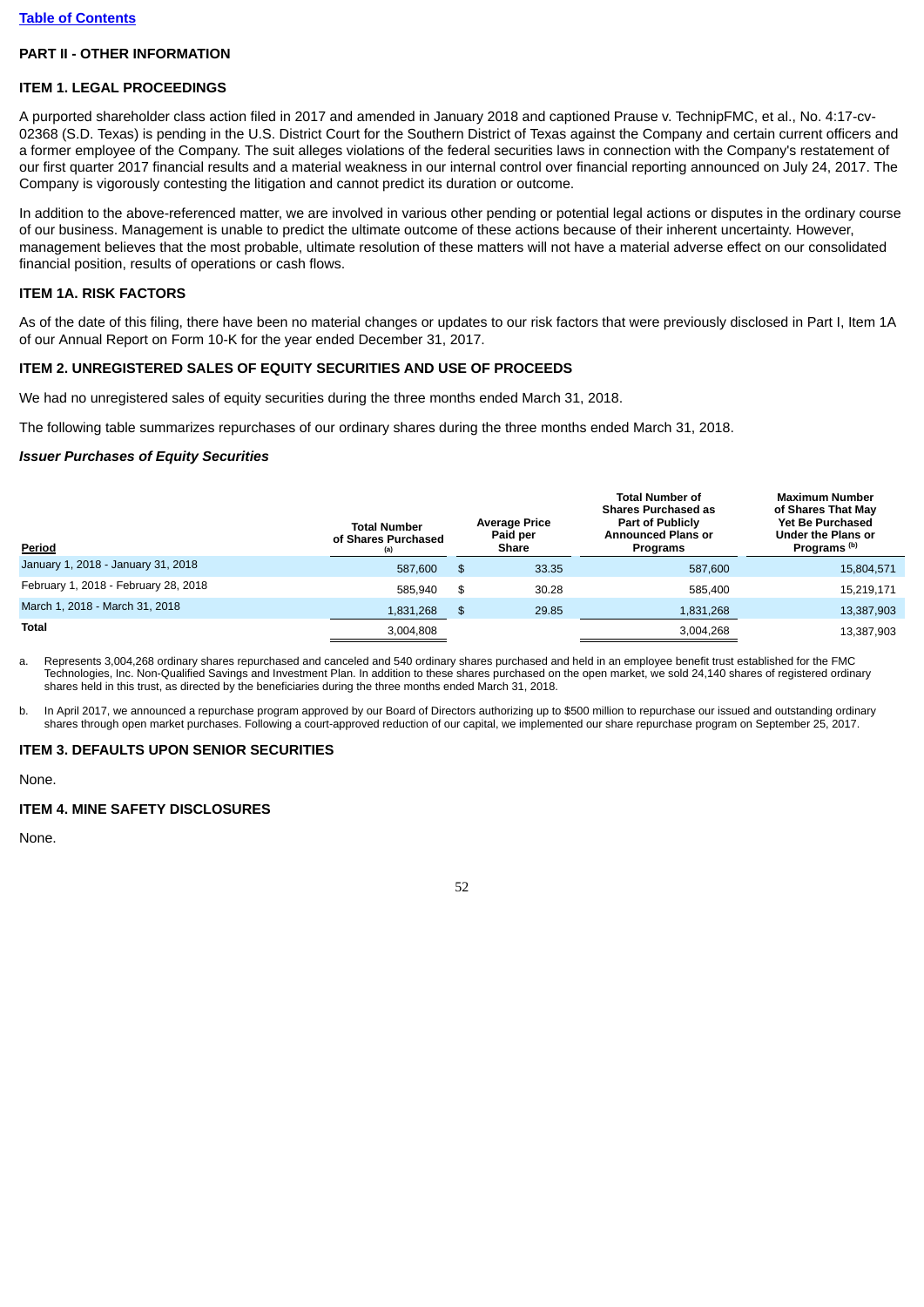[Table of Contents](#)

## PART II - OTHER INFORMATION

### ITEM 1. LEGAL PROCEEDINGS

A purported shareholder class action filed in 2017 and amended in January 2018 and captioned Prause v. TechnipFMC, et al., No. 4:17-cv-02368 (S.D. Texas) is pending in the U.S. District Court for the Southern District of Texas against the Company and certain current officers and a former employee of the Company. The suit alleges violations of the federal securities laws in connection with the Company's restatement of our first quarter 2017 financial results and a material weakness in our internal control over financial reporting announced on July 24, 2017. The Company is vigorously contesting the litigation and cannot predict its duration or outcome.

In addition to the above-referenced matter, we are involved in various other pending or potential legal actions or disputes in the ordinary course of our business. Management is unable to predict the ultimate outcome of these actions because of their inherent uncertainty. However, management believes that the most probable, ultimate resolution of these matters will not have a material adverse effect on our consolidated financial position, results of operations or cash flows.

### ITEM 1A. RISK FACTORS

As of the date of this filing, there have been no material changes or updates to our risk factors that were previously disclosed in Part I, Item 1A of our Annual Report on Form 10-K for the year ended December 31, 2017.

### ITEM 2. UNREGISTERED SALES OF EQUITY SECURITIES AND USE OF PROCEEDS

We had no unregistered sales of equity securities during the three months ended March 31, 2018.

The following table summarizes repurchases of our ordinary shares during the three months ended March 31, 2018.

***Issuer Purchases of Equity Securities***

| Period | Total Number of Shares Purchased [(a)] | Average Price Paid per Share | Total Number of Shares Purchased as Part of Publicly Announced Plans or Programs | Maximum Number of Shares That May Yet Be Purchased Under the Plans or Programs [(b)] |
|---|---|---|---|---|
| January 1, 2018 - January 31, 2018 | 587,600 | $ 33.35 | 587,600 | 15,804,571 |
| February 1, 2018 - February 28, 2018 | 585,940 | $ 30.28 | 585,400 | 15,219,171 |
| March 1, 2018 - March 31, 2018 | 1,831,268 | $ 29.85 | 1,831,268 | 13,387,903 |
| **Total** | 3,004,808 | | 3,004,268 | 13,387,903 |

a. Represents 3,004,268 ordinary shares repurchased and canceled and 540 ordinary shares purchased and held in an employee benefit trust established for the FMC Technologies, Inc. Non-Qualified Savings and Investment Plan. In addition to these shares purchased on the open market, we sold 24,140 shares of registered ordinary shares held in this trust, as directed by the beneficiaries during the three months ended March 31, 2018.

b. In April 2017, we announced a repurchase program approved by our Board of Directors authorizing up to $500 million to repurchase our issued and outstanding ordinary shares through open market purchases. Following a court-approved reduction of our capital, we implemented our share repurchase program on September 25, 2017.

### ITEM 3. DEFAULTS UPON SENIOR SECURITIES

None.

### ITEM 4. MINE SAFETY DISCLOSURES

None.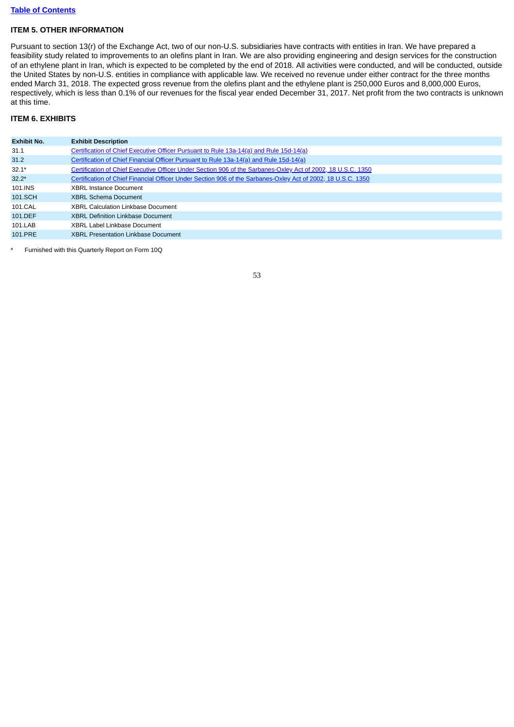## ITEM 5. OTHER INFORMATION

Pursuant to section 13(r) of the Exchange Act, two of our non-U.S. subsidiaries have contracts with entities in Iran. We have prepared a feasibility study related to improvements to an olefins plant in Iran. We are also providing engineering and design services for the construction of an ethylene plant in Iran, which is expected to be completed by the end of 2018. All activities were conducted, and will be conducted, outside the United States by non-U.S. entities in compliance with applicable law. We received no revenue under either contract for the three months ended March 31, 2018. The expected gross revenue from the olefins plant and the ethylene plant is 250,000 Euros and 8,000,000 Euros, respectively, which is less than 0.1% of our revenues for the fiscal year ended December 31, 2017. Net profit from the two contracts is unknown at this time.

## ITEM 6. EXHIBITS

| Exhibit No. | Exhibit Description |
|---|---|
| 31.1 | Certification of Chief Executive Officer Pursuant to Rule 13a-14(a) and Rule 15d-14(a) |
| 31.2 | Certification of Chief Financial Officer Pursuant to Rule 13a-14(a) and Rule 15d-14(a) |
| 32.1* | Certification of Chief Executive Officer Under Section 906 of the Sarbanes-Oxley Act of 2002, 18 U.S.C. 1350 |
| 32.2* | Certification of Chief Financial Officer Under Section 906 of the Sarbanes-Oxley Act of 2002, 18 U.S.C. 1350 |
| 101.INS | XBRL Instance Document |
| 101.SCH | XBRL Schema Document |
| 101.CAL | XBRL Calculation Linkbase Document |
| 101.DEF | XBRL Definition Linkbase Document |
| 101.LAB | XBRL Label Linkbase Document |
| 101.PRE | XBRL Presentation Linkbase Document |

\* Furnished with this Quarterly Report on Form 10Q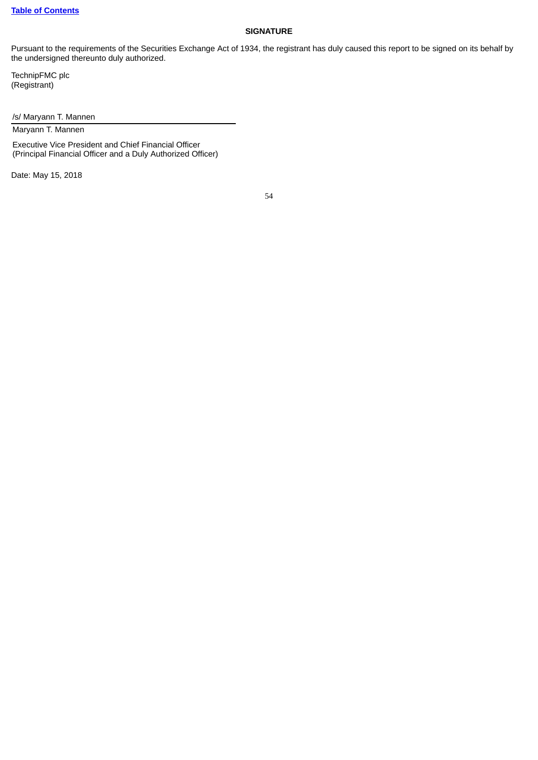[Table of Contents]

## SIGNATURE

Pursuant to the requirements of the Securities Exchange Act of 1934, the registrant has duly caused this report to be signed on its behalf by the undersigned thereunto duly authorized.

TechnipFMC plc
(Registrant)

/s/ Maryann T. Mannen

Maryann T. Mannen

Executive Vice President and Chief Financial Officer
(Principal Financial Officer and a Duly Authorized Officer)

Date: May 15, 2018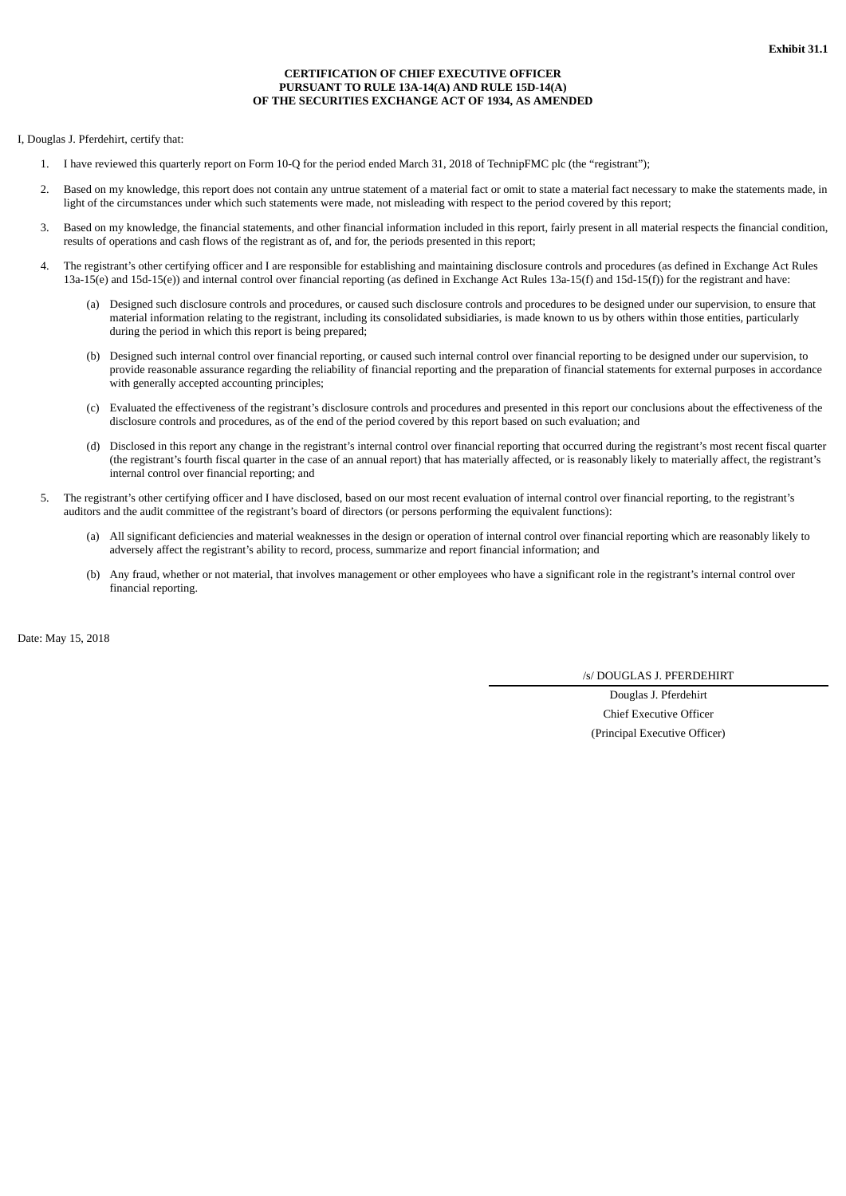**Exhibit 31.1**

**CERTIFICATION OF CHIEF EXECUTIVE OFFICER PURSUANT TO RULE 13A-14(A) AND RULE 15D-14(A) OF THE SECURITIES EXCHANGE ACT OF 1934, AS AMENDED**

I, Douglas J. Pferdehirt, certify that:

1. I have reviewed this quarterly report on Form 10-Q for the period ended March 31, 2018 of TechnipFMC plc (the "registrant");

2. Based on my knowledge, this report does not contain any untrue statement of a material fact or omit to state a material fact necessary to make the statements made, in light of the circumstances under which such statements were made, not misleading with respect to the period covered by this report;

3. Based on my knowledge, the financial statements, and other financial information included in this report, fairly present in all material respects the financial condition, results of operations and cash flows of the registrant as of, and for, the periods presented in this report;

4. The registrant's other certifying officer and I are responsible for establishing and maintaining disclosure controls and procedures (as defined in Exchange Act Rules 13a-15(e) and 15d-15(e)) and internal control over financial reporting (as defined in Exchange Act Rules 13a-15(f) and 15d-15(f)) for the registrant and have:

   (a) Designed such disclosure controls and procedures, or caused such disclosure controls and procedures to be designed under our supervision, to ensure that material information relating to the registrant, including its consolidated subsidiaries, is made known to us by others within those entities, particularly during the period in which this report is being prepared;

   (b) Designed such internal control over financial reporting, or caused such internal control over financial reporting to be designed under our supervision, to provide reasonable assurance regarding the reliability of financial reporting and the preparation of financial statements for external purposes in accordance with generally accepted accounting principles;

   (c) Evaluated the effectiveness of the registrant's disclosure controls and procedures and presented in this report our conclusions about the effectiveness of the disclosure controls and procedures, as of the end of the period covered by this report based on such evaluation; and

   (d) Disclosed in this report any change in the registrant's internal control over financial reporting that occurred during the registrant's most recent fiscal quarter (the registrant's fourth fiscal quarter in the case of an annual report) that has materially affected, or is reasonably likely to materially affect, the registrant's internal control over financial reporting; and

5. The registrant's other certifying officer and I have disclosed, based on our most recent evaluation of internal control over financial reporting, to the registrant's auditors and the audit committee of the registrant's board of directors (or persons performing the equivalent functions):

   (a) All significant deficiencies and material weaknesses in the design or operation of internal control over financial reporting which are reasonably likely to adversely affect the registrant's ability to record, process, summarize and report financial information; and

   (b) Any fraud, whether or not material, that involves management or other employees who have a significant role in the registrant's internal control over financial reporting.

Date: May 15, 2018

/s/ DOUGLAS J. PFERDEHIRT

Douglas J. Pferdehirt
Chief Executive Officer
(Principal Executive Officer)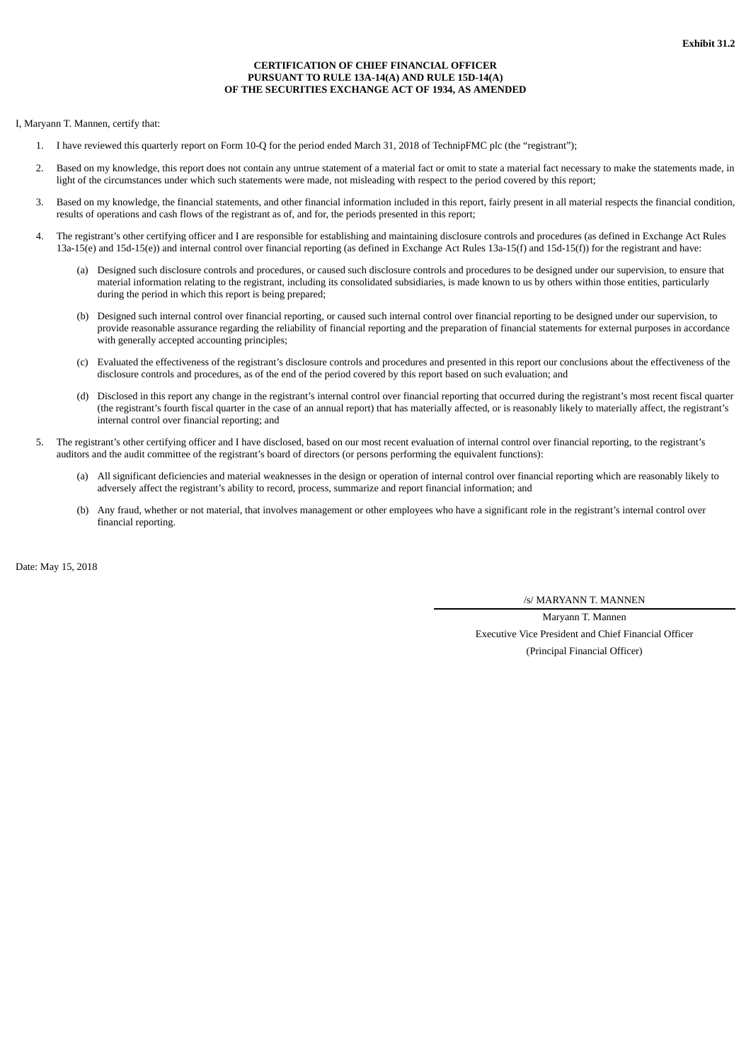**Exhibit 31.2**

**CERTIFICATION OF CHIEF FINANCIAL OFFICER**
**PURSUANT TO RULE 13A-14(A) AND RULE 15D-14(A)**
**OF THE SECURITIES EXCHANGE ACT OF 1934, AS AMENDED**

I, Maryann T. Mannen, certify that:

1. I have reviewed this quarterly report on Form 10-Q for the period ended March 31, 2018 of TechnipFMC plc (the "registrant");

2. Based on my knowledge, this report does not contain any untrue statement of a material fact or omit to state a material fact necessary to make the statements made, in light of the circumstances under which such statements were made, not misleading with respect to the period covered by this report;

3. Based on my knowledge, the financial statements, and other financial information included in this report, fairly present in all material respects the financial condition, results of operations and cash flows of the registrant as of, and for, the periods presented in this report;

4. The registrant's other certifying officer and I are responsible for establishing and maintaining disclosure controls and procedures (as defined in Exchange Act Rules 13a-15(e) and 15d-15(e)) and internal control over financial reporting (as defined in Exchange Act Rules 13a-15(f) and 15d-15(f)) for the registrant and have:

   (a) Designed such disclosure controls and procedures, or caused such disclosure controls and procedures to be designed under our supervision, to ensure that material information relating to the registrant, including its consolidated subsidiaries, is made known to us by others within those entities, particularly during the period in which this report is being prepared;

   (b) Designed such internal control over financial reporting, or caused such internal control over financial reporting to be designed under our supervision, to provide reasonable assurance regarding the reliability of financial reporting and the preparation of financial statements for external purposes in accordance with generally accepted accounting principles;

   (c) Evaluated the effectiveness of the registrant's disclosure controls and procedures and presented in this report our conclusions about the effectiveness of the disclosure controls and procedures, as of the end of the period covered by this report based on such evaluation; and

   (d) Disclosed in this report any change in the registrant's internal control over financial reporting that occurred during the registrant's most recent fiscal quarter (the registrant's fourth fiscal quarter in the case of an annual report) that has materially affected, or is reasonably likely to materially affect, the registrant's internal control over financial reporting; and

5. The registrant's other certifying officer and I have disclosed, based on our most recent evaluation of internal control over financial reporting, to the registrant's auditors and the audit committee of the registrant's board of directors (or persons performing the equivalent functions):

   (a) All significant deficiencies and material weaknesses in the design or operation of internal control over financial reporting which are reasonably likely to adversely affect the registrant's ability to record, process, summarize and report financial information; and

   (b) Any fraud, whether or not material, that involves management or other employees who have a significant role in the registrant's internal control over financial reporting.

Date: May 15, 2018

/s/ MARYANN T. MANNEN

Maryann T. Mannen
Executive Vice President and Chief Financial Officer
(Principal Financial Officer)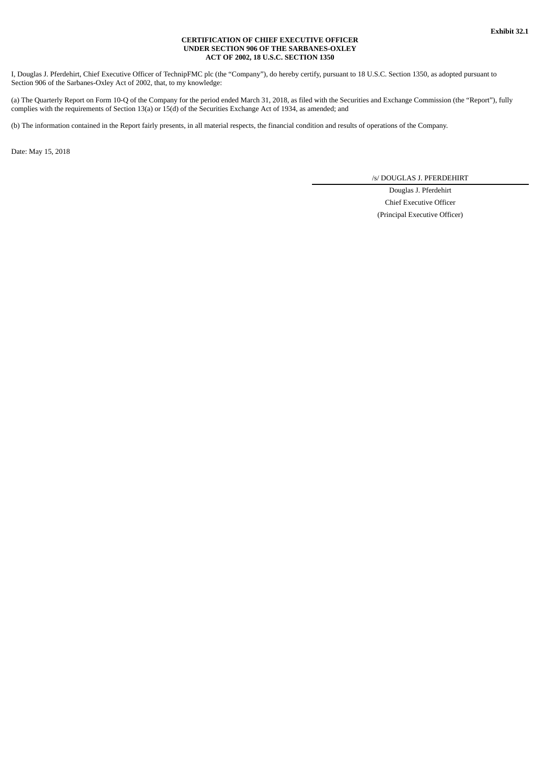**Exhibit 32.1**

**CERTIFICATION OF CHIEF EXECUTIVE OFFICER
UNDER SECTION 906 OF THE SARBANES-OXLEY
ACT OF 2002, 18 U.S.C. SECTION 1350**

I, Douglas J. Pferdehirt, Chief Executive Officer of TechnipFMC plc (the "Company"), do hereby certify, pursuant to 18 U.S.C. Section 1350, as adopted pursuant to Section 906 of the Sarbanes-Oxley Act of 2002, that, to my knowledge:

(a) The Quarterly Report on Form 10-Q of the Company for the period ended March 31, 2018, as filed with the Securities and Exchange Commission (the "Report"), fully complies with the requirements of Section 13(a) or 15(d) of the Securities Exchange Act of 1934, as amended; and

(b) The information contained in the Report fairly presents, in all material respects, the financial condition and results of operations of the Company.

Date: May 15, 2018

/s/ DOUGLAS J. PFERDEHIRT

Douglas J. Pferdehirt

Chief Executive Officer

(Principal Executive Officer)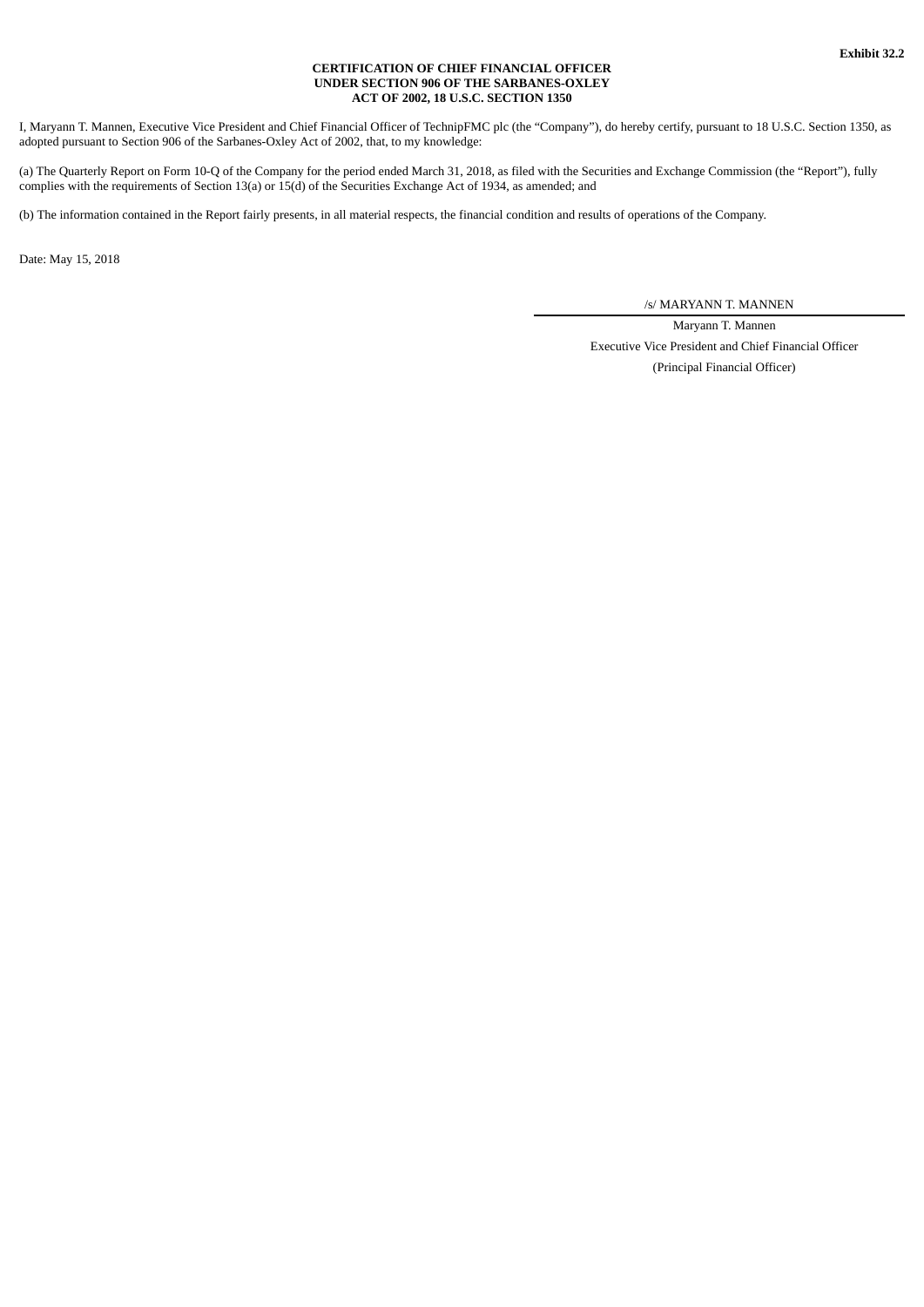**Exhibit 32.2**

**CERTIFICATION OF CHIEF FINANCIAL OFFICER**
**UNDER SECTION 906 OF THE SARBANES-OXLEY**
**ACT OF 2002, 18 U.S.C. SECTION 1350**

I, Maryann T. Mannen, Executive Vice President and Chief Financial Officer of TechnipFMC plc (the “Company”), do hereby certify, pursuant to 18 U.S.C. Section 1350, as adopted pursuant to Section 906 of the Sarbanes-Oxley Act of 2002, that, to my knowledge:

(a) The Quarterly Report on Form 10-Q of the Company for the period ended March 31, 2018, as filed with the Securities and Exchange Commission (the “Report”), fully complies with the requirements of Section 13(a) or 15(d) of the Securities Exchange Act of 1934, as amended; and

(b) The information contained in the Report fairly presents, in all material respects, the financial condition and results of operations of the Company.

Date: May 15, 2018

/s/ MARYANN T. MANNEN

Maryann T. Mannen
Executive Vice President and Chief Financial Officer
(Principal Financial Officer)